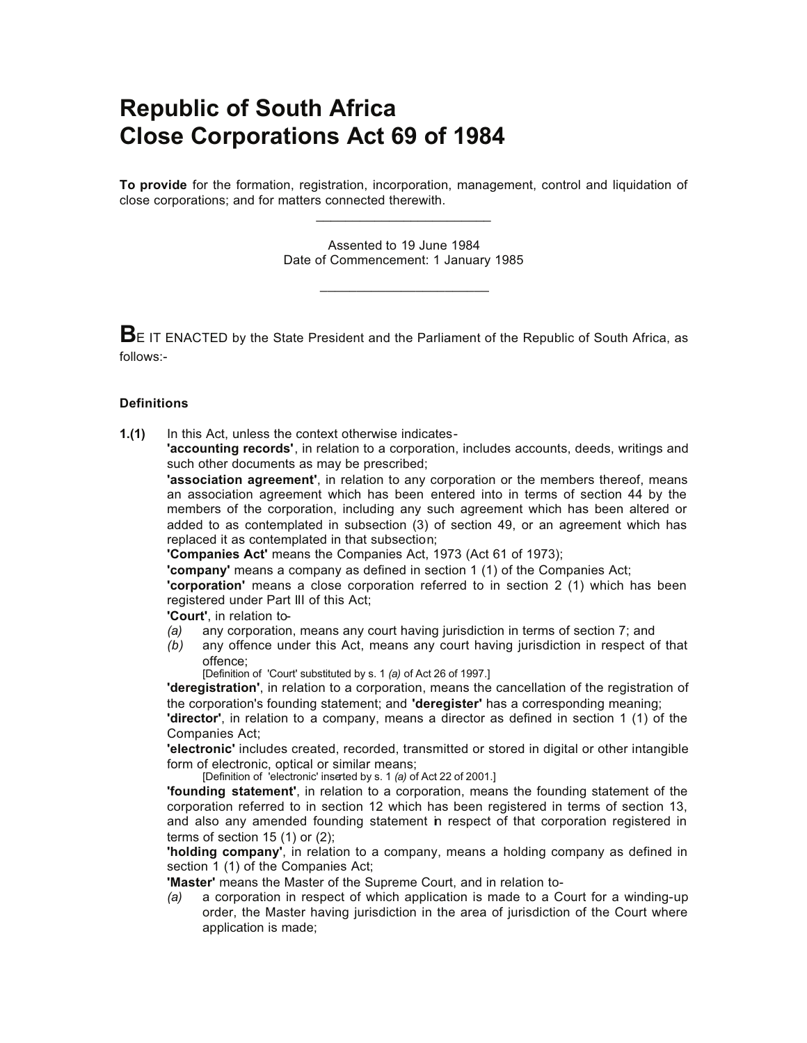# Republic of South Africa
# Close Corporations Act 69 of 1984

**To provide** for the formation, registration, incorporation, management, control and liquidation of close corporations; and for matters connected therewith.

---

Assented to 19 June 1984
Date of Commencement: 1 January 1985

---

**B**E IT ENACTED by the State President and the Parliament of the Republic of South Africa, as follows:-

#### Definitions

**1.(1)** In this Act, unless the context otherwise indicates-

**'accounting records'**, in relation to a corporation, includes accounts, deeds, writings and such other documents as may be prescribed;

**'association agreement'**, in relation to any corporation or the members thereof, means an association agreement which has been entered into in terms of section 44 by the members of the corporation, including any such agreement which has been altered or added to as contemplated in subsection (3) of section 49, or an agreement which has replaced it as contemplated in that subsection;

**'Companies Act'** means the Companies Act, 1973 (Act 61 of 1973);

**'company'** means a company as defined in section 1 (1) of the Companies Act;

**'corporation'** means a close corporation referred to in section 2 (1) which has been registered under Part III of this Act;

**'Court'**, in relation to-

*(a)* any corporation, means any court having jurisdiction in terms of section 7; and

*(b)* any offence under this Act, means any court having jurisdiction in respect of that offence;

[Definition of 'Court' substituted by s. 1 *(a)* of Act 26 of 1997.]

**'deregistration'**, in relation to a corporation, means the cancellation of the registration of the corporation's founding statement; and **'deregister'** has a corresponding meaning;

**'director'**, in relation to a company, means a director as defined in section 1 (1) of the Companies Act;

**'electronic'** includes created, recorded, transmitted or stored in digital or other intangible form of electronic, optical or similar means;

[Definition of 'electronic' inserted by s. 1 *(a)* of Act 22 of 2001.]

**'founding statement'**, in relation to a corporation, means the founding statement of the corporation referred to in section 12 which has been registered in terms of section 13, and also any amended founding statement in respect of that corporation registered in terms of section 15 (1) or (2);

**'holding company'**, in relation to a company, means a holding company as defined in section 1 (1) of the Companies Act;

**'Master'** means the Master of the Supreme Court, and in relation to-

*(a)* a corporation in respect of which application is made to a Court for a winding-up order, the Master having jurisdiction in the area of jurisdiction of the Court where application is made;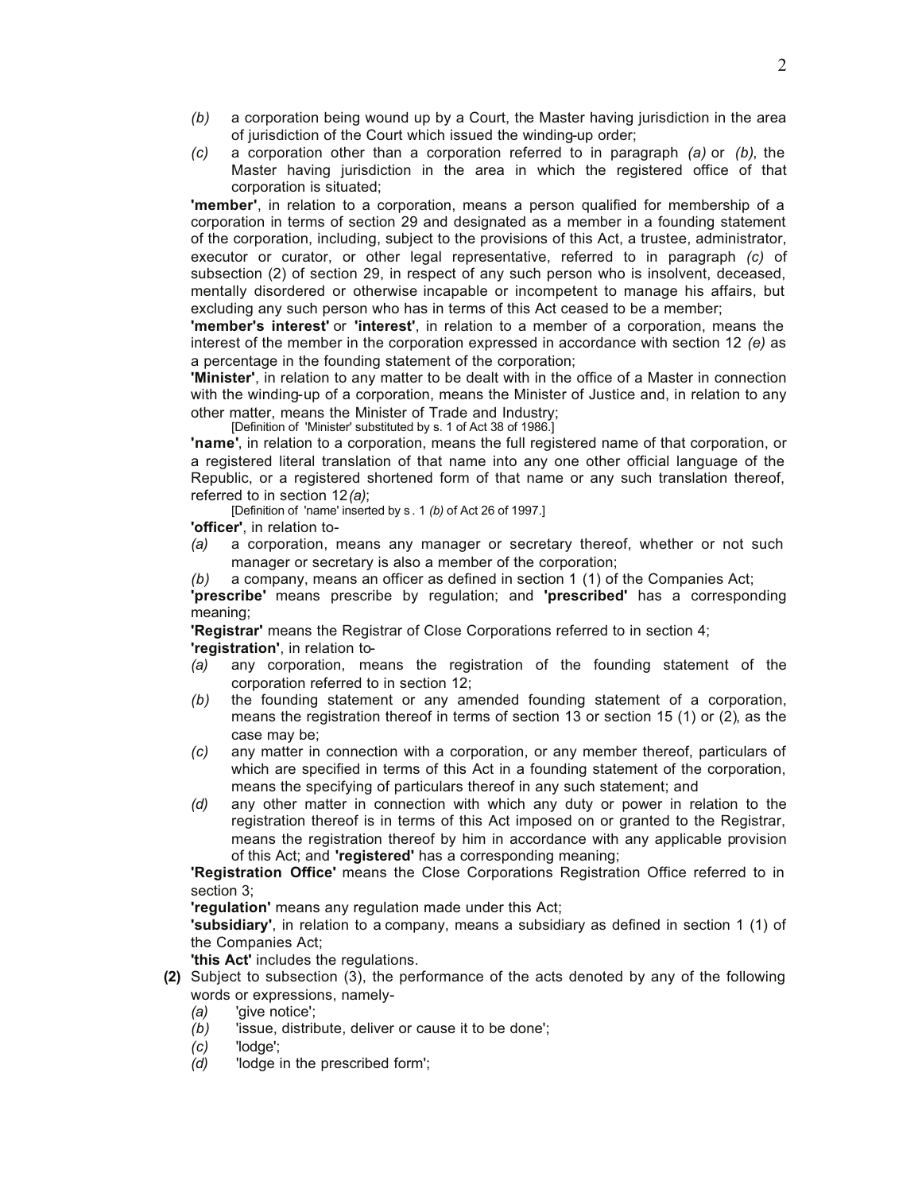*(b)* a corporation being wound up by a Court, the Master having jurisdiction in the area of jurisdiction of the Court which issued the winding-up order;

*(c)* a corporation other than a corporation referred to in paragraph *(a)* or *(b)*, the Master having jurisdiction in the area in which the registered office of that corporation is situated;

**'member'**, in relation to a corporation, means a person qualified for membership of a corporation in terms of section 29 and designated as a member in a founding statement of the corporation, including, subject to the provisions of this Act, a trustee, administrator, executor or curator, or other legal representative, referred to in paragraph *(c)* of subsection (2) of section 29, in respect of any such person who is insolvent, deceased, mentally disordered or otherwise incapable or incompetent to manage his affairs, but excluding any such person who has in terms of this Act ceased to be a member;

**'member's interest'** or **'interest'**, in relation to a member of a corporation, means the interest of the member in the corporation expressed in accordance with section 12 *(e)* as a percentage in the founding statement of the corporation;

**'Minister'**, in relation to any matter to be dealt with in the office of a Master in connection with the winding-up of a corporation, means the Minister of Justice and, in relation to any other matter, means the Minister of Trade and Industry;

[Definition of 'Minister' substituted by s. 1 of Act 38 of 1986.]

**'name'**, in relation to a corporation, means the full registered name of that corporation, or a registered literal translation of that name into any one other official language of the Republic, or a registered shortened form of that name or any such translation thereof, referred to in section 12*(a)*;

[Definition of 'name' inserted by s. 1 *(b)* of Act 26 of 1997.]

**'officer'**, in relation to-

*(a)* a corporation, means any manager or secretary thereof, whether or not such manager or secretary is also a member of the corporation;

*(b)* a company, means an officer as defined in section 1 (1) of the Companies Act;

**'prescribe'** means prescribe by regulation; and **'prescribed'** has a corresponding meaning;

**'Registrar'** means the Registrar of Close Corporations referred to in section 4;

**'registration'**, in relation to-

*(a)* any corporation, means the registration of the founding statement of the corporation referred to in section 12;

*(b)* the founding statement or any amended founding statement of a corporation, means the registration thereof in terms of section 13 or section 15 (1) or (2), as the case may be;

*(c)* any matter in connection with a corporation, or any member thereof, particulars of which are specified in terms of this Act in a founding statement of the corporation, means the specifying of particulars thereof in any such statement; and

*(d)* any other matter in connection with which any duty or power in relation to the registration thereof is in terms of this Act imposed on or granted to the Registrar, means the registration thereof by him in accordance with any applicable provision of this Act; and **'registered'** has a corresponding meaning;

**'Registration Office'** means the Close Corporations Registration Office referred to in section 3;

**'regulation'** means any regulation made under this Act;

**'subsidiary'**, in relation to a company, means a subsidiary as defined in section 1 (1) of the Companies Act;

**'this Act'** includes the regulations.

**(2)** Subject to subsection (3), the performance of the acts denoted by any of the following words or expressions, namely-

*(a)* 'give notice';

*(b)* 'issue, distribute, deliver or cause it to be done';

*(c)* 'lodge';

*(d)* 'lodge in the prescribed form';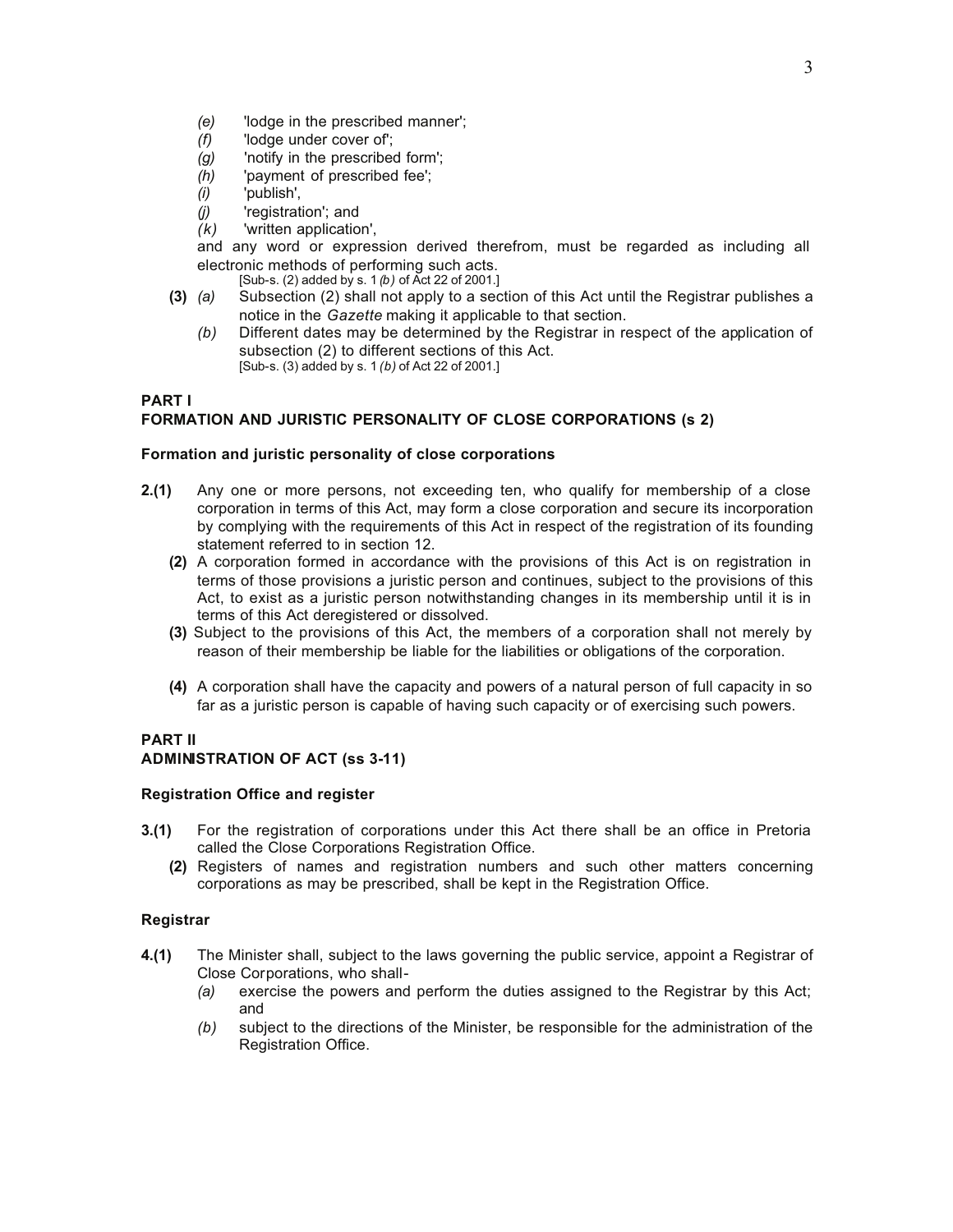- *(e)* 'lodge in the prescribed manner';
- *(f)* 'lodge under cover of';
- *(g)* 'notify in the prescribed form';
- *(h)* 'payment of prescribed fee';
- *(i)* 'publish',
- *(j)* 'registration'; and
- *(k)* 'written application',

and any word or expression derived therefrom, must be regarded as including all electronic methods of performing such acts.
[Sub-s. (2) added by s. 1 *(b)* of Act 22 of 2001.]

**(3)** *(a)* Subsection (2) shall not apply to a section of this Act until the Registrar publishes a notice in the *Gazette* making it applicable to that section.

*(b)* Different dates may be determined by the Registrar in respect of the application of subsection (2) to different sections of this Act.
[Sub-s. (3) added by s. 1 *(b)* of Act 22 of 2001.]

## PART I
## FORMATION AND JURISTIC PERSONALITY OF CLOSE CORPORATIONS (s 2)

### Formation and juristic personality of close corporations

**2.(1)** Any one or more persons, not exceeding ten, who qualify for membership of a close corporation in terms of this Act, may form a close corporation and secure its incorporation by complying with the requirements of this Act in respect of the registration of its founding statement referred to in section 12.

**(2)** A corporation formed in accordance with the provisions of this Act is on registration in terms of those provisions a juristic person and continues, subject to the provisions of this Act, to exist as a juristic person notwithstanding changes in its membership until it is in terms of this Act deregistered or dissolved.

**(3)** Subject to the provisions of this Act, the members of a corporation shall not merely by reason of their membership be liable for the liabilities or obligations of the corporation.

**(4)** A corporation shall have the capacity and powers of a natural person of full capacity in so far as a juristic person is capable of having such capacity or of exercising such powers.

## PART II
## ADMINISTRATION OF ACT (ss 3-11)

### Registration Office and register

**3.(1)** For the registration of corporations under this Act there shall be an office in Pretoria called the Close Corporations Registration Office.

**(2)** Registers of names and registration numbers and such other matters concerning corporations as may be prescribed, shall be kept in the Registration Office.

### Registrar

**4.(1)** The Minister shall, subject to the laws governing the public service, appoint a Registrar of Close Corporations, who shall-

*(a)* exercise the powers and perform the duties assigned to the Registrar by this Act; and

*(b)* subject to the directions of the Minister, be responsible for the administration of the Registration Office.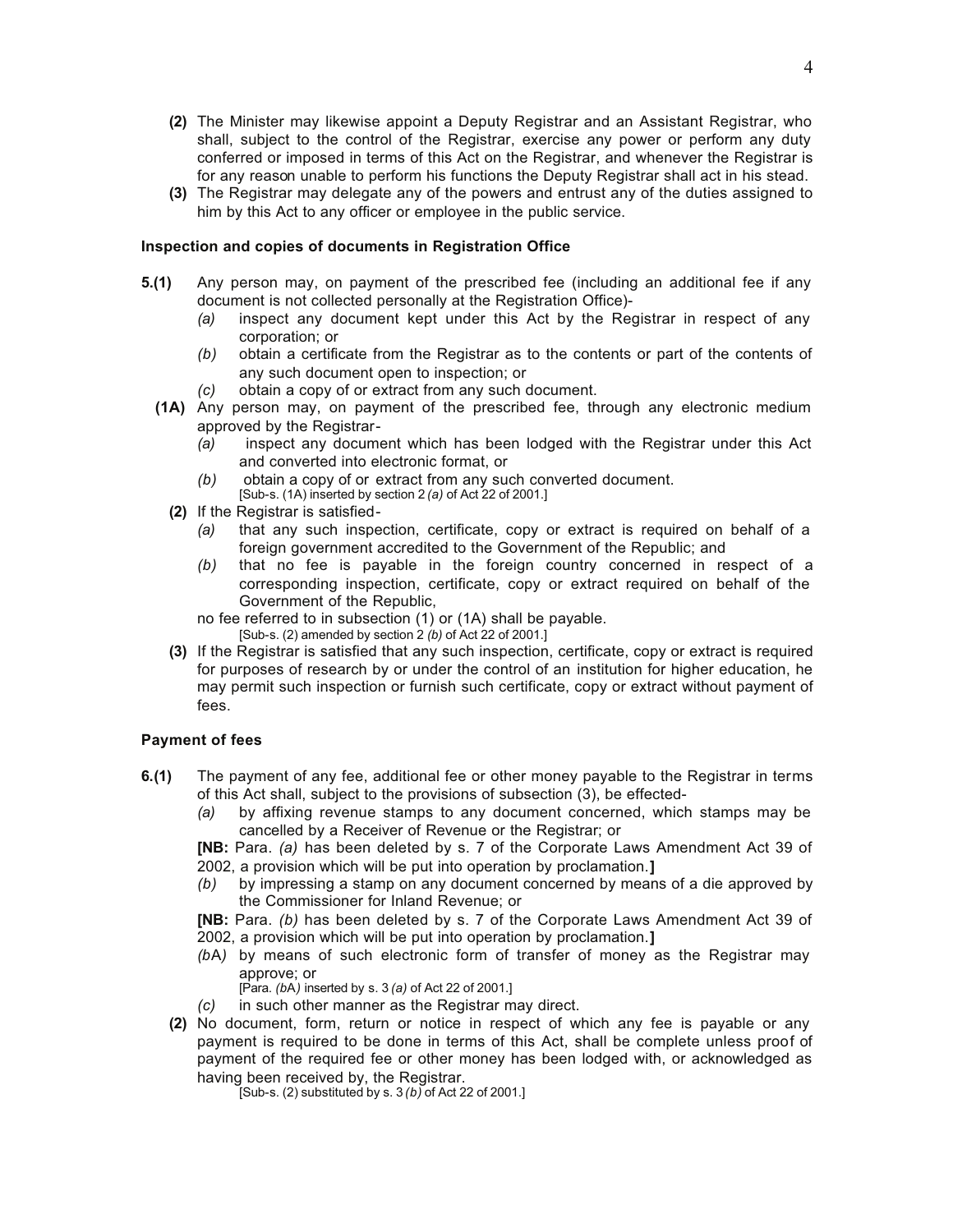**(2)** The Minister may likewise appoint a Deputy Registrar and an Assistant Registrar, who shall, subject to the control of the Registrar, exercise any power or perform any duty conferred or imposed in terms of this Act on the Registrar, and whenever the Registrar is for any reason unable to perform his functions the Deputy Registrar shall act in his stead.

**(3)** The Registrar may delegate any of the powers and entrust any of the duties assigned to him by this Act to any officer or employee in the public service.

#### Inspection and copies of documents in Registration Office

**5.(1)** Any person may, on payment of the prescribed fee (including an additional fee if any document is not collected personally at the Registration Office)-

*(a)* inspect any document kept under this Act by the Registrar in respect of any corporation; or

*(b)* obtain a certificate from the Registrar as to the contents or part of the contents of any such document open to inspection; or

*(c)* obtain a copy of or extract from any such document.

**(1A)** Any person may, on payment of the prescribed fee, through any electronic medium approved by the Registrar-

*(a)* inspect any document which has been lodged with the Registrar under this Act and converted into electronic format, or

*(b)* obtain a copy of or extract from any such converted document.

[Sub-s. (1A) inserted by section 2 *(a)* of Act 22 of 2001.]

**(2)** If the Registrar is satisfied-

*(a)* that any such inspection, certificate, copy or extract is required on behalf of a foreign government accredited to the Government of the Republic; and

*(b)* that no fee is payable in the foreign country concerned in respect of a corresponding inspection, certificate, copy or extract required on behalf of the Government of the Republic,

no fee referred to in subsection (1) or (1A) shall be payable.

[Sub-s. (2) amended by section 2 *(b)* of Act 22 of 2001.]

**(3)** If the Registrar is satisfied that any such inspection, certificate, copy or extract is required for purposes of research by or under the control of an institution for higher education, he may permit such inspection or furnish such certificate, copy or extract without payment of fees.

#### Payment of fees

**6.(1)** The payment of any fee, additional fee or other money payable to the Registrar in terms of this Act shall, subject to the provisions of subsection (3), be effected-

*(a)* by affixing revenue stamps to any document concerned, which stamps may be cancelled by a Receiver of Revenue or the Registrar; or

**[NB:** Para. *(a)* has been deleted by s. 7 of the Corporate Laws Amendment Act 39 of 2002, a provision which will be put into operation by proclamation.**]**

*(b)* by impressing a stamp on any document concerned by means of a die approved by the Commissioner for Inland Revenue; or

**[NB:** Para. *(b)* has been deleted by s. 7 of the Corporate Laws Amendment Act 39 of 2002, a provision which will be put into operation by proclamation.**]**

*(bA)* by means of such electronic form of transfer of money as the Registrar may approve; or

[Para. *(bA)* inserted by s. 3 *(a)* of Act 22 of 2001.]

*(c)* in such other manner as the Registrar may direct.

**(2)** No document, form, return or notice in respect of which any fee is payable or any payment is required to be done in terms of this Act, shall be complete unless proof of payment of the required fee or other money has been lodged with, or acknowledged as having been received by, the Registrar.

[Sub-s. (2) substituted by s. 3 *(b)* of Act 22 of 2001.]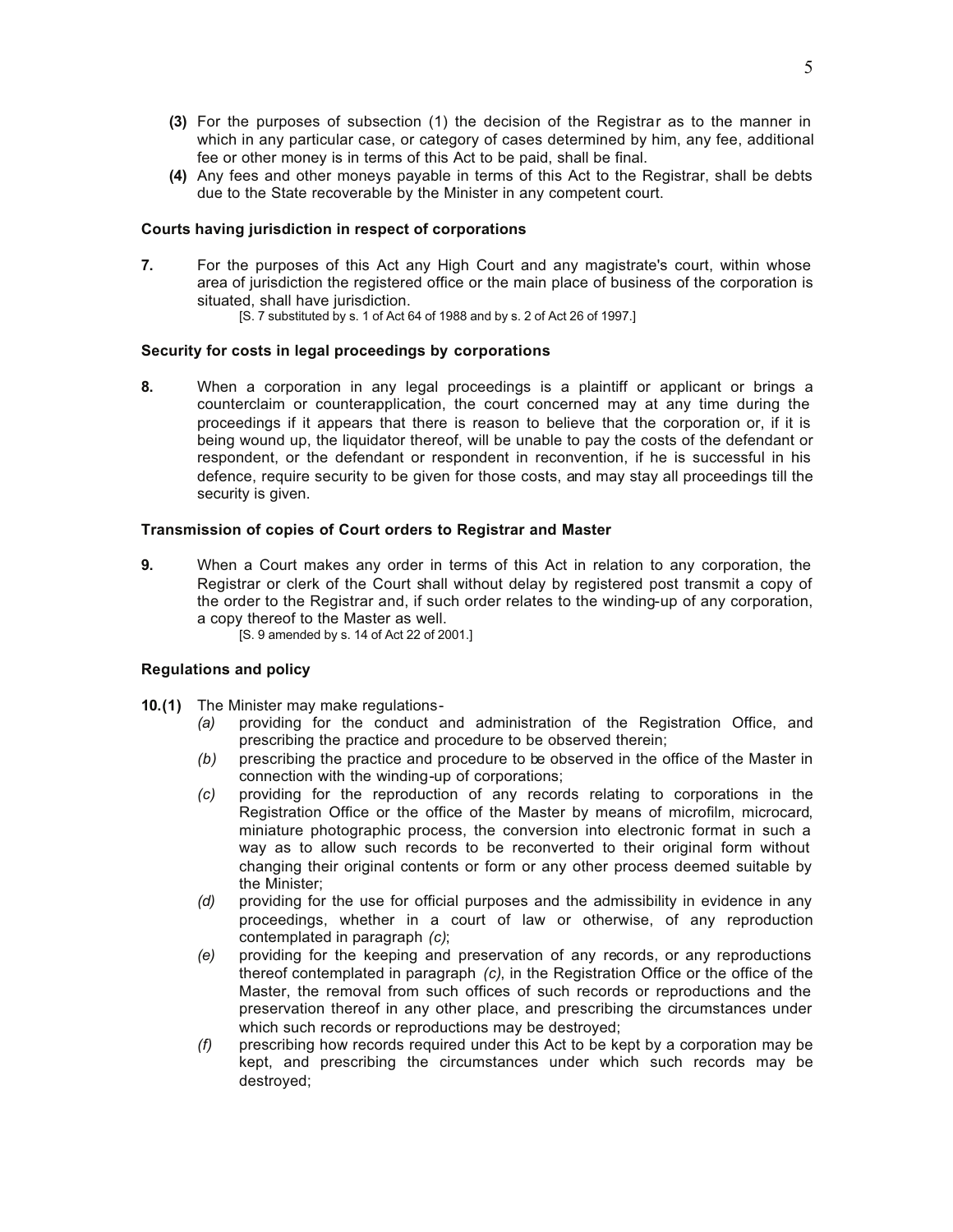**(3)** For the purposes of subsection (1) the decision of the Registrar as to the manner in which in any particular case, or category of cases determined by him, any fee, additional fee or other money is in terms of this Act to be paid, shall be final.

**(4)** Any fees and other moneys payable in terms of this Act to the Registrar, shall be debts due to the State recoverable by the Minister in any competent court.

#### Courts having jurisdiction in respect of corporations

**7.** For the purposes of this Act any High Court and any magistrate's court, within whose area of jurisdiction the registered office or the main place of business of the corporation is situated, shall have jurisdiction.

[S. 7 substituted by s. 1 of Act 64 of 1988 and by s. 2 of Act 26 of 1997.]

#### Security for costs in legal proceedings by corporations

**8.** When a corporation in any legal proceedings is a plaintiff or applicant or brings a counterclaim or counterapplication, the court concerned may at any time during the proceedings if it appears that there is reason to believe that the corporation or, if it is being wound up, the liquidator thereof, will be unable to pay the costs of the defendant or respondent, or the defendant or respondent in reconvention, if he is successful in his defence, require security to be given for those costs, and may stay all proceedings till the security is given.

#### Transmission of copies of Court orders to Registrar and Master

**9.** When a Court makes any order in terms of this Act in relation to any corporation, the Registrar or clerk of the Court shall without delay by registered post transmit a copy of the order to the Registrar and, if such order relates to the winding-up of any corporation, a copy thereof to the Master as well.

[S. 9 amended by s. 14 of Act 22 of 2001.]

#### Regulations and policy

**10.(1)** The Minister may make regulations-

*(a)* providing for the conduct and administration of the Registration Office, and prescribing the practice and procedure to be observed therein;

*(b)* prescribing the practice and procedure to be observed in the office of the Master in connection with the winding-up of corporations;

*(c)* providing for the reproduction of any records relating to corporations in the Registration Office or the office of the Master by means of microfilm, microcard, miniature photographic process, the conversion into electronic format in such a way as to allow such records to be reconverted to their original form without changing their original contents or form or any other process deemed suitable by the Minister;

*(d)* providing for the use for official purposes and the admissibility in evidence in any proceedings, whether in a court of law or otherwise, of any reproduction contemplated in paragraph *(c)*;

*(e)* providing for the keeping and preservation of any records, or any reproductions thereof contemplated in paragraph *(c)*, in the Registration Office or the office of the Master, the removal from such offices of such records or reproductions and the preservation thereof in any other place, and prescribing the circumstances under which such records or reproductions may be destroyed;

*(f)* prescribing how records required under this Act to be kept by a corporation may be kept, and prescribing the circumstances under which such records may be destroyed;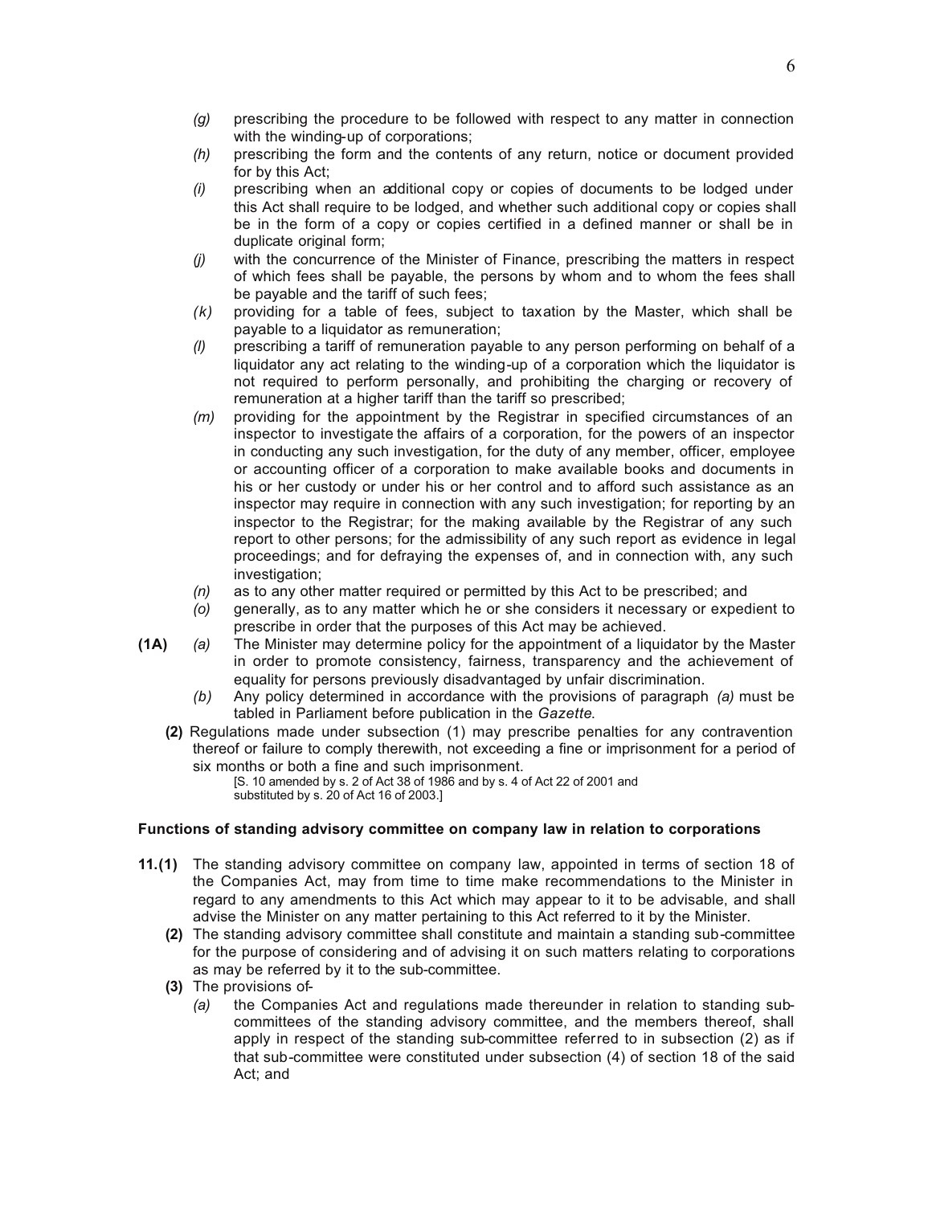*(g)* prescribing the procedure to be followed with respect to any matter in connection with the winding-up of corporations;

*(h)* prescribing the form and the contents of any return, notice or document provided for by this Act;

*(i)* prescribing when an additional copy or copies of documents to be lodged under this Act shall require to be lodged, and whether such additional copy or copies shall be in the form of a copy or copies certified in a defined manner or shall be in duplicate original form;

*(j)* with the concurrence of the Minister of Finance, prescribing the matters in respect of which fees shall be payable, the persons by whom and to whom the fees shall be payable and the tariff of such fees;

*(k)* providing for a table of fees, subject to taxation by the Master, which shall be payable to a liquidator as remuneration;

*(l)* prescribing a tariff of remuneration payable to any person performing on behalf of a liquidator any act relating to the winding-up of a corporation which the liquidator is not required to perform personally, and prohibiting the charging or recovery of remuneration at a higher tariff than the tariff so prescribed;

*(m)* providing for the appointment by the Registrar in specified circumstances of an inspector to investigate the affairs of a corporation, for the powers of an inspector in conducting any such investigation, for the duty of any member, officer, employee or accounting officer of a corporation to make available books and documents in his or her custody or under his or her control and to afford such assistance as an inspector may require in connection with any such investigation; for reporting by an inspector to the Registrar; for the making available by the Registrar of any such report to other persons; for the admissibility of any such report as evidence in legal proceedings; and for defraying the expenses of, and in connection with, any such investigation;

*(n)* as to any other matter required or permitted by this Act to be prescribed; and

*(o)* generally, as to any matter which he or she considers it necessary or expedient to prescribe in order that the purposes of this Act may be achieved.

**(1A)** *(a)* The Minister may determine policy for the appointment of a liquidator by the Master in order to promote consistency, fairness, transparency and the achievement of equality for persons previously disadvantaged by unfair discrimination.

*(b)* Any policy determined in accordance with the provisions of paragraph *(a)* must be tabled in Parliament before publication in the *Gazette*.

**(2)** Regulations made under subsection (1) may prescribe penalties for any contravention thereof or failure to comply therewith, not exceeding a fine or imprisonment for a period of six months or both a fine and such imprisonment.

[S. 10 amended by s. 2 of Act 38 of 1986 and by s. 4 of Act 22 of 2001 and substituted by s. 20 of Act 16 of 2003.]

### Functions of standing advisory committee on company law in relation to corporations

**11.(1)** The standing advisory committee on company law, appointed in terms of section 18 of the Companies Act, may from time to time make recommendations to the Minister in regard to any amendments to this Act which may appear to it to be advisable, and shall advise the Minister on any matter pertaining to this Act referred to it by the Minister.

**(2)** The standing advisory committee shall constitute and maintain a standing sub-committee for the purpose of considering and of advising it on such matters relating to corporations as may be referred by it to the sub-committee.

**(3)** The provisions of-

*(a)* the Companies Act and regulations made thereunder in relation to standing sub-committees of the standing advisory committee, and the members thereof, shall apply in respect of the standing sub-committee referred to in subsection (2) as if that sub-committee were constituted under subsection (4) of section 18 of the said Act; and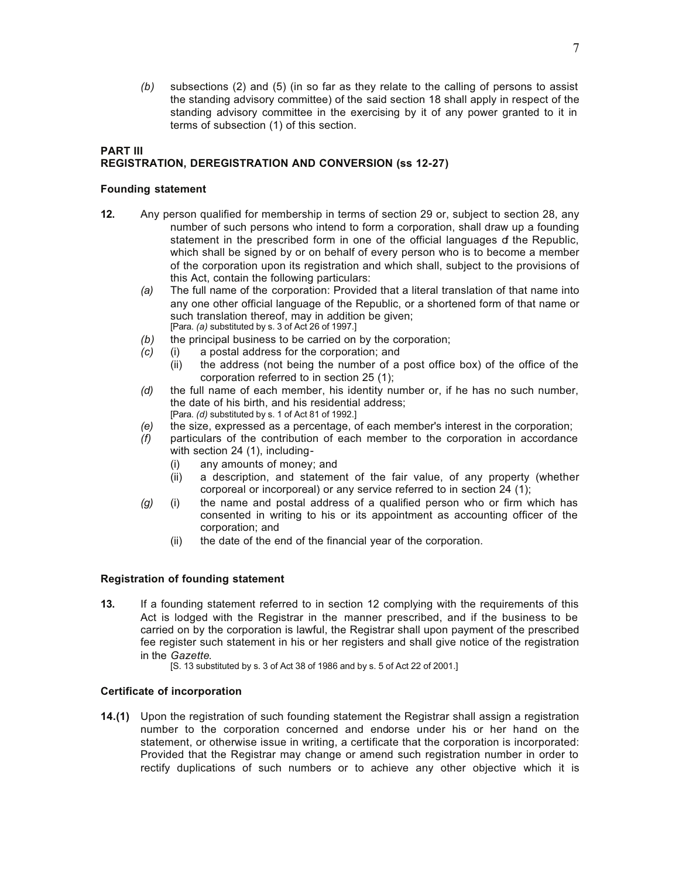*(b)* subsections (2) and (5) (in so far as they relate to the calling of persons to assist the standing advisory committee) of the said section 18 shall apply in respect of the standing advisory committee in the exercising by it of any power granted to it in terms of subsection (1) of this section.

## PART III
## REGISTRATION, DEREGISTRATION AND CONVERSION (ss 12-27)

### Founding statement

**12.** Any person qualified for membership in terms of section 29 or, subject to section 28, any number of such persons who intend to form a corporation, shall draw up a founding statement in the prescribed form in one of the official languages of the Republic, which shall be signed by or on behalf of every person who is to become a member of the corporation upon its registration and which shall, subject to the provisions of this Act, contain the following particulars:

*(a)* The full name of the corporation: Provided that a literal translation of that name into any one other official language of the Republic, or a shortened form of that name or such translation thereof, may in addition be given;
[Para. *(a)* substituted by s. 3 of Act 26 of 1997.]

*(b)* the principal business to be carried on by the corporation;

*(c)* (i) a postal address for the corporation; and
(ii) the address (not being the number of a post office box) of the office of the corporation referred to in section 25 (1);

*(d)* the full name of each member, his identity number or, if he has no such number, the date of his birth, and his residential address;
[Para. *(d)* substituted by s. 1 of Act 81 of 1992.]

*(e)* the size, expressed as a percentage, of each member's interest in the corporation;

*(f)* particulars of the contribution of each member to the corporation in accordance with section 24 (1), including-
(i) any amounts of money; and
(ii) a description, and statement of the fair value, of any property (whether corporeal or incorporeal) or any service referred to in section 24 (1);

*(g)* (i) the name and postal address of a qualified person who or firm which has consented in writing to his or its appointment as accounting officer of the corporation; and
(ii) the date of the end of the financial year of the corporation.

### Registration of founding statement

**13.** If a founding statement referred to in section 12 complying with the requirements of this Act is lodged with the Registrar in the manner prescribed, and if the business to be carried on by the corporation is lawful, the Registrar shall upon payment of the prescribed fee register such statement in his or her registers and shall give notice of the registration in the *Gazette*.
[S. 13 substituted by s. 3 of Act 38 of 1986 and by s. 5 of Act 22 of 2001.]

### Certificate of incorporation

**14.(1)** Upon the registration of such founding statement the Registrar shall assign a registration number to the corporation concerned and endorse under his or her hand on the statement, or otherwise issue in writing, a certificate that the corporation is incorporated: Provided that the Registrar may change or amend such registration number in order to rectify duplications of such numbers or to achieve any other objective which it is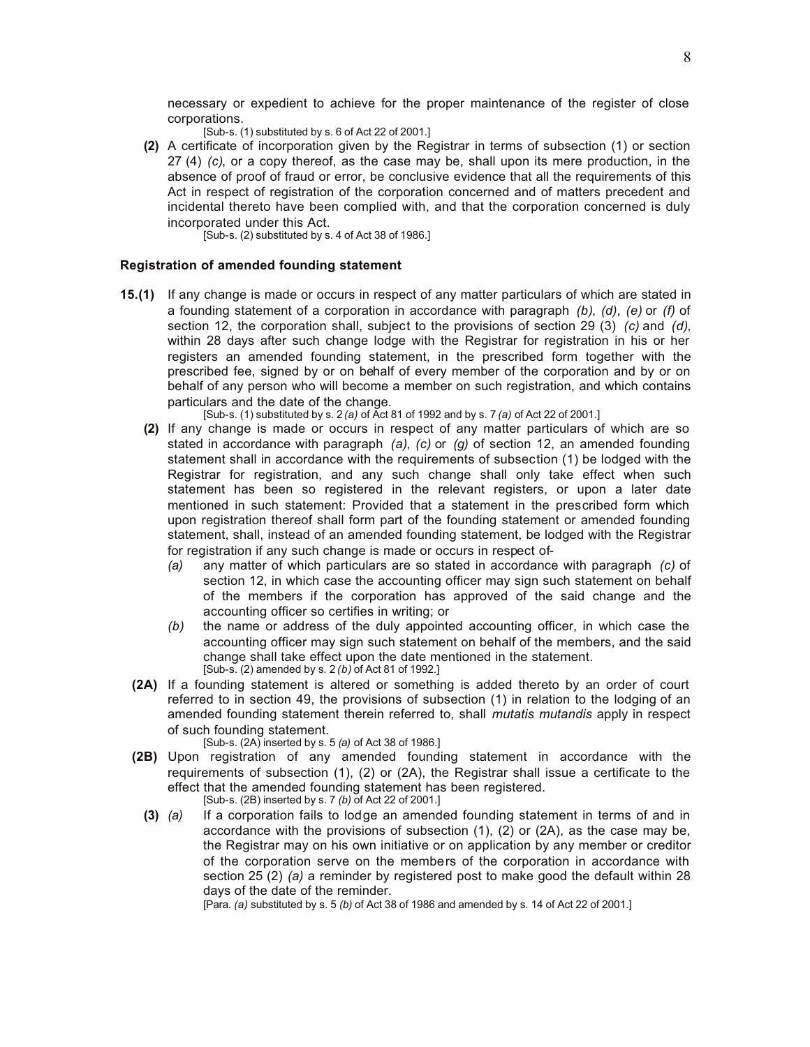necessary or expedient to achieve for the proper maintenance of the register of close corporations.

[Sub-s. (1) substituted by s. 6 of Act 22 of 2001.]

**(2)** A certificate of incorporation given by the Registrar in terms of subsection (1) or section 27 (4) *(c)*, or a copy thereof, as the case may be, shall upon its mere production, in the absence of proof of fraud or error, be conclusive evidence that all the requirements of this Act in respect of registration of the corporation concerned and of matters precedent and incidental thereto have been complied with, and that the corporation concerned is duly incorporated under this Act.

[Sub-s. (2) substituted by s. 4 of Act 38 of 1986.]

**Registration of amended founding statement**

**15.(1)** If any change is made or occurs in respect of any matter particulars of which are stated in a founding statement of a corporation in accordance with paragraph *(b)*, *(d)*, *(e)* or *(f)* of section 12, the corporation shall, subject to the provisions of section 29 (3) *(c)* and *(d)*, within 28 days after such change lodge with the Registrar for registration in his or her registers an amended founding statement, in the prescribed form together with the prescribed fee, signed by or on behalf of every member of the corporation and by or on behalf of any person who will become a member on such registration, and which contains particulars and the date of the change.

[Sub-s. (1) substituted by s. 2 *(a)* of Act 81 of 1992 and by s. 7 *(a)* of Act 22 of 2001.]

**(2)** If any change is made or occurs in respect of any matter particulars of which are so stated in accordance with paragraph *(a)*, *(c)* or *(g)* of section 12, an amended founding statement shall in accordance with the requirements of subsection (1) be lodged with the Registrar for registration, and any such change shall only take effect when such statement has been so registered in the relevant registers, or upon a later date mentioned in such statement: Provided that a statement in the prescribed form which upon registration thereof shall form part of the founding statement or amended founding statement, shall, instead of an amended founding statement, be lodged with the Registrar for registration if any such change is made or occurs in respect of-

*(a)* any matter of which particulars are so stated in accordance with paragraph *(c)* of section 12, in which case the accounting officer may sign such statement on behalf of the members if the corporation has approved of the said change and the accounting officer so certifies in writing; or

*(b)* the name or address of the duly appointed accounting officer, in which case the accounting officer may sign such statement on behalf of the members, and the said change shall take effect upon the date mentioned in the statement.

[Sub-s. (2) amended by s. 2 *(b)* of Act 81 of 1992.]

**(2A)** If a founding statement is altered or something is added thereto by an order of court referred to in section 49, the provisions of subsection (1) in relation to the lodging of an amended founding statement therein referred to, shall *mutatis mutandis* apply in respect of such founding statement.

[Sub-s. (2A) inserted by s. 5 *(a)* of Act 38 of 1986.]

**(2B)** Upon registration of any amended founding statement in accordance with the requirements of subsection (1), (2) or (2A), the Registrar shall issue a certificate to the effect that the amended founding statement has been registered.

[Sub-s. (2B) inserted by s. 7 *(b)* of Act 22 of 2001.]

**(3)** *(a)* If a corporation fails to lodge an amended founding statement in terms of and in accordance with the provisions of subsection (1), (2) or (2A), as the case may be, the Registrar may on his own initiative or on application by any member or creditor of the corporation serve on the members of the corporation in accordance with section 25 (2) *(a)* a reminder by registered post to make good the default within 28 days of the date of the reminder.

[Para. *(a)* substituted by s. 5 *(b)* of Act 38 of 1986 and amended by s. 14 of Act 22 of 2001.]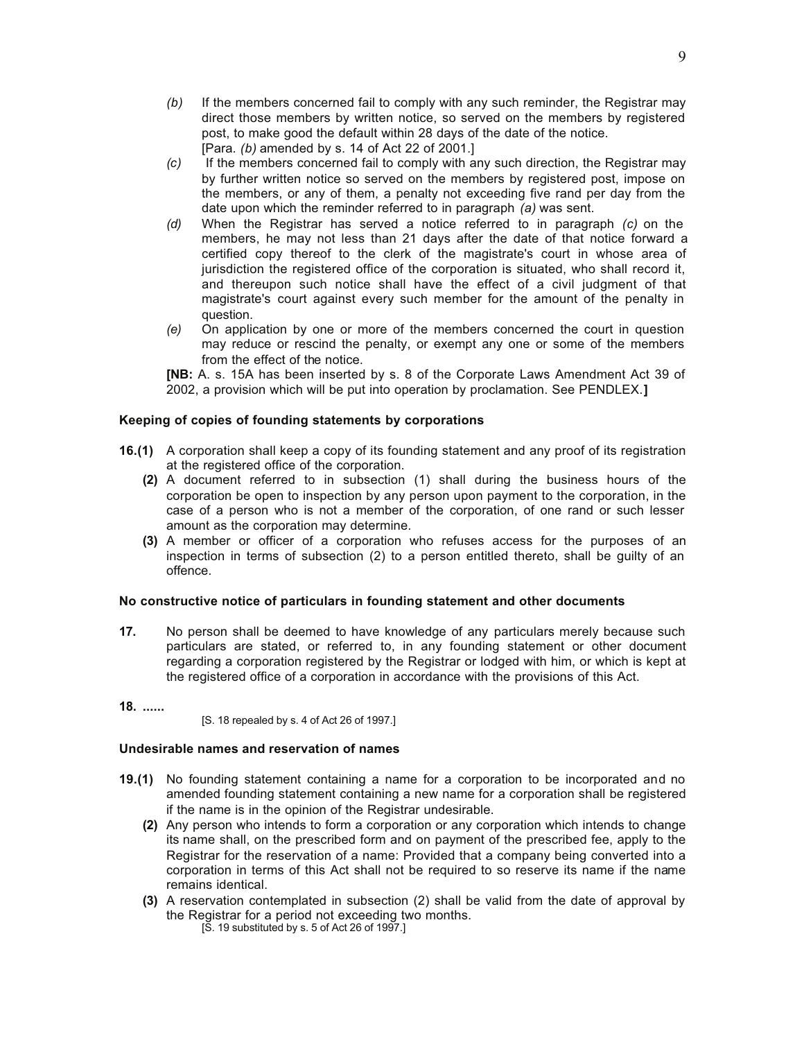*(b)* If the members concerned fail to comply with any such reminder, the Registrar may direct those members by written notice, so served on the members by registered post, to make good the default within 28 days of the date of the notice.
[Para. *(b)* amended by s. 14 of Act 22 of 2001.]

*(c)* If the members concerned fail to comply with any such direction, the Registrar may by further written notice so served on the members by registered post, impose on the members, or any of them, a penalty not exceeding five rand per day from the date upon which the reminder referred to in paragraph *(a)* was sent.

*(d)* When the Registrar has served a notice referred to in paragraph *(c)* on the members, he may not less than 21 days after the date of that notice forward a certified copy thereof to the clerk of the magistrate's court in whose area of jurisdiction the registered office of the corporation is situated, who shall record it, and thereupon such notice shall have the effect of a civil judgment of that magistrate's court against every such member for the amount of the penalty in question.

*(e)* On application by one or more of the members concerned the court in question may reduce or rescind the penalty, or exempt any one or some of the members from the effect of the notice.

**[NB:** A. s. 15A has been inserted by s. 8 of the Corporate Laws Amendment Act 39 of 2002, a provision which will be put into operation by proclamation. See PENDLEX.**]**

### Keeping of copies of founding statements by corporations

**16.(1)** A corporation shall keep a copy of its founding statement and any proof of its registration at the registered office of the corporation.

**(2)** A document referred to in subsection (1) shall during the business hours of the corporation be open to inspection by any person upon payment to the corporation, in the case of a person who is not a member of the corporation, of one rand or such lesser amount as the corporation may determine.

**(3)** A member or officer of a corporation who refuses access for the purposes of an inspection in terms of subsection (2) to a person entitled thereto, shall be guilty of an offence.

### No constructive notice of particulars in founding statement and other documents

**17.** No person shall be deemed to have knowledge of any particulars merely because such particulars are stated, or referred to, in any founding statement or other document regarding a corporation registered by the Registrar or lodged with him, or which is kept at the registered office of a corporation in accordance with the provisions of this Act.

**18. ......**

[S. 18 repealed by s. 4 of Act 26 of 1997.]

### Undesirable names and reservation of names

**19.(1)** No founding statement containing a name for a corporation to be incorporated and no amended founding statement containing a new name for a corporation shall be registered if the name is in the opinion of the Registrar undesirable.

**(2)** Any person who intends to form a corporation or any corporation which intends to change its name shall, on the prescribed form and on payment of the prescribed fee, apply to the Registrar for the reservation of a name: Provided that a company being converted into a corporation in terms of this Act shall not be required to so reserve its name if the name remains identical.

**(3)** A reservation contemplated in subsection (2) shall be valid from the date of approval by the Registrar for a period not exceeding two months.
[S. 19 substituted by s. 5 of Act 26 of 1997.]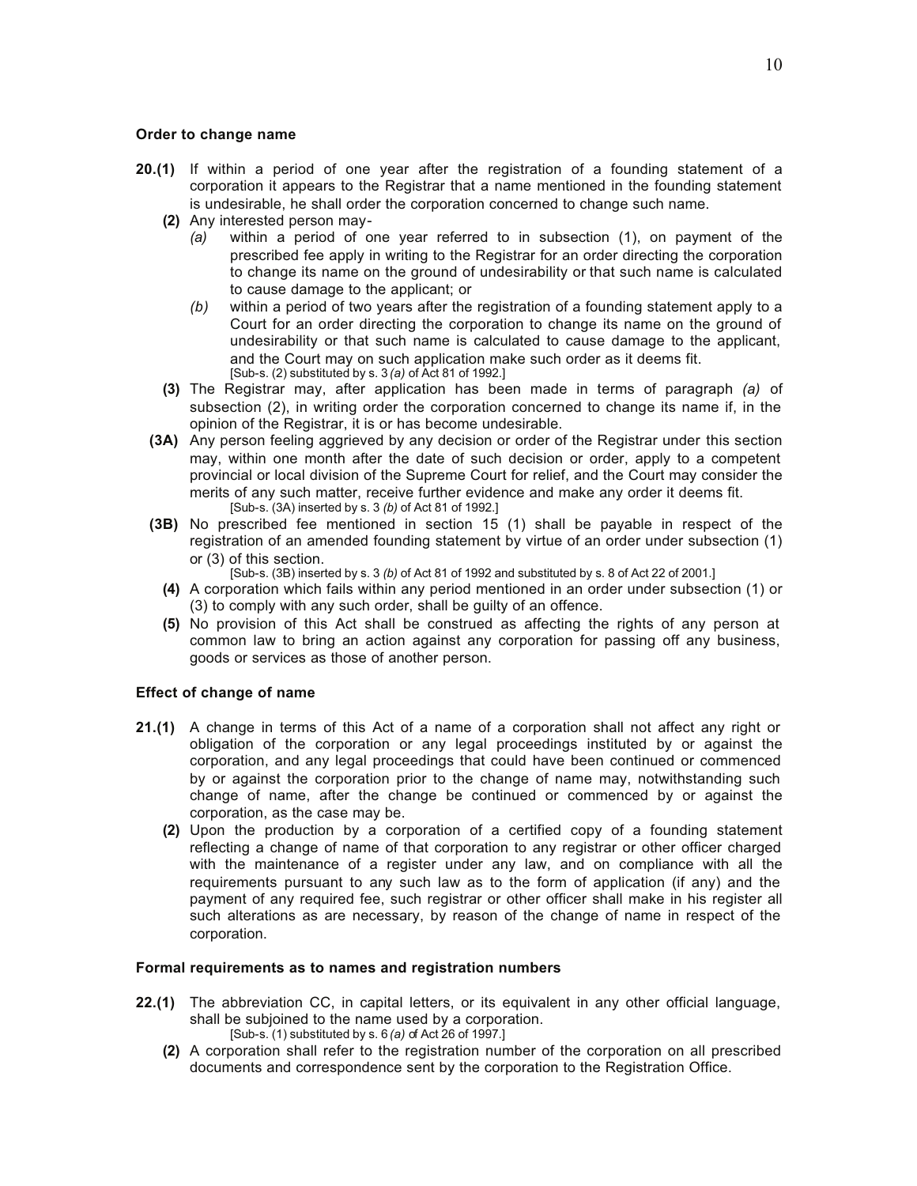### Order to change name

**20.(1)** If within a period of one year after the registration of a founding statement of a corporation it appears to the Registrar that a name mentioned in the founding statement is undesirable, he shall order the corporation concerned to change such name.

**(2)** Any interested person may-

*(a)* within a period of one year referred to in subsection (1), on payment of the prescribed fee apply in writing to the Registrar for an order directing the corporation to change its name on the ground of undesirability or that such name is calculated to cause damage to the applicant; or

*(b)* within a period of two years after the registration of a founding statement apply to a Court for an order directing the corporation to change its name on the ground of undesirability or that such name is calculated to cause damage to the applicant, and the Court may on such application make such order as it deems fit.

[Sub-s. (2) substituted by s. 3 *(a)* of Act 81 of 1992.]

**(3)** The Registrar may, after application has been made in terms of paragraph *(a)* of subsection (2), in writing order the corporation concerned to change its name if, in the opinion of the Registrar, it is or has become undesirable.

**(3A)** Any person feeling aggrieved by any decision or order of the Registrar under this section may, within one month after the date of such decision or order, apply to a competent provincial or local division of the Supreme Court for relief, and the Court may consider the merits of any such matter, receive further evidence and make any order it deems fit.

[Sub-s. (3A) inserted by s. 3 *(b)* of Act 81 of 1992.]

**(3B)** No prescribed fee mentioned in section 15 (1) shall be payable in respect of the registration of an amended founding statement by virtue of an order under subsection (1) or (3) of this section.

[Sub-s. (3B) inserted by s. 3 *(b)* of Act 81 of 1992 and substituted by s. 8 of Act 22 of 2001.]

**(4)** A corporation which fails within any period mentioned in an order under subsection (1) or (3) to comply with any such order, shall be guilty of an offence.

**(5)** No provision of this Act shall be construed as affecting the rights of any person at common law to bring an action against any corporation for passing off any business, goods or services as those of another person.

### Effect of change of name

**21.(1)** A change in terms of this Act of a name of a corporation shall not affect any right or obligation of the corporation or any legal proceedings instituted by or against the corporation, and any legal proceedings that could have been continued or commenced by or against the corporation prior to the change of name may, notwithstanding such change of name, after the change be continued or commenced by or against the corporation, as the case may be.

**(2)** Upon the production by a corporation of a certified copy of a founding statement reflecting a change of name of that corporation to any registrar or other officer charged with the maintenance of a register under any law, and on compliance with all the requirements pursuant to any such law as to the form of application (if any) and the payment of any required fee, such registrar or other officer shall make in his register all such alterations as are necessary, by reason of the change of name in respect of the corporation.

### Formal requirements as to names and registration numbers

**22.(1)** The abbreviation CC, in capital letters, or its equivalent in any other official language, shall be subjoined to the name used by a corporation.

[Sub-s. (1) substituted by s. 6 *(a)* of Act 26 of 1997.]

**(2)** A corporation shall refer to the registration number of the corporation on all prescribed documents and correspondence sent by the corporation to the Registration Office.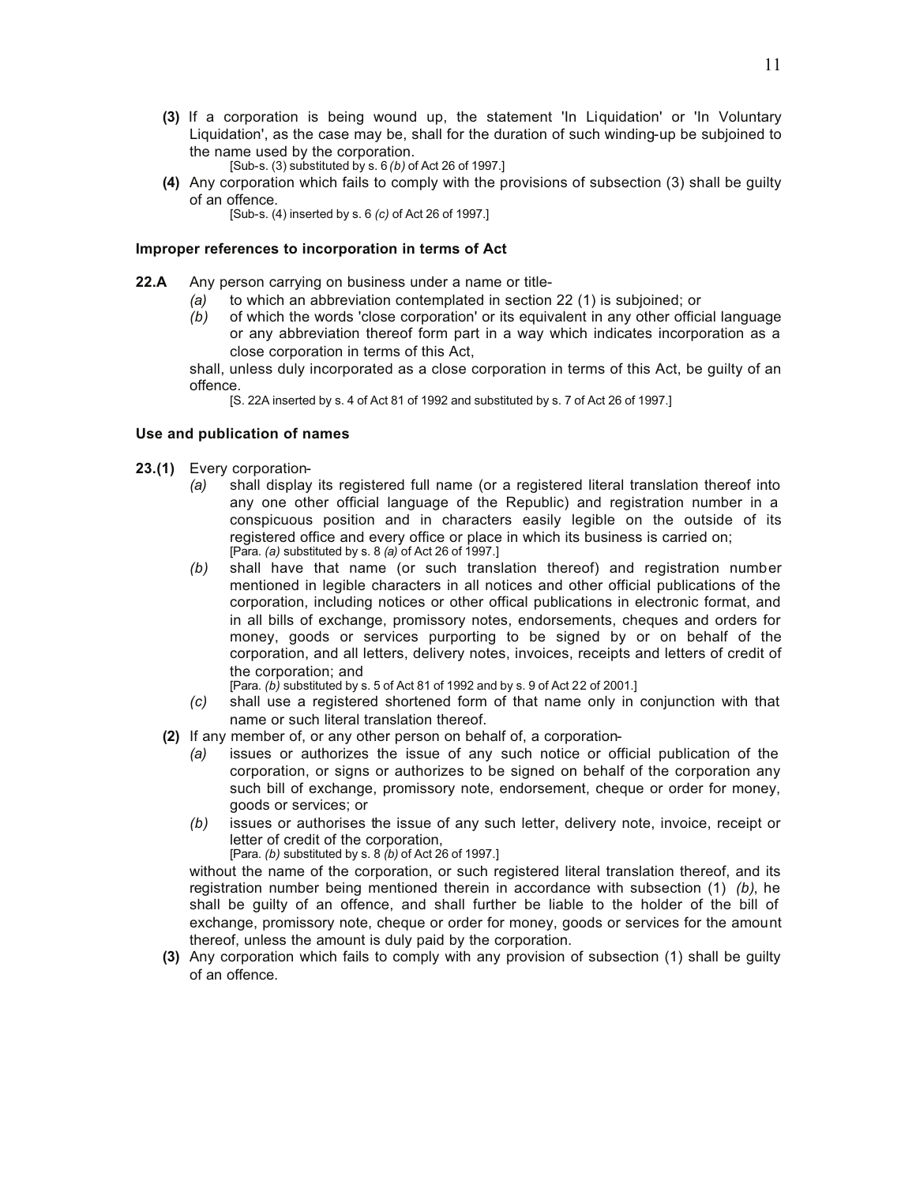**(3)** If a corporation is being wound up, the statement 'In Liquidation' or 'In Voluntary Liquidation', as the case may be, shall for the duration of such winding-up be subjoined to the name used by the corporation.
[Sub-s. (3) substituted by s. 6 *(b)* of Act 26 of 1997.]

**(4)** Any corporation which fails to comply with the provisions of subsection (3) shall be guilty of an offence.
[Sub-s. (4) inserted by s. 6 *(c)* of Act 26 of 1997.]

#### Improper references to incorporation in terms of Act

**22.A** Any person carrying on business under a name or title-

*(a)* to which an abbreviation contemplated in section 22 (1) is subjoined; or

*(b)* of which the words 'close corporation' or its equivalent in any other official language or any abbreviation thereof form part in a way which indicates incorporation as a close corporation in terms of this Act,

shall, unless duly incorporated as a close corporation in terms of this Act, be guilty of an offence.
[S. 22A inserted by s. 4 of Act 81 of 1992 and substituted by s. 7 of Act 26 of 1997.]

#### Use and publication of names

**23.(1)** Every corporation-

*(a)* shall display its registered full name (or a registered literal translation thereof into any one other official language of the Republic) and registration number in a conspicuous position and in characters easily legible on the outside of its registered office and every office or place in which its business is carried on;
[Para. *(a)* substituted by s. 8 *(a)* of Act 26 of 1997.]

*(b)* shall have that name (or such translation thereof) and registration number mentioned in legible characters in all notices and other official publications of the corporation, including notices or other offical publications in electronic format, and in all bills of exchange, promissory notes, endorsements, cheques and orders for money, goods or services purporting to be signed by or on behalf of the corporation, and all letters, delivery notes, invoices, receipts and letters of credit of the corporation; and
[Para. *(b)* substituted by s. 5 of Act 81 of 1992 and by s. 9 of Act 22 of 2001.]

*(c)* shall use a registered shortened form of that name only in conjunction with that name or such literal translation thereof.

**(2)** If any member of, or any other person on behalf of, a corporation-

*(a)* issues or authorizes the issue of any such notice or official publication of the corporation, or signs or authorizes to be signed on behalf of the corporation any such bill of exchange, promissory note, endorsement, cheque or order for money, goods or services; or

*(b)* issues or authorises the issue of any such letter, delivery note, invoice, receipt or letter of credit of the corporation,
[Para. *(b)* substituted by s. 8 *(b)* of Act 26 of 1997.]

without the name of the corporation, or such registered literal translation thereof, and its registration number being mentioned therein in accordance with subsection (1) *(b)*, he shall be guilty of an offence, and shall further be liable to the holder of the bill of exchange, promissory note, cheque or order for money, goods or services for the amount thereof, unless the amount is duly paid by the corporation.

**(3)** Any corporation which fails to comply with any provision of subsection (1) shall be guilty of an offence.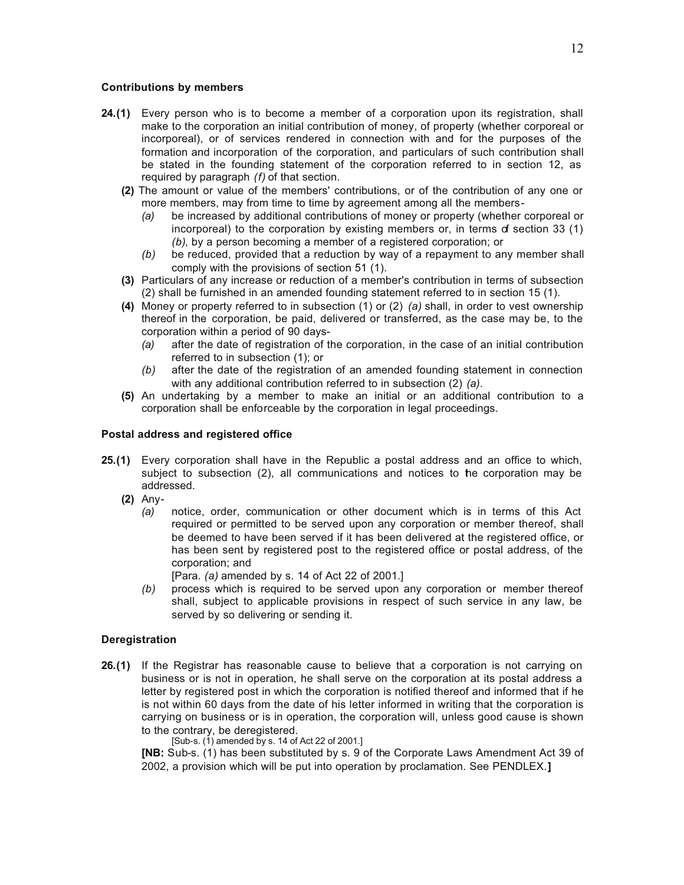**Contributions by members**

**24.(1)** Every person who is to become a member of a corporation upon its registration, shall make to the corporation an initial contribution of money, of property (whether corporeal or incorporeal), or of services rendered in connection with and for the purposes of the formation and incorporation of the corporation, and particulars of such contribution shall be stated in the founding statement of the corporation referred to in section 12, as required by paragraph *(f)* of that section.

**(2)** The amount or value of the members' contributions, or of the contribution of any one or more members, may from time to time by agreement among all the members-

*(a)* be increased by additional contributions of money or property (whether corporeal or incorporeal) to the corporation by existing members or, in terms of section 33 (1) *(b)*, by a person becoming a member of a registered corporation; or

*(b)* be reduced, provided that a reduction by way of a repayment to any member shall comply with the provisions of section 51 (1).

**(3)** Particulars of any increase or reduction of a member's contribution in terms of subsection (2) shall be furnished in an amended founding statement referred to in section 15 (1).

**(4)** Money or property referred to in subsection (1) or (2) *(a)* shall, in order to vest ownership thereof in the corporation, be paid, delivered or transferred, as the case may be, to the corporation within a period of 90 days-

*(a)* after the date of registration of the corporation, in the case of an initial contribution referred to in subsection (1); or

*(b)* after the date of the registration of an amended founding statement in connection with any additional contribution referred to in subsection (2) *(a)*.

**(5)** An undertaking by a member to make an initial or an additional contribution to a corporation shall be enforceable by the corporation in legal proceedings.

**Postal address and registered office**

**25.(1)** Every corporation shall have in the Republic a postal address and an office to which, subject to subsection (2), all communications and notices to the corporation may be addressed.

**(2)** Any-

*(a)* notice, order, communication or other document which is in terms of this Act required or permitted to be served upon any corporation or member thereof, shall be deemed to have been served if it has been delivered at the registered office, or has been sent by registered post to the registered office or postal address, of the corporation; and

[Para. *(a)* amended by s. 14 of Act 22 of 2001.]

*(b)* process which is required to be served upon any corporation or member thereof shall, subject to applicable provisions in respect of such service in any law, be served by so delivering or sending it.

**Deregistration**

**26.(1)** If the Registrar has reasonable cause to believe that a corporation is not carrying on business or is not in operation, he shall serve on the corporation at its postal address a letter by registered post in which the corporation is notified thereof and informed that if he is not within 60 days from the date of his letter informed in writing that the corporation is carrying on business or is in operation, the corporation will, unless good cause is shown to the contrary, be deregistered.

[Sub-s. (1) amended by s. 14 of Act 22 of 2001.]

**[NB:** Sub-s. (1) has been substituted by s. 9 of the Corporate Laws Amendment Act 39 of 2002, a provision which will be put into operation by proclamation. See PENDLEX.**]**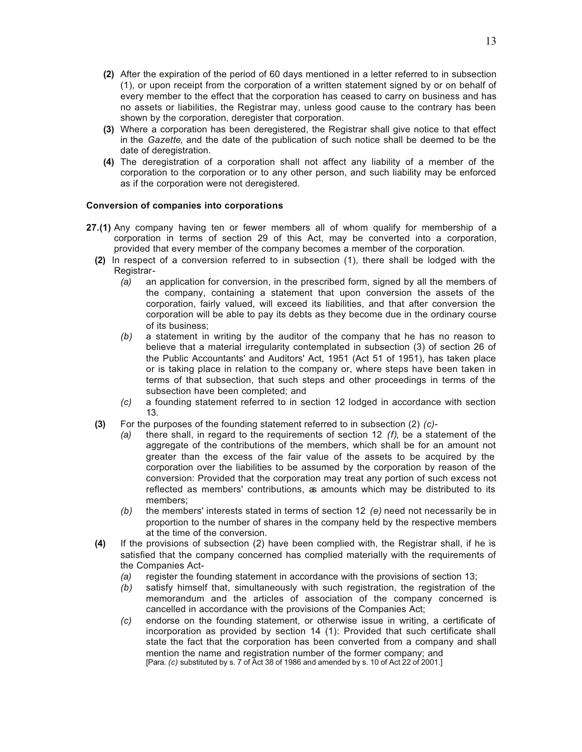**(2)** After the expiration of the period of 60 days mentioned in a letter referred to in subsection (1), or upon receipt from the corporation of a written statement signed by or on behalf of every member to the effect that the corporation has ceased to carry on business and has no assets or liabilities, the Registrar may, unless good cause to the contrary has been shown by the corporation, deregister that corporation.

**(3)** Where a corporation has been deregistered, the Registrar shall give notice to that effect in the *Gazette*, and the date of the publication of such notice shall be deemed to be the date of deregistration.

**(4)** The deregistration of a corporation shall not affect any liability of a member of the corporation to the corporation or to any other person, and such liability may be enforced as if the corporation were not deregistered.

**Conversion of companies into corporations**

**27.(1)** Any company having ten or fewer members all of whom qualify for membership of a corporation in terms of section 29 of this Act, may be converted into a corporation, provided that every member of the company becomes a member of the corporation.

**(2)** In respect of a conversion referred to in subsection (1), there shall be lodged with the Registrar-

*(a)* an application for conversion, in the prescribed form, signed by all the members of the company, containing a statement that upon conversion the assets of the corporation, fairly valued, will exceed its liabilities, and that after conversion the corporation will be able to pay its debts as they become due in the ordinary course of its business;

*(b)* a statement in writing by the auditor of the company that he has no reason to believe that a material irregularity contemplated in subsection (3) of section 26 of the Public Accountants' and Auditors' Act, 1951 (Act 51 of 1951), has taken place or is taking place in relation to the company or, where steps have been taken in terms of that subsection, that such steps and other proceedings in terms of the subsection have been completed; and

*(c)* a founding statement referred to in section 12 lodged in accordance with section 13.

**(3)** For the purposes of the founding statement referred to in subsection (2) *(c)*-

*(a)* there shall, in regard to the requirements of section 12 *(f)*, be a statement of the aggregate of the contributions of the members, which shall be for an amount not greater than the excess of the fair value of the assets to be acquired by the corporation over the liabilities to be assumed by the corporation by reason of the conversion: Provided that the corporation may treat any portion of such excess not reflected as members' contributions, as amounts which may be distributed to its members;

*(b)* the members' interests stated in terms of section 12 *(e)* need not necessarily be in proportion to the number of shares in the company held by the respective members at the time of the conversion.

**(4)** If the provisions of subsection (2) have been complied with, the Registrar shall, if he is satisfied that the company concerned has complied materially with the requirements of the Companies Act-

*(a)* register the founding statement in accordance with the provisions of section 13;

*(b)* satisfy himself that, simultaneously with such registration, the registration of the memorandum and the articles of association of the company concerned is cancelled in accordance with the provisions of the Companies Act;

*(c)* endorse on the founding statement, or otherwise issue in writing, a certificate of incorporation as provided by section 14 (1): Provided that such certificate shall state the fact that the corporation has been converted from a company and shall mention the name and registration number of the former company; and

[Para. *(c)* substituted by s. 7 of Act 38 of 1986 and amended by s. 10 of Act 22 of 2001.]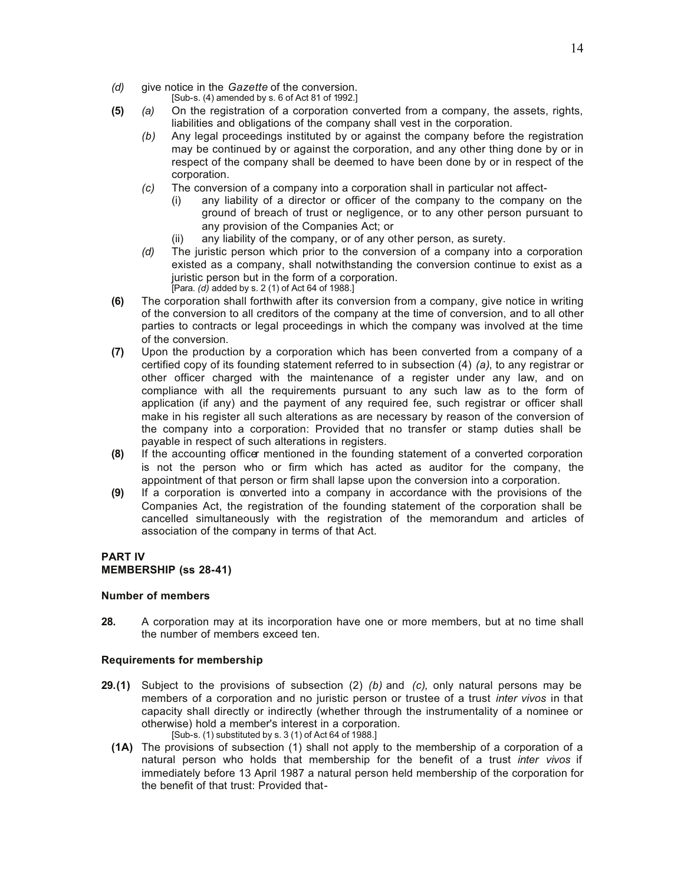*(d)* give notice in the *Gazette* of the conversion.
[Sub-s. (4) amended by s. 6 of Act 81 of 1992.]

**(5)** *(a)* On the registration of a corporation converted from a company, the assets, rights, liabilities and obligations of the company shall vest in the corporation.

*(b)* Any legal proceedings instituted by or against the company before the registration may be continued by or against the corporation, and any other thing done by or in respect of the company shall be deemed to have been done by or in respect of the corporation.

*(c)* The conversion of a company into a corporation shall in particular not affect-

(i) any liability of a director or officer of the company to the company on the ground of breach of trust or negligence, or to any other person pursuant to any provision of the Companies Act; or

(ii) any liability of the company, or of any other person, as surety.

*(d)* The juristic person which prior to the conversion of a company into a corporation existed as a company, shall notwithstanding the conversion continue to exist as a juristic person but in the form of a corporation.
[Para. *(d)* added by s. 2 (1) of Act 64 of 1988.]

**(6)** The corporation shall forthwith after its conversion from a company, give notice in writing of the conversion to all creditors of the company at the time of conversion, and to all other parties to contracts or legal proceedings in which the company was involved at the time of the conversion.

**(7)** Upon the production by a corporation which has been converted from a company of a certified copy of its founding statement referred to in subsection (4) *(a)*, to any registrar or other officer charged with the maintenance of a register under any law, and on compliance with all the requirements pursuant to any such law as to the form of application (if any) and the payment of any required fee, such registrar or officer shall make in his register all such alterations as are necessary by reason of the conversion of the company into a corporation: Provided that no transfer or stamp duties shall be payable in respect of such alterations in registers.

**(8)** If the accounting officer mentioned in the founding statement of a converted corporation is not the person who or firm which has acted as auditor for the company, the appointment of that person or firm shall lapse upon the conversion into a corporation.

**(9)** If a corporation is converted into a company in accordance with the provisions of the Companies Act, the registration of the founding statement of the corporation shall be cancelled simultaneously with the registration of the memorandum and articles of association of the company in terms of that Act.

## PART IV
## MEMBERSHIP (ss 28-41)

### Number of members

**28.** A corporation may at its incorporation have one or more members, but at no time shall the number of members exceed ten.

### Requirements for membership

**29.(1)** Subject to the provisions of subsection (2) *(b)* and *(c)*, only natural persons may be members of a corporation and no juristic person or trustee of a trust *inter vivos* in that capacity shall directly or indirectly (whether through the instrumentality of a nominee or otherwise) hold a member's interest in a corporation.
[Sub-s. (1) substituted by s. 3 (1) of Act 64 of 1988.]

**(1A)** The provisions of subsection (1) shall not apply to the membership of a corporation of a natural person who holds that membership for the benefit of a trust *inter vivos* if immediately before 13 April 1987 a natural person held membership of the corporation for the benefit of that trust: Provided that-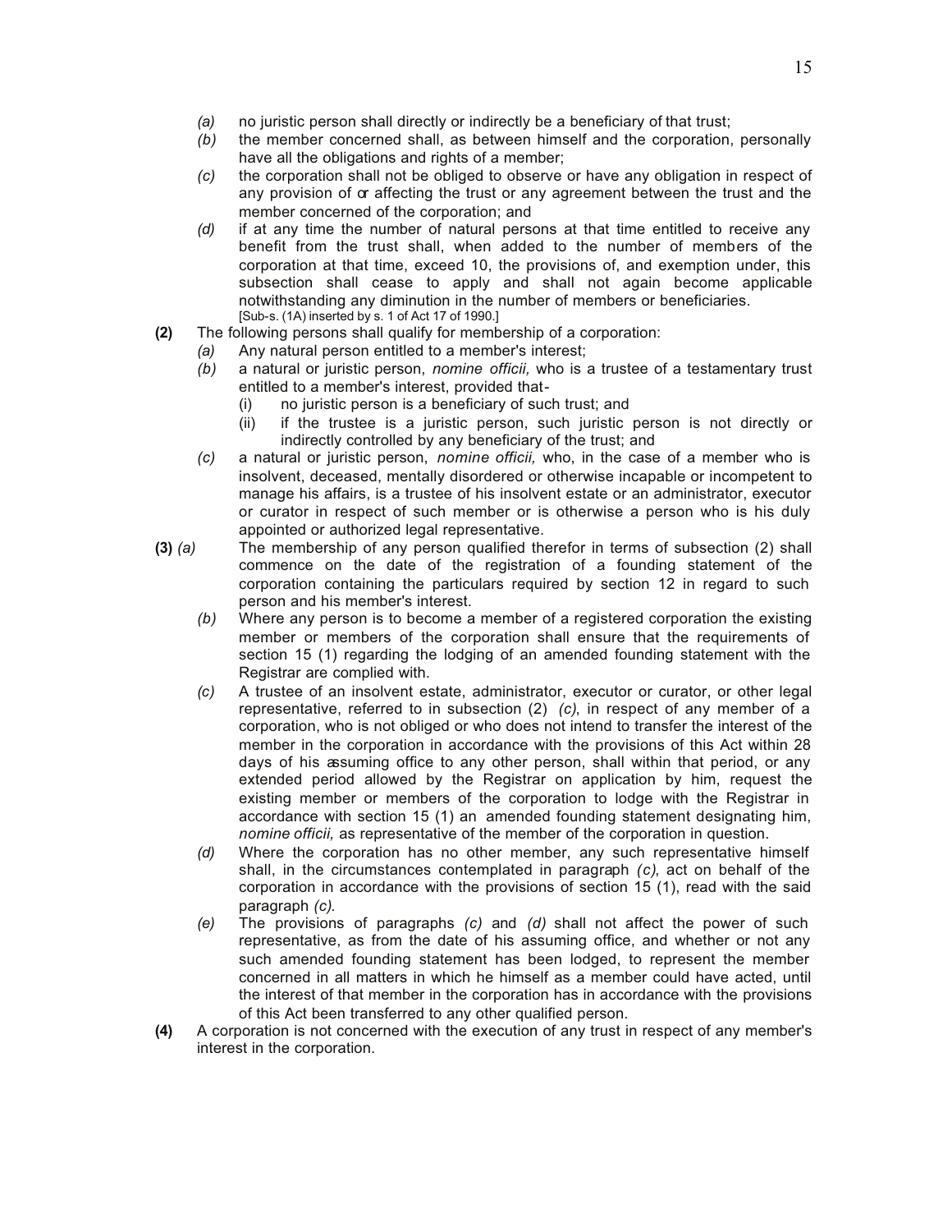*(a)* no juristic person shall directly or indirectly be a beneficiary of that trust;

*(b)* the member concerned shall, as between himself and the corporation, personally have all the obligations and rights of a member;

*(c)* the corporation shall not be obliged to observe or have any obligation in respect of any provision of or affecting the trust or any agreement between the trust and the member concerned of the corporation; and

*(d)* if at any time the number of natural persons at that time entitled to receive any benefit from the trust shall, when added to the number of members of the corporation at that time, exceed 10, the provisions of, and exemption under, this subsection shall cease to apply and shall not again become applicable notwithstanding any diminution in the number of members or beneficiaries.
[Sub-s. (1A) inserted by s. 1 of Act 17 of 1990.]

**(2)** The following persons shall qualify for membership of a corporation:

*(a)* Any natural person entitled to a member's interest;

*(b)* a natural or juristic person, *nomine officii,* who is a trustee of a testamentary trust entitled to a member's interest, provided that-

(i) no juristic person is a beneficiary of such trust; and

(ii) if the trustee is a juristic person, such juristic person is not directly or indirectly controlled by any beneficiary of the trust; and

*(c)* a natural or juristic person, *nomine officii,* who, in the case of a member who is insolvent, deceased, mentally disordered or otherwise incapable or incompetent to manage his affairs, is a trustee of his insolvent estate or an administrator, executor or curator in respect of such member or is otherwise a person who is his duly appointed or authorized legal representative.

**(3)** *(a)* The membership of any person qualified therefor in terms of subsection (2) shall commence on the date of the registration of a founding statement of the corporation containing the particulars required by section 12 in regard to such person and his member's interest.

*(b)* Where any person is to become a member of a registered corporation the existing member or members of the corporation shall ensure that the requirements of section 15 (1) regarding the lodging of an amended founding statement with the Registrar are complied with.

*(c)* A trustee of an insolvent estate, administrator, executor or curator, or other legal representative, referred to in subsection (2) *(c)*, in respect of any member of a corporation, who is not obliged or who does not intend to transfer the interest of the member in the corporation in accordance with the provisions of this Act within 28 days of his assuming office to any other person, shall within that period, or any extended period allowed by the Registrar on application by him, request the existing member or members of the corporation to lodge with the Registrar in accordance with section 15 (1) an amended founding statement designating him, *nomine officii,* as representative of the member of the corporation in question.

*(d)* Where the corporation has no other member, any such representative himself shall, in the circumstances contemplated in paragraph *(c)*, act on behalf of the corporation in accordance with the provisions of section 15 (1), read with the said paragraph *(c)*.

*(e)* The provisions of paragraphs *(c)* and *(d)* shall not affect the power of such representative, as from the date of his assuming office, and whether or not any such amended founding statement has been lodged, to represent the member concerned in all matters in which he himself as a member could have acted, until the interest of that member in the corporation has in accordance with the provisions of this Act been transferred to any other qualified person.

**(4)** A corporation is not concerned with the execution of any trust in respect of any member's interest in the corporation.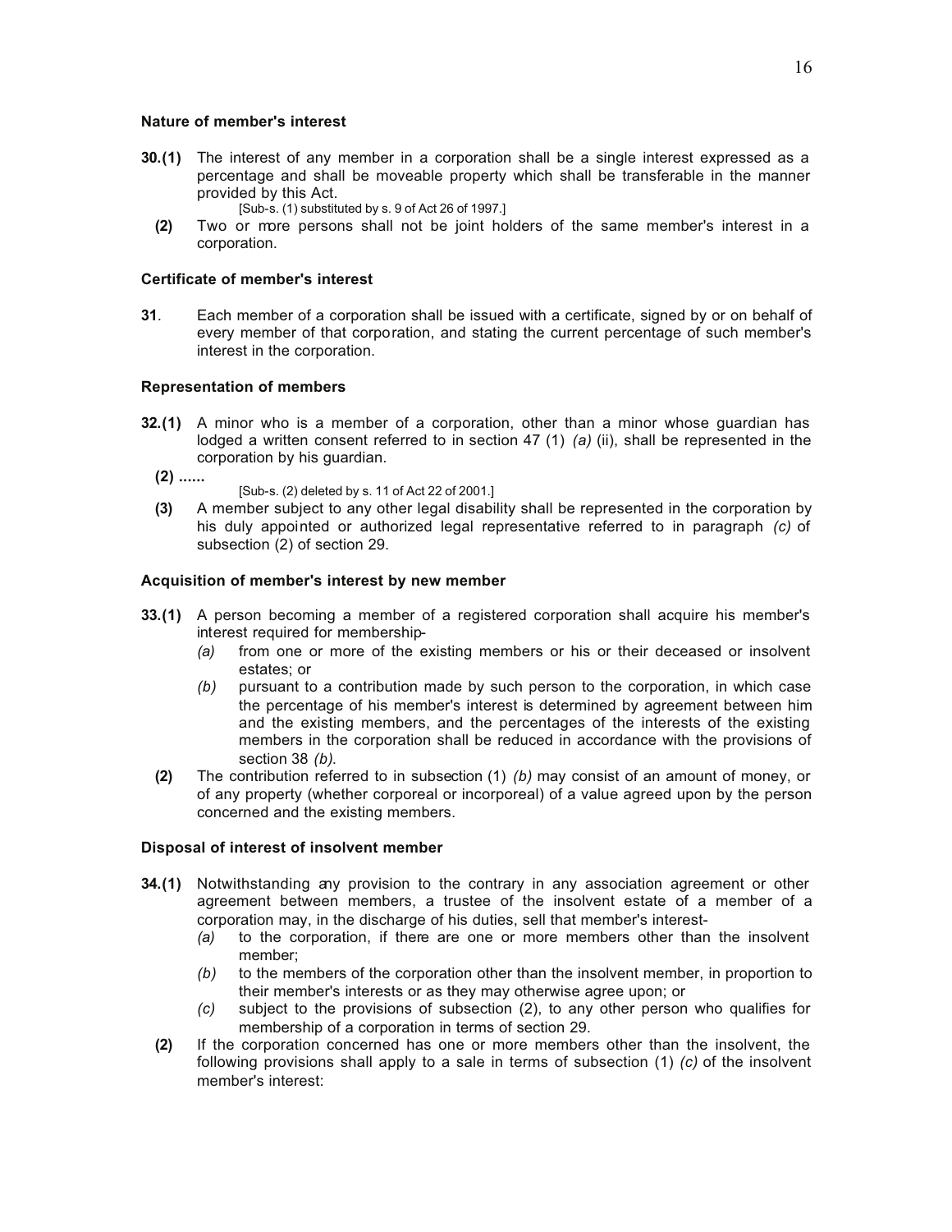**Nature of member's interest**

**30.(1)** The interest of any member in a corporation shall be a single interest expressed as a percentage and shall be moveable property which shall be transferable in the manner provided by this Act.

[Sub-s. (1) substituted by s. 9 of Act 26 of 1997.]

**(2)** Two or more persons shall not be joint holders of the same member's interest in a corporation.

**Certificate of member's interest**

**31**. Each member of a corporation shall be issued with a certificate, signed by or on behalf of every member of that corporation, and stating the current percentage of such member's interest in the corporation.

**Representation of members**

**32.(1)** A minor who is a member of a corporation, other than a minor whose guardian has lodged a written consent referred to in section 47 (1) *(a)* (ii), shall be represented in the corporation by his guardian.

**(2) ......**

[Sub-s. (2) deleted by s. 11 of Act 22 of 2001.]

**(3)** A member subject to any other legal disability shall be represented in the corporation by his duly appointed or authorized legal representative referred to in paragraph *(c)* of subsection (2) of section 29.

**Acquisition of member's interest by new member**

**33.(1)** A person becoming a member of a registered corporation shall acquire his member's interest required for membership-

*(a)* from one or more of the existing members or his or their deceased or insolvent estates; or

*(b)* pursuant to a contribution made by such person to the corporation, in which case the percentage of his member's interest is determined by agreement between him and the existing members, and the percentages of the interests of the existing members in the corporation shall be reduced in accordance with the provisions of section 38 *(b)*.

**(2)** The contribution referred to in subsection (1) *(b)* may consist of an amount of money, or of any property (whether corporeal or incorporeal) of a value agreed upon by the person concerned and the existing members.

**Disposal of interest of insolvent member**

**34.(1)** Notwithstanding any provision to the contrary in any association agreement or other agreement between members, a trustee of the insolvent estate of a member of a corporation may, in the discharge of his duties, sell that member's interest-

*(a)* to the corporation, if there are one or more members other than the insolvent member;

*(b)* to the members of the corporation other than the insolvent member, in proportion to their member's interests or as they may otherwise agree upon; or

*(c)* subject to the provisions of subsection (2), to any other person who qualifies for membership of a corporation in terms of section 29.

**(2)** If the corporation concerned has one or more members other than the insolvent, the following provisions shall apply to a sale in terms of subsection (1) *(c)* of the insolvent member's interest: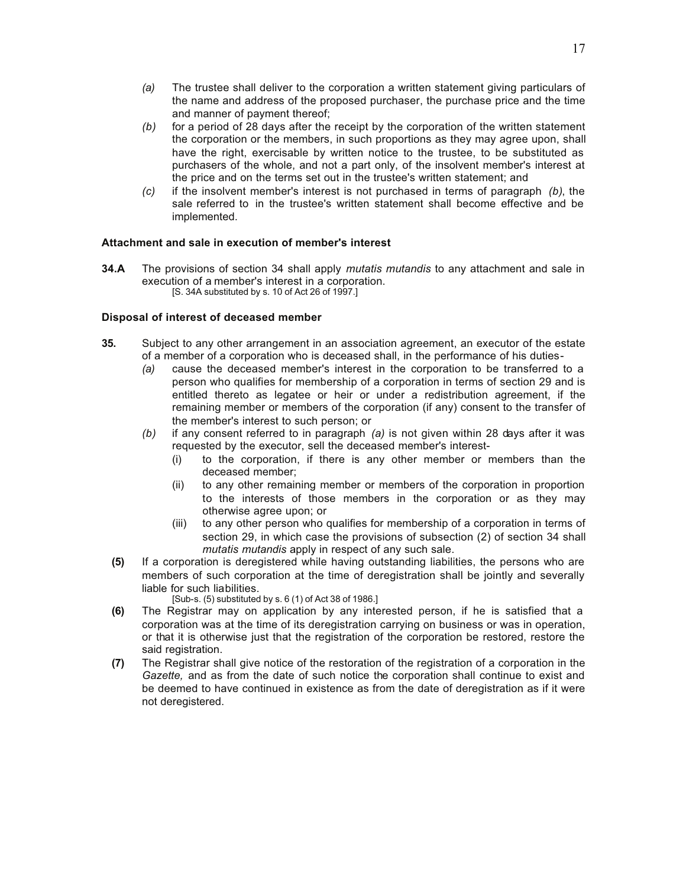- *(a)* The trustee shall deliver to the corporation a written statement giving particulars of the name and address of the proposed purchaser, the purchase price and the time and manner of payment thereof;
- *(b)* for a period of 28 days after the receipt by the corporation of the written statement the corporation or the members, in such proportions as they may agree upon, shall have the right, exercisable by written notice to the trustee, to be substituted as purchasers of the whole, and not a part only, of the insolvent member's interest at the price and on the terms set out in the trustee's written statement; and
- *(c)* if the insolvent member's interest is not purchased in terms of paragraph *(b)*, the sale referred to in the trustee's written statement shall become effective and be implemented.

**Attachment and sale in execution of member's interest**

**34.A** The provisions of section 34 shall apply *mutatis mutandis* to any attachment and sale in execution of a member's interest in a corporation.
[S. 34A substituted by s. 10 of Act 26 of 1997.]

**Disposal of interest of deceased member**

**35.** Subject to any other arrangement in an association agreement, an executor of the estate of a member of a corporation who is deceased shall, in the performance of his duties-

- *(a)* cause the deceased member's interest in the corporation to be transferred to a person who qualifies for membership of a corporation in terms of section 29 and is entitled thereto as legatee or heir or under a redistribution agreement, if the remaining member or members of the corporation (if any) consent to the transfer of the member's interest to such person; or
- *(b)* if any consent referred to in paragraph *(a)* is not given within 28 days after it was requested by the executor, sell the deceased member's interest-
  - (i) to the corporation, if there is any other member or members than the deceased member;
  - (ii) to any other remaining member or members of the corporation in proportion to the interests of those members in the corporation or as they may otherwise agree upon; or
  - (iii) to any other person who qualifies for membership of a corporation in terms of section 29, in which case the provisions of subsection (2) of section 34 shall *mutatis mutandis* apply in respect of any such sale.

**(5)** If a corporation is deregistered while having outstanding liabilities, the persons who are members of such corporation at the time of deregistration shall be jointly and severally liable for such liabilities.
[Sub-s. (5) substituted by s. 6 (1) of Act 38 of 1986.]

**(6)** The Registrar may on application by any interested person, if he is satisfied that a corporation was at the time of its deregistration carrying on business or was in operation, or that it is otherwise just that the registration of the corporation be restored, restore the said registration.

**(7)** The Registrar shall give notice of the restoration of the registration of a corporation in the *Gazette,* and as from the date of such notice the corporation shall continue to exist and be deemed to have continued in existence as from the date of deregistration as if it were not deregistered.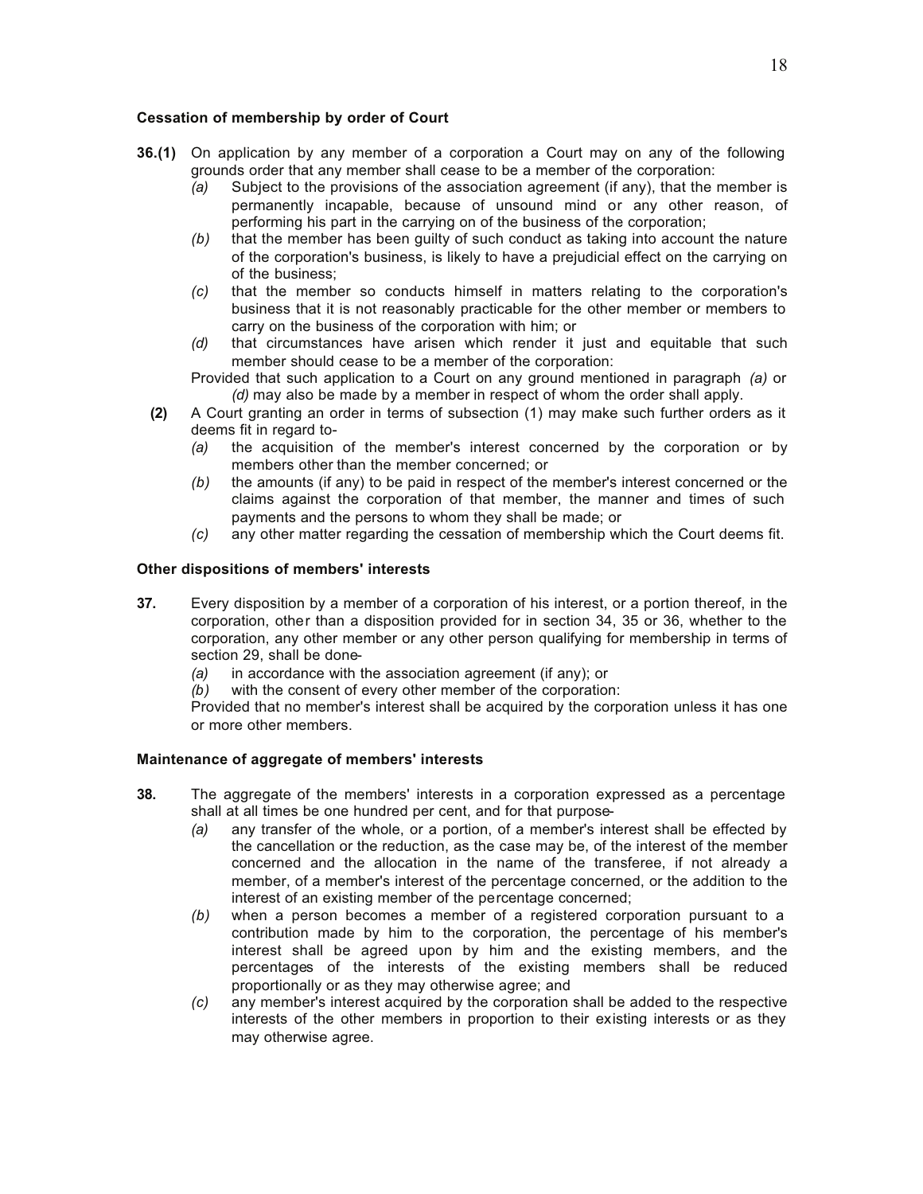**Cessation of membership by order of Court**

**36.(1)** On application by any member of a corporation a Court may on any of the following grounds order that any member shall cease to be a member of the corporation:

*(a)* Subject to the provisions of the association agreement (if any), that the member is permanently incapable, because of unsound mind or any other reason, of performing his part in the carrying on of the business of the corporation;

*(b)* that the member has been guilty of such conduct as taking into account the nature of the corporation's business, is likely to have a prejudicial effect on the carrying on of the business;

*(c)* that the member so conducts himself in matters relating to the corporation's business that it is not reasonably practicable for the other member or members to carry on the business of the corporation with him; or

*(d)* that circumstances have arisen which render it just and equitable that such member should cease to be a member of the corporation:

Provided that such application to a Court on any ground mentioned in paragraph *(a)* or *(d)* may also be made by a member in respect of whom the order shall apply.

**(2)** A Court granting an order in terms of subsection (1) may make such further orders as it deems fit in regard to-

*(a)* the acquisition of the member's interest concerned by the corporation or by members other than the member concerned; or

*(b)* the amounts (if any) to be paid in respect of the member's interest concerned or the claims against the corporation of that member, the manner and times of such payments and the persons to whom they shall be made; or

*(c)* any other matter regarding the cessation of membership which the Court deems fit.

**Other dispositions of members' interests**

**37.** Every disposition by a member of a corporation of his interest, or a portion thereof, in the corporation, other than a disposition provided for in section 34, 35 or 36, whether to the corporation, any other member or any other person qualifying for membership in terms of section 29, shall be done-

*(a)* in accordance with the association agreement (if any); or

*(b)* with the consent of every other member of the corporation:

Provided that no member's interest shall be acquired by the corporation unless it has one or more other members.

**Maintenance of aggregate of members' interests**

**38.** The aggregate of the members' interests in a corporation expressed as a percentage shall at all times be one hundred per cent, and for that purpose-

*(a)* any transfer of the whole, or a portion, of a member's interest shall be effected by the cancellation or the reduction, as the case may be, of the interest of the member concerned and the allocation in the name of the transferee, if not already a member, of a member's interest of the percentage concerned, or the addition to the interest of an existing member of the percentage concerned;

*(b)* when a person becomes a member of a registered corporation pursuant to a contribution made by him to the corporation, the percentage of his member's interest shall be agreed upon by him and the existing members, and the percentages of the interests of the existing members shall be reduced proportionally or as they may otherwise agree; and

*(c)* any member's interest acquired by the corporation shall be added to the respective interests of the other members in proportion to their existing interests or as they may otherwise agree.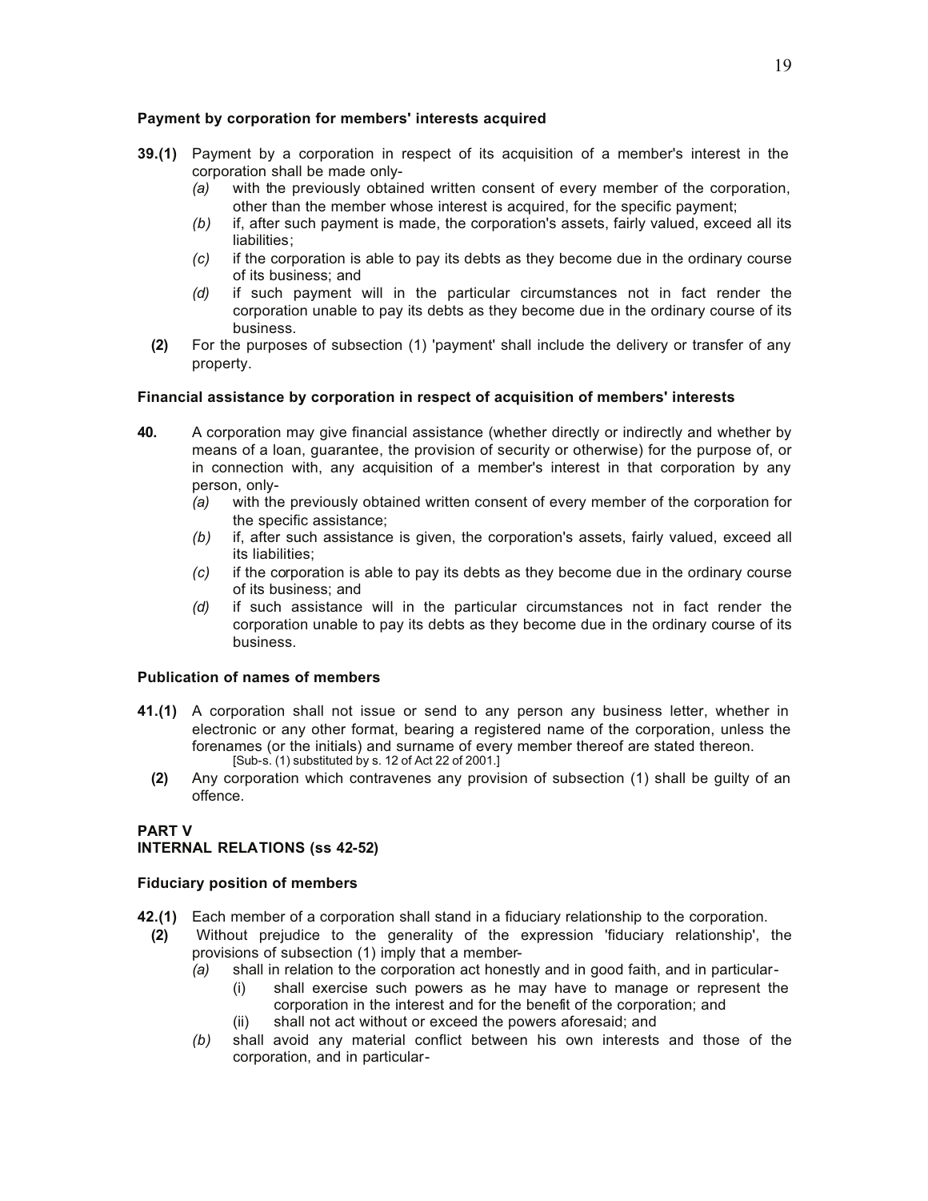**Payment by corporation for members' interests acquired**

**39.(1)** Payment by a corporation in respect of its acquisition of a member's interest in the corporation shall be made only-

*(a)* with the previously obtained written consent of every member of the corporation, other than the member whose interest is acquired, for the specific payment;

*(b)* if, after such payment is made, the corporation's assets, fairly valued, exceed all its liabilities;

*(c)* if the corporation is able to pay its debts as they become due in the ordinary course of its business; and

*(d)* if such payment will in the particular circumstances not in fact render the corporation unable to pay its debts as they become due in the ordinary course of its business.

**(2)** For the purposes of subsection (1) 'payment' shall include the delivery or transfer of any property.

**Financial assistance by corporation in respect of acquisition of members' interests**

**40.** A corporation may give financial assistance (whether directly or indirectly and whether by means of a loan, guarantee, the provision of security or otherwise) for the purpose of, or in connection with, any acquisition of a member's interest in that corporation by any person, only-

*(a)* with the previously obtained written consent of every member of the corporation for the specific assistance;

*(b)* if, after such assistance is given, the corporation's assets, fairly valued, exceed all its liabilities;

*(c)* if the corporation is able to pay its debts as they become due in the ordinary course of its business; and

*(d)* if such assistance will in the particular circumstances not in fact render the corporation unable to pay its debts as they become due in the ordinary course of its business.

**Publication of names of members**

**41.(1)** A corporation shall not issue or send to any person any business letter, whether in electronic or any other format, bearing a registered name of the corporation, unless the forenames (or the initials) and surname of every member thereof are stated thereon.
[Sub-s. (1) substituted by s. 12 of Act 22 of 2001.]

**(2)** Any corporation which contravenes any provision of subsection (1) shall be guilty of an offence.

**PART V**
**INTERNAL RELATIONS (ss 42-52)**

**Fiduciary position of members**

**42.(1)** Each member of a corporation shall stand in a fiduciary relationship to the corporation.

**(2)** Without prejudice to the generality of the expression 'fiduciary relationship', the provisions of subsection (1) imply that a member-

*(a)* shall in relation to the corporation act honestly and in good faith, and in particular-

(i) shall exercise such powers as he may have to manage or represent the corporation in the interest and for the benefit of the corporation; and

(ii) shall not act without or exceed the powers aforesaid; and

*(b)* shall avoid any material conflict between his own interests and those of the corporation, and in particular-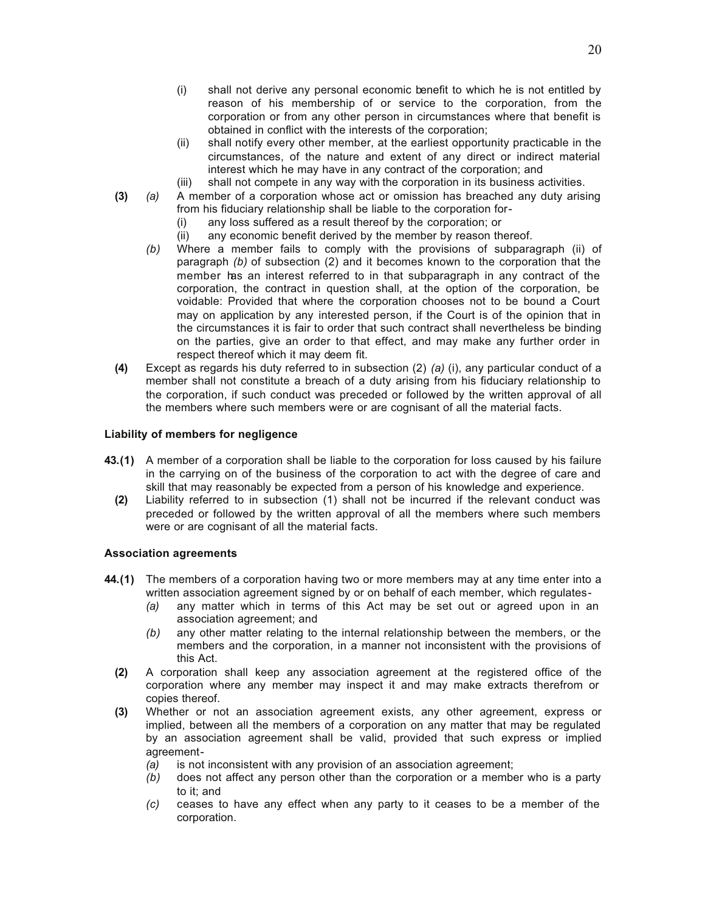(i) shall not derive any personal economic benefit to which he is not entitled by reason of his membership of or service to the corporation, from the corporation or from any other person in circumstances where that benefit is obtained in conflict with the interests of the corporation;

(ii) shall notify every other member, at the earliest opportunity practicable in the circumstances, of the nature and extent of any direct or indirect material interest which he may have in any contract of the corporation; and

(iii) shall not compete in any way with the corporation in its business activities.

**(3)** *(a)* A member of a corporation whose act or omission has breached any duty arising from his fiduciary relationship shall be liable to the corporation for-

(i) any loss suffered as a result thereof by the corporation; or

(ii) any economic benefit derived by the member by reason thereof.

*(b)* Where a member fails to comply with the provisions of subparagraph (ii) of paragraph *(b)* of subsection (2) and it becomes known to the corporation that the member has an interest referred to in that subparagraph in any contract of the corporation, the contract in question shall, at the option of the corporation, be voidable: Provided that where the corporation chooses not to be bound a Court may on application by any interested person, if the Court is of the opinion that in the circumstances it is fair to order that such contract shall nevertheless be binding on the parties, give an order to that effect, and may make any further order in respect thereof which it may deem fit.

**(4)** Except as regards his duty referred to in subsection (2) *(a)* (i), any particular conduct of a member shall not constitute a breach of a duty arising from his fiduciary relationship to the corporation, if such conduct was preceded or followed by the written approval of all the members where such members were or are cognisant of all the material facts.

### Liability of members for negligence

**43.(1)** A member of a corporation shall be liable to the corporation for loss caused by his failure in the carrying on of the business of the corporation to act with the degree of care and skill that may reasonably be expected from a person of his knowledge and experience.

**(2)** Liability referred to in subsection (1) shall not be incurred if the relevant conduct was preceded or followed by the written approval of all the members where such members were or are cognisant of all the material facts.

### Association agreements

**44.(1)** The members of a corporation having two or more members may at any time enter into a written association agreement signed by or on behalf of each member, which regulates-

*(a)* any matter which in terms of this Act may be set out or agreed upon in an association agreement; and

*(b)* any other matter relating to the internal relationship between the members, or the members and the corporation, in a manner not inconsistent with the provisions of this Act.

**(2)** A corporation shall keep any association agreement at the registered office of the corporation where any member may inspect it and may make extracts therefrom or copies thereof.

**(3)** Whether or not an association agreement exists, any other agreement, express or implied, between all the members of a corporation on any matter that may be regulated by an association agreement shall be valid, provided that such express or implied agreement-

*(a)* is not inconsistent with any provision of an association agreement;

*(b)* does not affect any person other than the corporation or a member who is a party to it; and

*(c)* ceases to have any effect when any party to it ceases to be a member of the corporation.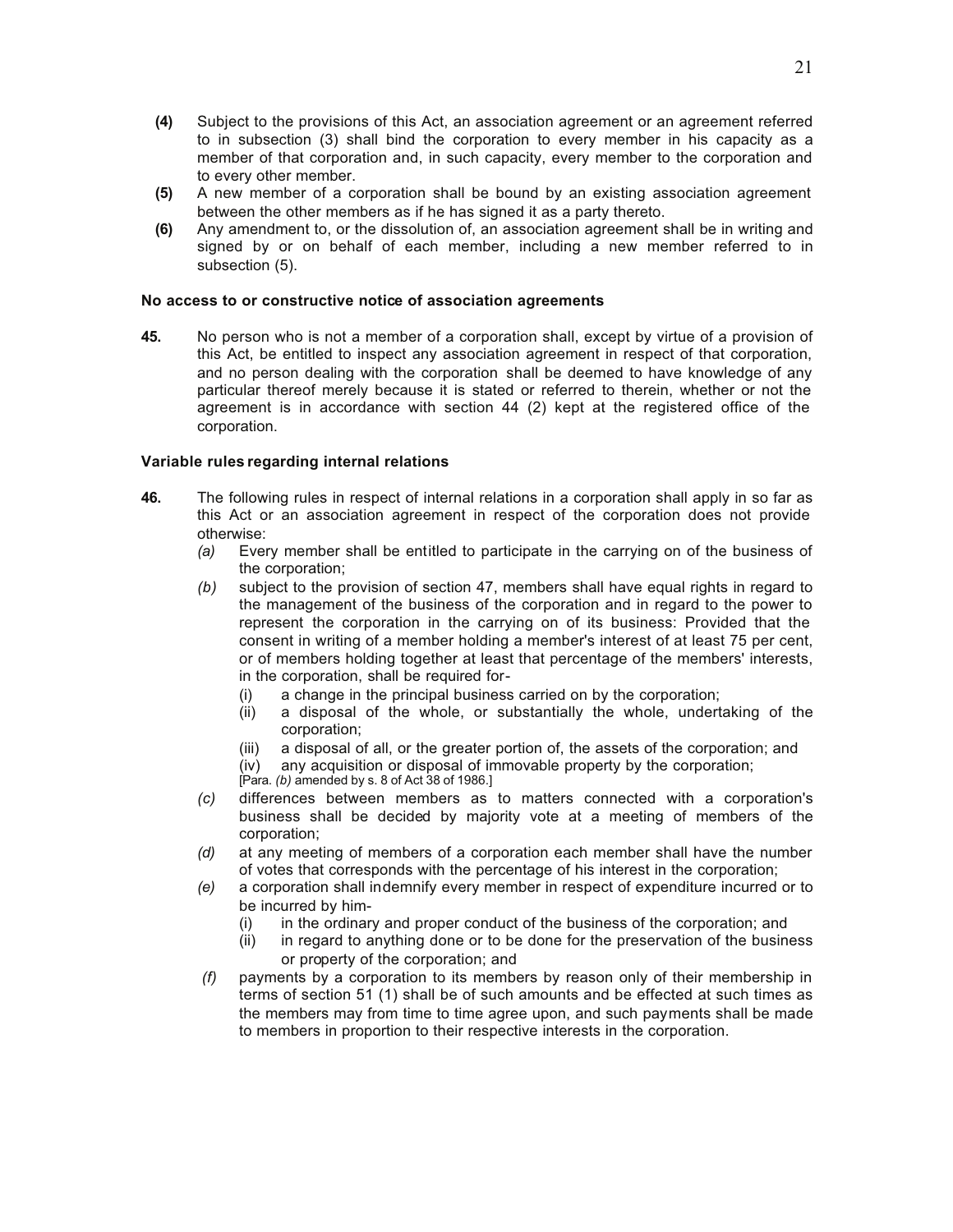**(4)** Subject to the provisions of this Act, an association agreement or an agreement referred to in subsection (3) shall bind the corporation to every member in his capacity as a member of that corporation and, in such capacity, every member to the corporation and to every other member.

**(5)** A new member of a corporation shall be bound by an existing association agreement between the other members as if he has signed it as a party thereto.

**(6)** Any amendment to, or the dissolution of, an association agreement shall be in writing and signed by or on behalf of each member, including a new member referred to in subsection (5).

### No access to or constructive notice of association agreements

**45.** No person who is not a member of a corporation shall, except by virtue of a provision of this Act, be entitled to inspect any association agreement in respect of that corporation, and no person dealing with the corporation shall be deemed to have knowledge of any particular thereof merely because it is stated or referred to therein, whether or not the agreement is in accordance with section 44 (2) kept at the registered office of the corporation.

### Variable rules regarding internal relations

**46.** The following rules in respect of internal relations in a corporation shall apply in so far as this Act or an association agreement in respect of the corporation does not provide otherwise:

*(a)* Every member shall be entitled to participate in the carrying on of the business of the corporation;

*(b)* subject to the provision of section 47, members shall have equal rights in regard to the management of the business of the corporation and in regard to the power to represent the corporation in the carrying on of its business: Provided that the consent in writing of a member holding a member's interest of at least 75 per cent, or of members holding together at least that percentage of the members' interests, in the corporation, shall be required for-

(i) a change in the principal business carried on by the corporation;

(ii) a disposal of the whole, or substantially the whole, undertaking of the corporation;

(iii) a disposal of all, or the greater portion of, the assets of the corporation; and

(iv) any acquisition or disposal of immovable property by the corporation;

[Para. *(b)* amended by s. 8 of Act 38 of 1986.]

*(c)* differences between members as to matters connected with a corporation's business shall be decided by majority vote at a meeting of members of the corporation;

*(d)* at any meeting of members of a corporation each member shall have the number of votes that corresponds with the percentage of his interest in the corporation;

*(e)* a corporation shall indemnify every member in respect of expenditure incurred or to be incurred by him-

(i) in the ordinary and proper conduct of the business of the corporation; and

(ii) in regard to anything done or to be done for the preservation of the business or property of the corporation; and

*(f)* payments by a corporation to its members by reason only of their membership in terms of section 51 (1) shall be of such amounts and be effected at such times as the members may from time to time agree upon, and such payments shall be made to members in proportion to their respective interests in the corporation.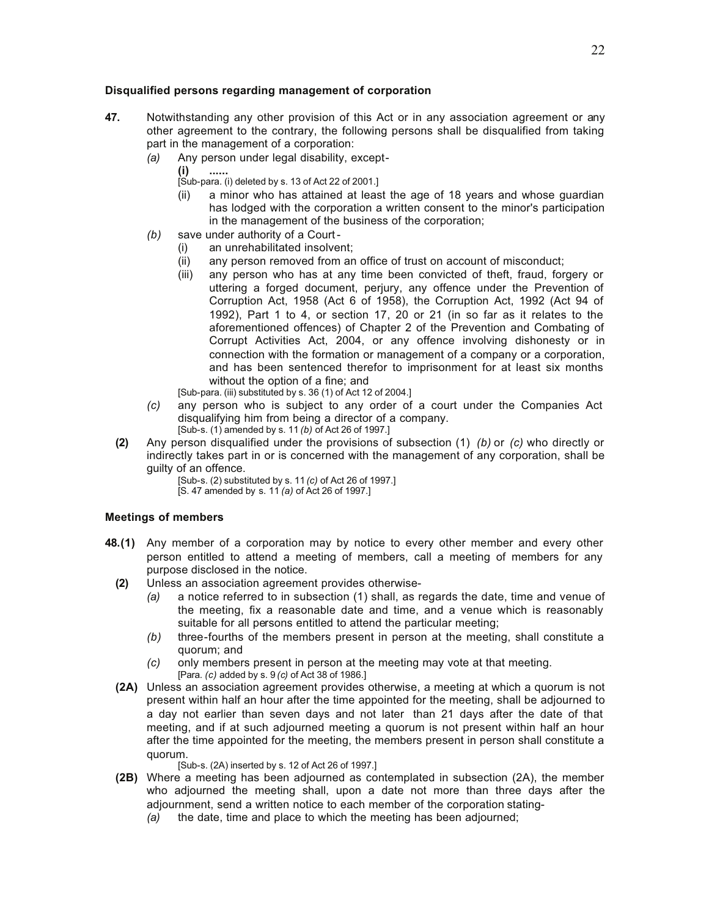**Disqualified persons regarding management of corporation**

**47.** Notwithstanding any other provision of this Act or in any association agreement or any other agreement to the contrary, the following persons shall be disqualified from taking part in the management of a corporation:

*(a)* Any person under legal disability, except-

**(i)** **......**

[Sub-para. (i) deleted by s. 13 of Act 22 of 2001.]

(ii) a minor who has attained at least the age of 18 years and whose guardian has lodged with the corporation a written consent to the minor's participation in the management of the business of the corporation;

*(b)* save under authority of a Court-

(i) an unrehabilitated insolvent;

(ii) any person removed from an office of trust on account of misconduct;

(iii) any person who has at any time been convicted of theft, fraud, forgery or uttering a forged document, perjury, any offence under the Prevention of Corruption Act, 1958 (Act 6 of 1958), the Corruption Act, 1992 (Act 94 of 1992), Part 1 to 4, or section 17, 20 or 21 (in so far as it relates to the aforementioned offences) of Chapter 2 of the Prevention and Combating of Corrupt Activities Act, 2004, or any offence involving dishonesty or in connection with the formation or management of a company or a corporation, and has been sentenced therefor to imprisonment for at least six months without the option of a fine; and

[Sub-para. (iii) substituted by s. 36 (1) of Act 12 of 2004.]

*(c)* any person who is subject to any order of a court under the Companies Act disqualifying him from being a director of a company.

[Sub-s. (1) amended by s. 11 *(b)* of Act 26 of 1997.]

**(2)** Any person disqualified under the provisions of subsection (1) *(b)* or *(c)* who directly or indirectly takes part in or is concerned with the management of any corporation, shall be guilty of an offence.

[Sub-s. (2) substituted by s. 11 *(c)* of Act 26 of 1997.]

[S. 47 amended by s. 11 *(a)* of Act 26 of 1997.]

**Meetings of members**

**48.(1)** Any member of a corporation may by notice to every other member and every other person entitled to attend a meeting of members, call a meeting of members for any purpose disclosed in the notice.

**(2)** Unless an association agreement provides otherwise-

*(a)* a notice referred to in subsection (1) shall, as regards the date, time and venue of the meeting, fix a reasonable date and time, and a venue which is reasonably suitable for all persons entitled to attend the particular meeting;

*(b)* three-fourths of the members present in person at the meeting, shall constitute a quorum; and

*(c)* only members present in person at the meeting may vote at that meeting.

[Para. *(c)* added by s. 9 *(c)* of Act 38 of 1986.]

**(2A)** Unless an association agreement provides otherwise, a meeting at which a quorum is not present within half an hour after the time appointed for the meeting, shall be adjourned to a day not earlier than seven days and not later than 21 days after the date of that meeting, and if at such adjourned meeting a quorum is not present within half an hour after the time appointed for the meeting, the members present in person shall constitute a quorum.

[Sub-s. (2A) inserted by s. 12 of Act 26 of 1997.]

**(2B)** Where a meeting has been adjourned as contemplated in subsection (2A), the member who adjourned the meeting shall, upon a date not more than three days after the adjournment, send a written notice to each member of the corporation stating-

*(a)* the date, time and place to which the meeting has been adjourned;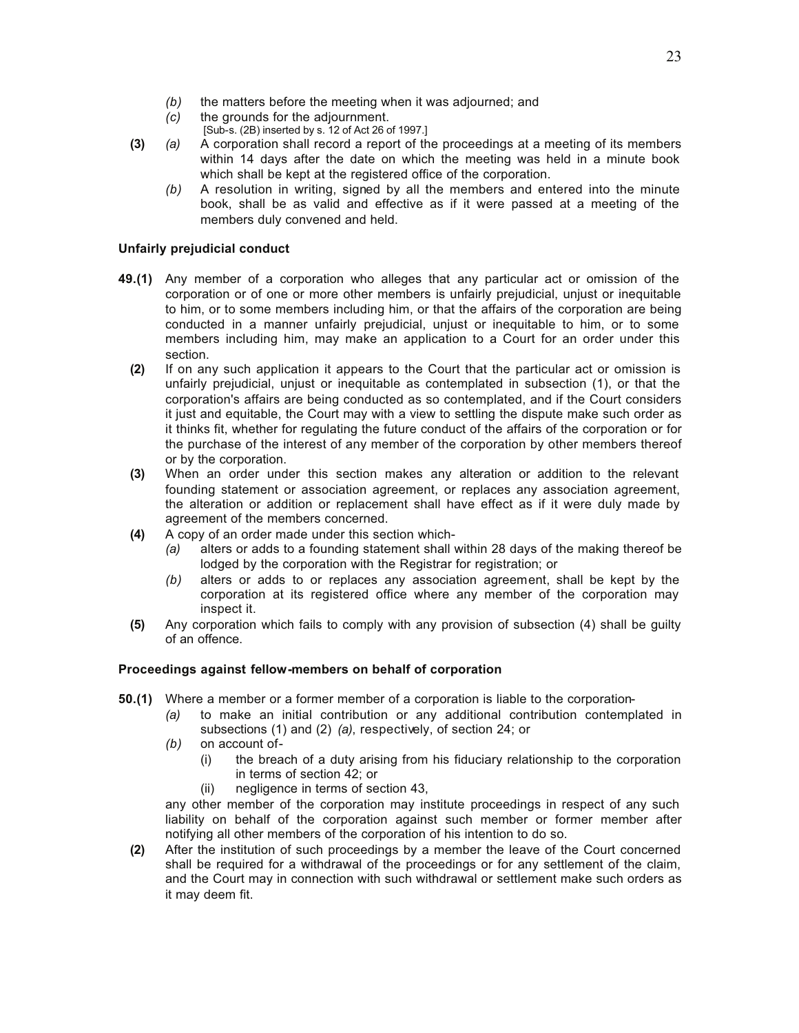*(b)* the matters before the meeting when it was adjourned; and

*(c)* the grounds for the adjournment.

[Sub-s. (2B) inserted by s. 12 of Act 26 of 1997.]

**(3)** *(a)* A corporation shall record a report of the proceedings at a meeting of its members within 14 days after the date on which the meeting was held in a minute book which shall be kept at the registered office of the corporation.

*(b)* A resolution in writing, signed by all the members and entered into the minute book, shall be as valid and effective as if it were passed at a meeting of the members duly convened and held.

#### Unfairly prejudicial conduct

**49.(1)** Any member of a corporation who alleges that any particular act or omission of the corporation or of one or more other members is unfairly prejudicial, unjust or inequitable to him, or to some members including him, or that the affairs of the corporation are being conducted in a manner unfairly prejudicial, unjust or inequitable to him, or to some members including him, may make an application to a Court for an order under this section.

**(2)** If on any such application it appears to the Court that the particular act or omission is unfairly prejudicial, unjust or inequitable as contemplated in subsection (1), or that the corporation's affairs are being conducted as so contemplated, and if the Court considers it just and equitable, the Court may with a view to settling the dispute make such order as it thinks fit, whether for regulating the future conduct of the affairs of the corporation or for the purchase of the interest of any member of the corporation by other members thereof or by the corporation.

**(3)** When an order under this section makes any alteration or addition to the relevant founding statement or association agreement, or replaces any association agreement, the alteration or addition or replacement shall have effect as if it were duly made by agreement of the members concerned.

**(4)** A copy of an order made under this section which-

*(a)* alters or adds to a founding statement shall within 28 days of the making thereof be lodged by the corporation with the Registrar for registration; or

*(b)* alters or adds to or replaces any association agreement, shall be kept by the corporation at its registered office where any member of the corporation may inspect it.

**(5)** Any corporation which fails to comply with any provision of subsection (4) shall be guilty of an offence.

#### Proceedings against fellow-members on behalf of corporation

**50.(1)** Where a member or a former member of a corporation is liable to the corporation-

*(a)* to make an initial contribution or any additional contribution contemplated in subsections (1) and (2) *(a)*, respectively, of section 24; or

*(b)* on account of-

(i) the breach of a duty arising from his fiduciary relationship to the corporation in terms of section 42; or

(ii) negligence in terms of section 43,

any other member of the corporation may institute proceedings in respect of any such liability on behalf of the corporation against such member or former member after notifying all other members of the corporation of his intention to do so.

**(2)** After the institution of such proceedings by a member the leave of the Court concerned shall be required for a withdrawal of the proceedings or for any settlement of the claim, and the Court may in connection with such withdrawal or settlement make such orders as it may deem fit.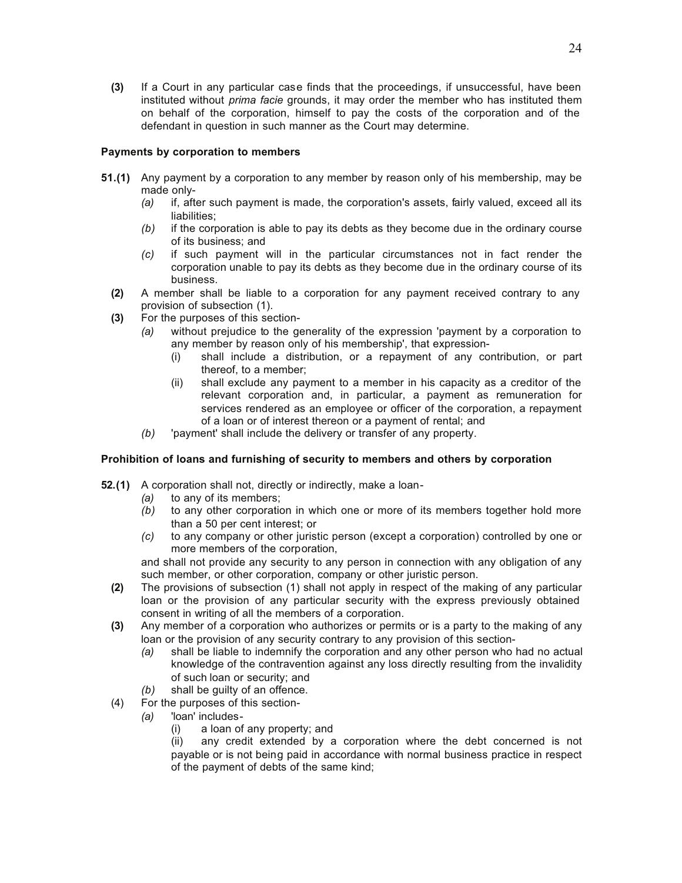**(3)** If a Court in any particular case finds that the proceedings, if unsuccessful, have been instituted without *prima facie* grounds, it may order the member who has instituted them on behalf of the corporation, himself to pay the costs of the corporation and of the defendant in question in such manner as the Court may determine.

### Payments by corporation to members

**51.(1)** Any payment by a corporation to any member by reason only of his membership, may be made only-

*(a)* if, after such payment is made, the corporation's assets, fairly valued, exceed all its liabilities;

*(b)* if the corporation is able to pay its debts as they become due in the ordinary course of its business; and

*(c)* if such payment will in the particular circumstances not in fact render the corporation unable to pay its debts as they become due in the ordinary course of its business.

**(2)** A member shall be liable to a corporation for any payment received contrary to any provision of subsection (1).

**(3)** For the purposes of this section-

*(a)* without prejudice to the generality of the expression 'payment by a corporation to any member by reason only of his membership', that expression-

(i) shall include a distribution, or a repayment of any contribution, or part thereof, to a member;

(ii) shall exclude any payment to a member in his capacity as a creditor of the relevant corporation and, in particular, a payment as remuneration for services rendered as an employee or officer of the corporation, a repayment of a loan or of interest thereon or a payment of rental; and

*(b)* 'payment' shall include the delivery or transfer of any property.

### Prohibition of loans and furnishing of security to members and others by corporation

**52.(1)** A corporation shall not, directly or indirectly, make a loan-

*(a)* to any of its members;

*(b)* to any other corporation in which one or more of its members together hold more than a 50 per cent interest; or

*(c)* to any company or other juristic person (except a corporation) controlled by one or more members of the corporation,

and shall not provide any security to any person in connection with any obligation of any such member, or other corporation, company or other juristic person.

**(2)** The provisions of subsection (1) shall not apply in respect of the making of any particular loan or the provision of any particular security with the express previously obtained consent in writing of all the members of a corporation.

**(3)** Any member of a corporation who authorizes or permits or is a party to the making of any loan or the provision of any security contrary to any provision of this section-

*(a)* shall be liable to indemnify the corporation and any other person who had no actual knowledge of the contravention against any loss directly resulting from the invalidity of such loan or security; and

*(b)* shall be guilty of an offence.

(4) For the purposes of this section-

*(a)* 'loan' includes-

(i) a loan of any property; and

(ii) any credit extended by a corporation where the debt concerned is not payable or is not being paid in accordance with normal business practice in respect of the payment of debts of the same kind;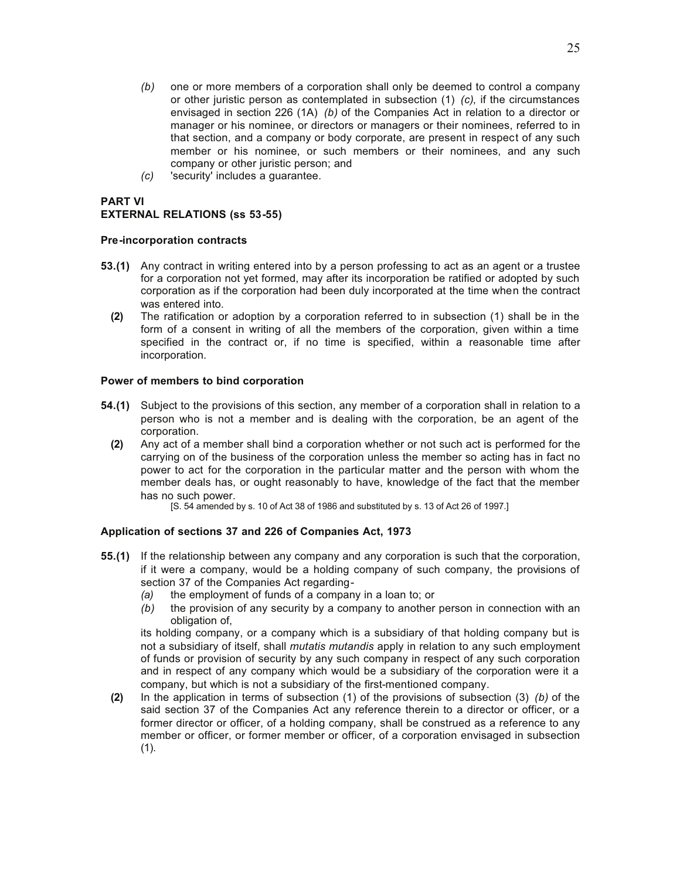*(b)* one or more members of a corporation shall only be deemed to control a company or other juristic person as contemplated in subsection (1) *(c)*, if the circumstances envisaged in section 226 (1A) *(b)* of the Companies Act in relation to a director or manager or his nominee, or directors or managers or their nominees, referred to in that section, and a company or body corporate, are present in respect of any such member or his nominee, or such members or their nominees, and any such company or other juristic person; and

*(c)* 'security' includes a guarantee.

## PART VI
## EXTERNAL RELATIONS (ss 53-55)

### Pre-incorporation contracts

**53.(1)** Any contract in writing entered into by a person professing to act as an agent or a trustee for a corporation not yet formed, may after its incorporation be ratified or adopted by such corporation as if the corporation had been duly incorporated at the time when the contract was entered into.

**(2)** The ratification or adoption by a corporation referred to in subsection (1) shall be in the form of a consent in writing of all the members of the corporation, given within a time specified in the contract or, if no time is specified, within a reasonable time after incorporation.

### Power of members to bind corporation

**54.(1)** Subject to the provisions of this section, any member of a corporation shall in relation to a person who is not a member and is dealing with the corporation, be an agent of the corporation.

**(2)** Any act of a member shall bind a corporation whether or not such act is performed for the carrying on of the business of the corporation unless the member so acting has in fact no power to act for the corporation in the particular matter and the person with whom the member deals has, or ought reasonably to have, knowledge of the fact that the member has no such power.

[S. 54 amended by s. 10 of Act 38 of 1986 and substituted by s. 13 of Act 26 of 1997.]

### Application of sections 37 and 226 of Companies Act, 1973

**55.(1)** If the relationship between any company and any corporation is such that the corporation, if it were a company, would be a holding company of such company, the provisions of section 37 of the Companies Act regarding-

*(a)* the employment of funds of a company in a loan to; or

*(b)* the provision of any security by a company to another person in connection with an obligation of,

its holding company, or a company which is a subsidiary of that holding company but is not a subsidiary of itself, shall *mutatis mutandis* apply in relation to any such employment of funds or provision of security by any such company in respect of any such corporation and in respect of any company which would be a subsidiary of the corporation were it a company, but which is not a subsidiary of the first-mentioned company.

**(2)** In the application in terms of subsection (1) of the provisions of subsection (3) *(b)* of the said section 37 of the Companies Act any reference therein to a director or officer, or a former director or officer, of a holding company, shall be construed as a reference to any member or officer, or former member or officer, of a corporation envisaged in subsection (1).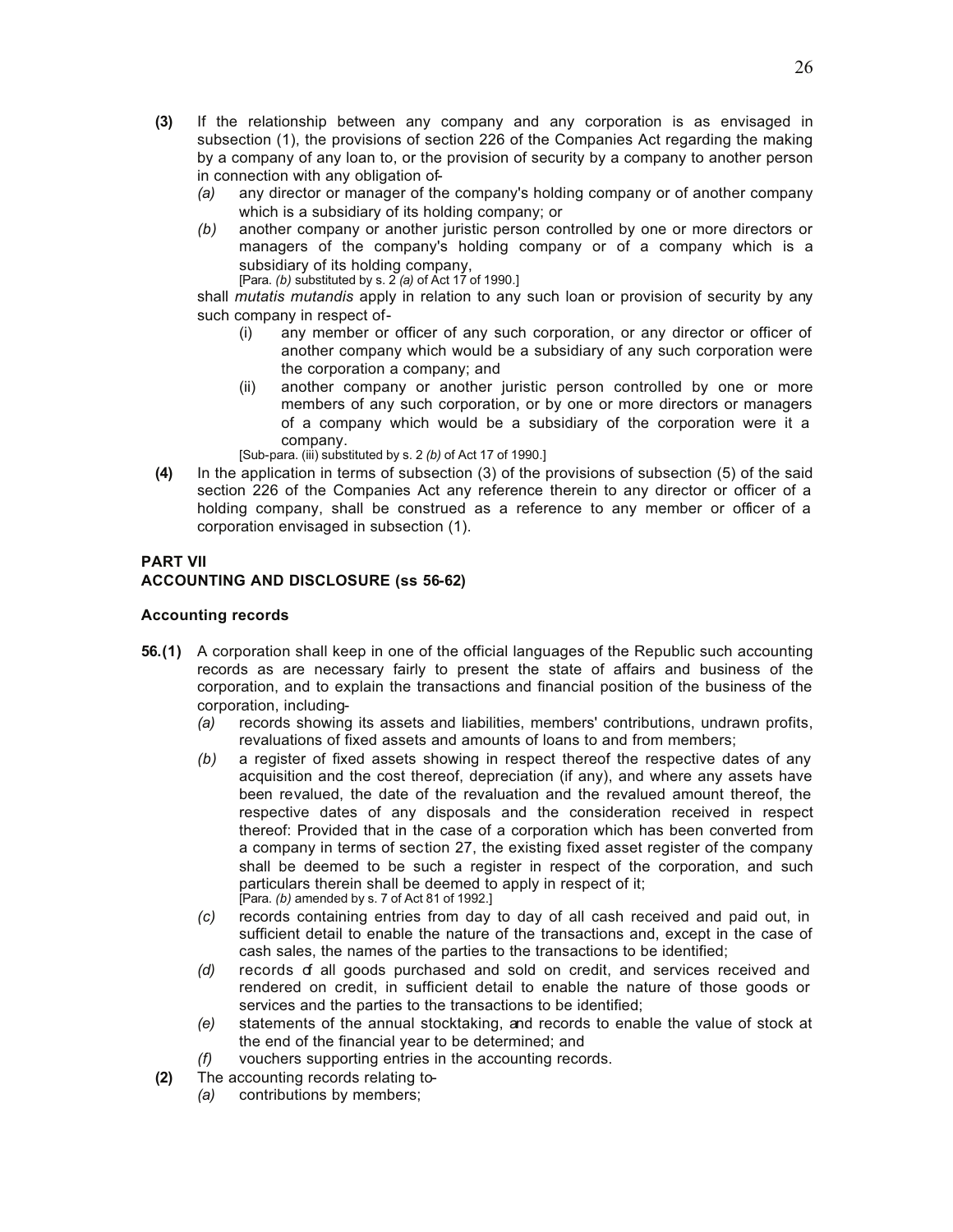**(3)** If the relationship between any company and any corporation is as envisaged in subsection (1), the provisions of section 226 of the Companies Act regarding the making by a company of any loan to, or the provision of security by a company to another person in connection with any obligation of-

*(a)* any director or manager of the company's holding company or of another company which is a subsidiary of its holding company; or

*(b)* another company or another juristic person controlled by one or more directors or managers of the company's holding company or of a company which is a subsidiary of its holding company,

[Para. *(b)* substituted by s. 2 *(a)* of Act 17 of 1990.]

shall *mutatis mutandis* apply in relation to any such loan or provision of security by any such company in respect of-

(i) any member or officer of any such corporation, or any director or officer of another company which would be a subsidiary of any such corporation were the corporation a company; and

(ii) another company or another juristic person controlled by one or more members of any such corporation, or by one or more directors or managers of a company which would be a subsidiary of the corporation were it a company.

[Sub-para. (iii) substituted by s. 2 *(b)* of Act 17 of 1990.]

**(4)** In the application in terms of subsection (3) of the provisions of subsection (5) of the said section 226 of the Companies Act any reference therein to any director or officer of a holding company, shall be construed as a reference to any member or officer of a corporation envisaged in subsection (1).

## PART VII
## ACCOUNTING AND DISCLOSURE (ss 56-62)

### Accounting records

**56.(1)** A corporation shall keep in one of the official languages of the Republic such accounting records as are necessary fairly to present the state of affairs and business of the corporation, and to explain the transactions and financial position of the business of the corporation, including-

*(a)* records showing its assets and liabilities, members' contributions, undrawn profits, revaluations of fixed assets and amounts of loans to and from members;

*(b)* a register of fixed assets showing in respect thereof the respective dates of any acquisition and the cost thereof, depreciation (if any), and where any assets have been revalued, the date of the revaluation and the revalued amount thereof, the respective dates of any disposals and the consideration received in respect thereof: Provided that in the case of a corporation which has been converted from a company in terms of section 27, the existing fixed asset register of the company shall be deemed to be such a register in respect of the corporation, and such particulars therein shall be deemed to apply in respect of it;

[Para. *(b)* amended by s. 7 of Act 81 of 1992.]

*(c)* records containing entries from day to day of all cash received and paid out, in sufficient detail to enable the nature of the transactions and, except in the case of cash sales, the names of the parties to the transactions to be identified;

*(d)* records of all goods purchased and sold on credit, and services received and rendered on credit, in sufficient detail to enable the nature of those goods or services and the parties to the transactions to be identified;

*(e)* statements of the annual stocktaking, and records to enable the value of stock at the end of the financial year to be determined; and

*(f)* vouchers supporting entries in the accounting records.

**(2)** The accounting records relating to-

*(a)* contributions by members;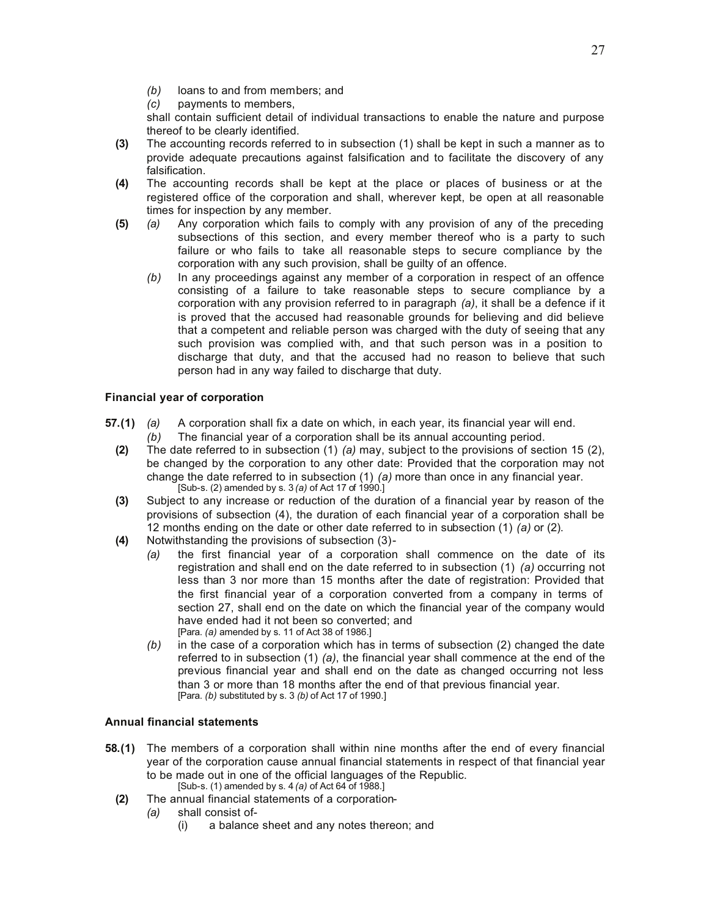(b) loans to and from members; and

(c) payments to members,

shall contain sufficient detail of individual transactions to enable the nature and purpose thereof to be clearly identified.

**(3)** The accounting records referred to in subsection (1) shall be kept in such a manner as to provide adequate precautions against falsification and to facilitate the discovery of any falsification.

**(4)** The accounting records shall be kept at the place or places of business or at the registered office of the corporation and shall, wherever kept, be open at all reasonable times for inspection by any member.

**(5)** *(a)* Any corporation which fails to comply with any provision of any of the preceding subsections of this section, and every member thereof who is a party to such failure or who fails to take all reasonable steps to secure compliance by the corporation with any such provision, shall be guilty of an offence.

*(b)* In any proceedings against any member of a corporation in respect of an offence consisting of a failure to take reasonable steps to secure compliance by a corporation with any provision referred to in paragraph *(a)*, it shall be a defence if it is proved that the accused had reasonable grounds for believing and did believe that a competent and reliable person was charged with the duty of seeing that any such provision was complied with, and that such person was in a position to discharge that duty, and that the accused had no reason to believe that such person had in any way failed to discharge that duty.

**Financial year of corporation**

**57.(1)** *(a)* A corporation shall fix a date on which, in each year, its financial year will end.

*(b)* The financial year of a corporation shall be its annual accounting period.

**(2)** The date referred to in subsection (1) *(a)* may, subject to the provisions of section 15 (2), be changed by the corporation to any other date: Provided that the corporation may not change the date referred to in subsection (1) *(a)* more than once in any financial year.
[Sub-s. (2) amended by s. 3 *(a)* of Act 17 of 1990.]

**(3)** Subject to any increase or reduction of the duration of a financial year by reason of the provisions of subsection (4), the duration of each financial year of a corporation shall be 12 months ending on the date or other date referred to in subsection (1) *(a)* or (2).

**(4)** Notwithstanding the provisions of subsection (3)-

*(a)* the first financial year of a corporation shall commence on the date of its registration and shall end on the date referred to in subsection (1) *(a)* occurring not less than 3 nor more than 15 months after the date of registration: Provided that the first financial year of a corporation converted from a company in terms of section 27, shall end on the date on which the financial year of the company would have ended had it not been so converted; and
[Para. *(a)* amended by s. 11 of Act 38 of 1986.]

*(b)* in the case of a corporation which has in terms of subsection (2) changed the date referred to in subsection (1) *(a)*, the financial year shall commence at the end of the previous financial year and shall end on the date as changed occurring not less than 3 or more than 18 months after the end of that previous financial year.
[Para. *(b)* substituted by s. 3 *(b)* of Act 17 of 1990.]

**Annual financial statements**

**58.(1)** The members of a corporation shall within nine months after the end of every financial year of the corporation cause annual financial statements in respect of that financial year to be made out in one of the official languages of the Republic.
[Sub-s. (1) amended by s. 4 *(a)* of Act 64 of 1988.]

**(2)** The annual financial statements of a corporation-

*(a)* shall consist of-

(i) a balance sheet and any notes thereon; and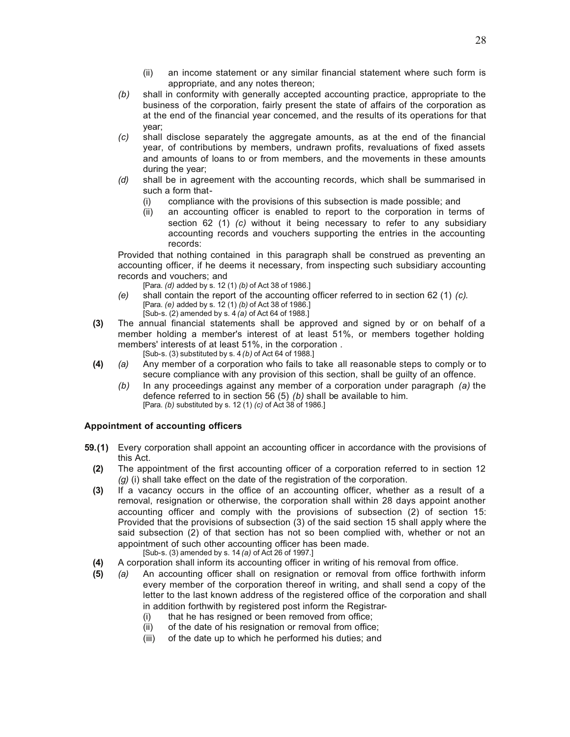(ii) an income statement or any similar financial statement where such form is appropriate, and any notes thereon;

*(b)* shall in conformity with generally accepted accounting practice, appropriate to the business of the corporation, fairly present the state of affairs of the corporation as at the end of the financial year concerned, and the results of its operations for that year;

*(c)* shall disclose separately the aggregate amounts, as at the end of the financial year, of contributions by members, undrawn profits, revaluations of fixed assets and amounts of loans to or from members, and the movements in these amounts during the year;

*(d)* shall be in agreement with the accounting records, which shall be summarised in such a form that-

(i) compliance with the provisions of this subsection is made possible; and

(ii) an accounting officer is enabled to report to the corporation in terms of section 62 (1) *(c)* without it being necessary to refer to any subsidiary accounting records and vouchers supporting the entries in the accounting records:

Provided that nothing contained in this paragraph shall be construed as preventing an accounting officer, if he deems it necessary, from inspecting such subsidiary accounting records and vouchers; and

[Para. *(d)* added by s. 12 (1) *(b)* of Act 38 of 1986.]

*(e)* shall contain the report of the accounting officer referred to in section 62 (1) *(c)*.

[Para. *(e)* added by s. 12 (1) *(b)* of Act 38 of 1986.]

[Sub-s. (2) amended by s. 4 *(a)* of Act 64 of 1988.]

**(3)** The annual financial statements shall be approved and signed by or on behalf of a member holding a member's interest of at least 51%, or members together holding members' interests of at least 51%, in the corporation .

[Sub-s. (3) substituted by s. 4 *(b)* of Act 64 of 1988.]

**(4)** *(a)* Any member of a corporation who fails to take all reasonable steps to comply or to secure compliance with any provision of this section, shall be guilty of an offence.

*(b)* In any proceedings against any member of a corporation under paragraph *(a)* the defence referred to in section 56 (5) *(b)* shall be available to him.

[Para. *(b)* substituted by s. 12 (1) *(c)* of Act 38 of 1986.]

### Appointment of accounting officers

**59.(1)** Every corporation shall appoint an accounting officer in accordance with the provisions of this Act.

**(2)** The appointment of the first accounting officer of a corporation referred to in section 12 *(g)* (i) shall take effect on the date of the registration of the corporation.

**(3)** If a vacancy occurs in the office of an accounting officer, whether as a result of a removal, resignation or otherwise, the corporation shall within 28 days appoint another accounting officer and comply with the provisions of subsection (2) of section 15: Provided that the provisions of subsection (3) of the said section 15 shall apply where the said subsection (2) of that section has not so been complied with, whether or not an appointment of such other accounting officer has been made.

[Sub-s. (3) amended by s. 14 *(a)* of Act 26 of 1997.]

**(4)** A corporation shall inform its accounting officer in writing of his removal from office.

**(5)** *(a)* An accounting officer shall on resignation or removal from office forthwith inform every member of the corporation thereof in writing, and shall send a copy of the letter to the last known address of the registered office of the corporation and shall in addition forthwith by registered post inform the Registrar-

(i) that he has resigned or been removed from office;

(ii) of the date of his resignation or removal from office;

(iii) of the date up to which he performed his duties; and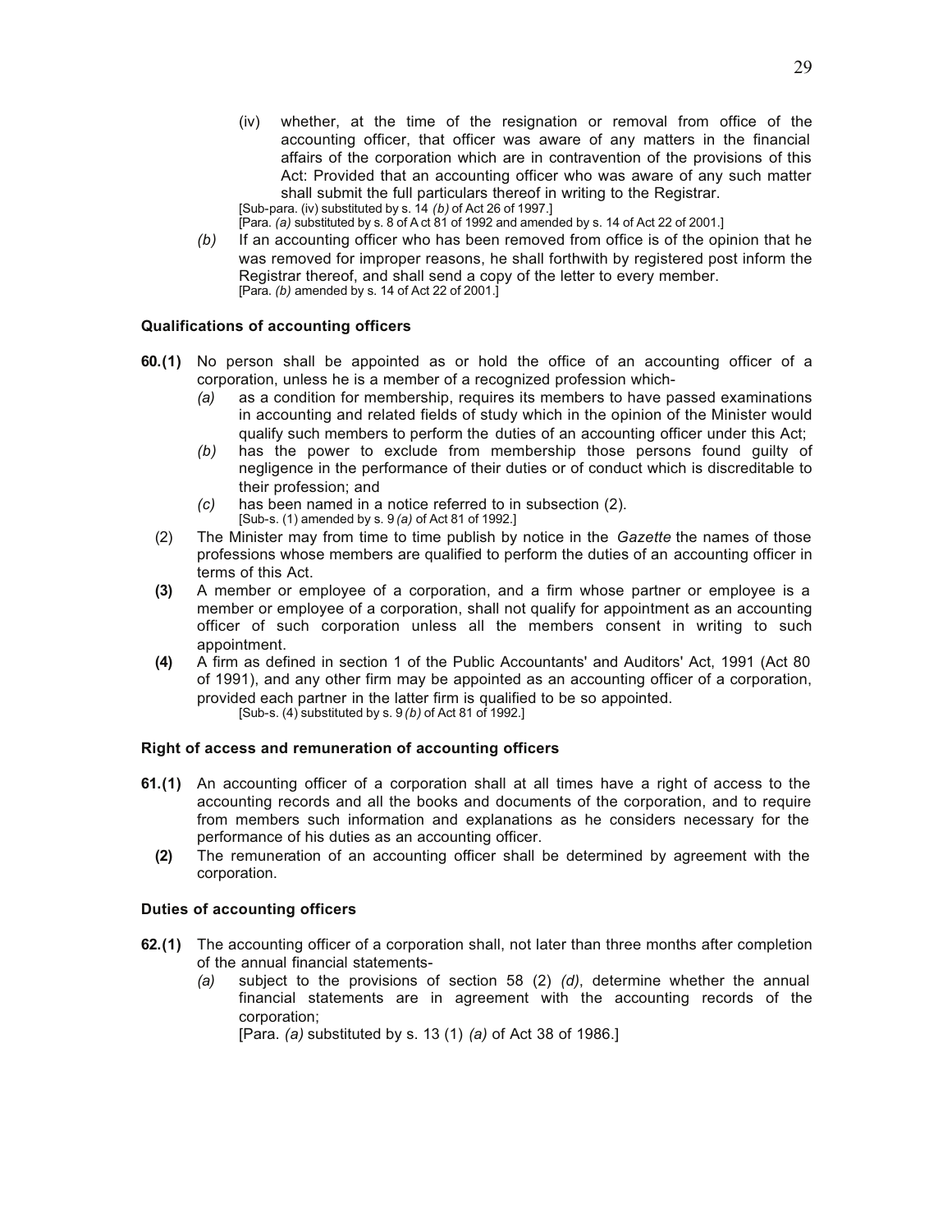(iv) whether, at the time of the resignation or removal from office of the accounting officer, that officer was aware of any matters in the financial affairs of the corporation which are in contravention of the provisions of this Act: Provided that an accounting officer who was aware of any such matter shall submit the full particulars thereof in writing to the Registrar.
[Sub-para. (iv) substituted by s. 14 *(b)* of Act 26 of 1997.]
[Para. *(a)* substituted by s. 8 of A ct 81 of 1992 and amended by s. 14 of Act 22 of 2001.]

*(b)* If an accounting officer who has been removed from office is of the opinion that he was removed for improper reasons, he shall forthwith by registered post inform the Registrar thereof, and shall send a copy of the letter to every member.
[Para. *(b)* amended by s. 14 of Act 22 of 2001.]

**Qualifications of accounting officers**

**60.(1)** No person shall be appointed as or hold the office of an accounting officer of a corporation, unless he is a member of a recognized profession which-

*(a)* as a condition for membership, requires its members to have passed examinations in accounting and related fields of study which in the opinion of the Minister would qualify such members to perform the duties of an accounting officer under this Act;

*(b)* has the power to exclude from membership those persons found guilty of negligence in the performance of their duties or of conduct which is discreditable to their profession; and

*(c)* has been named in a notice referred to in subsection (2).
[Sub-s. (1) amended by s. 9 *(a)* of Act 81 of 1992.]

(2) The Minister may from time to time publish by notice in the *Gazette* the names of those professions whose members are qualified to perform the duties of an accounting officer in terms of this Act.

**(3)** A member or employee of a corporation, and a firm whose partner or employee is a member or employee of a corporation, shall not qualify for appointment as an accounting officer of such corporation unless all the members consent in writing to such appointment.

**(4)** A firm as defined in section 1 of the Public Accountants' and Auditors' Act, 1991 (Act 80 of 1991), and any other firm may be appointed as an accounting officer of a corporation, provided each partner in the latter firm is qualified to be so appointed.
[Sub-s. (4) substituted by s. 9 *(b)* of Act 81 of 1992.]

**Right of access and remuneration of accounting officers**

**61.(1)** An accounting officer of a corporation shall at all times have a right of access to the accounting records and all the books and documents of the corporation, and to require from members such information and explanations as he considers necessary for the performance of his duties as an accounting officer.

**(2)** The remuneration of an accounting officer shall be determined by agreement with the corporation.

**Duties of accounting officers**

**62.(1)** The accounting officer of a corporation shall, not later than three months after completion of the annual financial statements-

*(a)* subject to the provisions of section 58 (2) *(d)*, determine whether the annual financial statements are in agreement with the accounting records of the corporation;
[Para. *(a)* substituted by s. 13 (1) *(a)* of Act 38 of 1986.]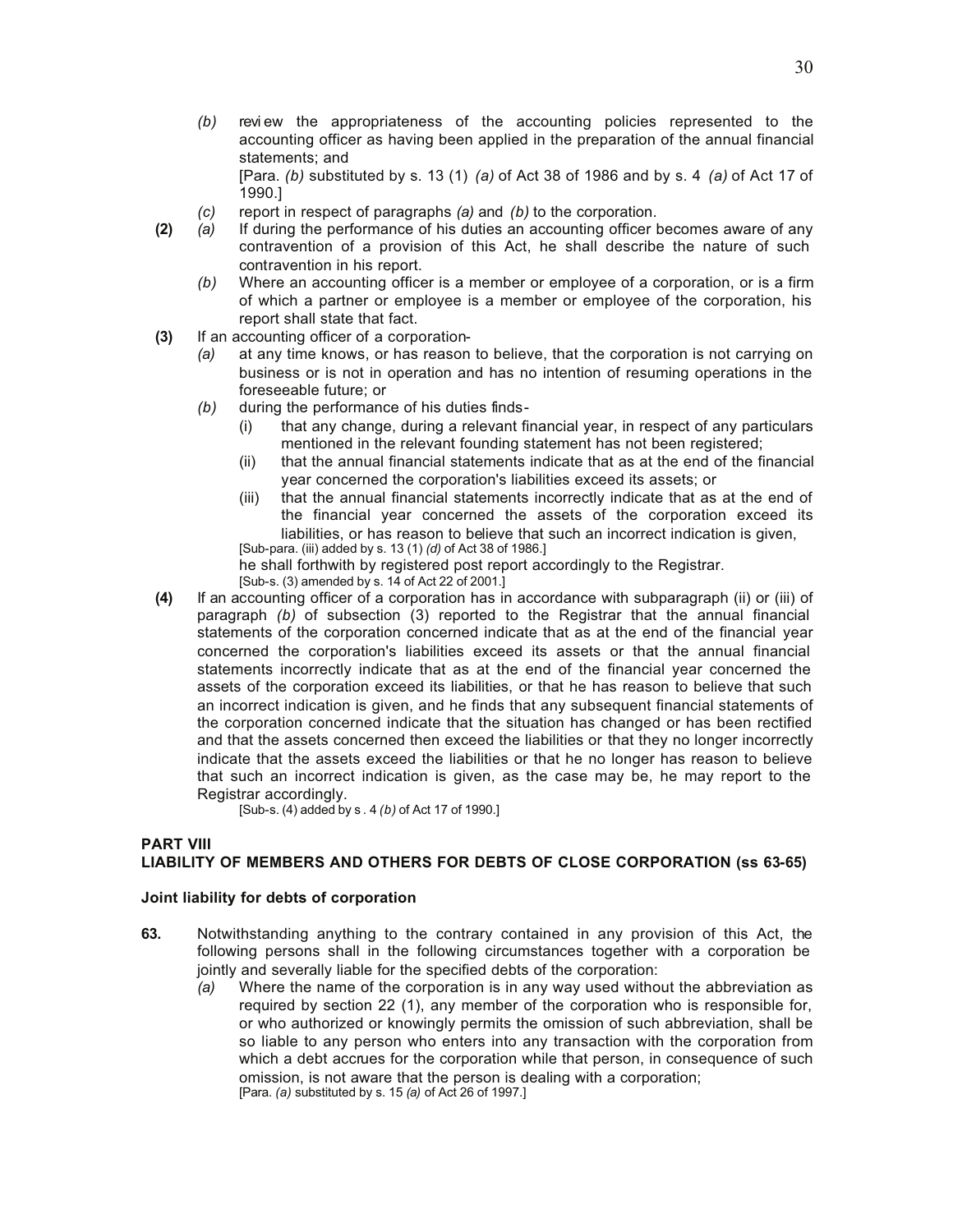*(b)* review the appropriateness of the accounting policies represented to the accounting officer as having been applied in the preparation of the annual financial statements; and

[Para. *(b)* substituted by s. 13 (1) *(a)* of Act 38 of 1986 and by s. 4 *(a)* of Act 17 of 1990.]

*(c)* report in respect of paragraphs *(a)* and *(b)* to the corporation.

**(2)** *(a)* If during the performance of his duties an accounting officer becomes aware of any contravention of a provision of this Act, he shall describe the nature of such contravention in his report.

*(b)* Where an accounting officer is a member or employee of a corporation, or is a firm of which a partner or employee is a member or employee of the corporation, his report shall state that fact.

**(3)** If an accounting officer of a corporation-

*(a)* at any time knows, or has reason to believe, that the corporation is not carrying on business or is not in operation and has no intention of resuming operations in the foreseeable future; or

*(b)* during the performance of his duties finds-

(i) that any change, during a relevant financial year, in respect of any particulars mentioned in the relevant founding statement has not been registered;

(ii) that the annual financial statements indicate that as at the end of the financial year concerned the corporation's liabilities exceed its assets; or

(iii) that the annual financial statements incorrectly indicate that as at the end of the financial year concerned the assets of the corporation exceed its liabilities, or has reason to believe that such an incorrect indication is given,

[Sub-para. (iii) added by s. 13 (1) *(d)* of Act 38 of 1986.]

he shall forthwith by registered post report accordingly to the Registrar.

[Sub-s. (3) amended by s. 14 of Act 22 of 2001.]

**(4)** If an accounting officer of a corporation has in accordance with subparagraph (ii) or (iii) of paragraph *(b)* of subsection (3) reported to the Registrar that the annual financial statements of the corporation concerned indicate that as at the end of the financial year concerned the corporation's liabilities exceed its assets or that the annual financial statements incorrectly indicate that as at the end of the financial year concerned the assets of the corporation exceed its liabilities, or that he has reason to believe that such an incorrect indication is given, and he finds that any subsequent financial statements of the corporation concerned indicate that the situation has changed or has been rectified and that the assets concerned then exceed the liabilities or that they no longer incorrectly indicate that the assets exceed the liabilities or that he no longer has reason to believe that such an incorrect indication is given, as the case may be, he may report to the Registrar accordingly.

[Sub-s. (4) added by s . 4 *(b)* of Act 17 of 1990.]

## PART VIII
## LIABILITY OF MEMBERS AND OTHERS FOR DEBTS OF CLOSE CORPORATION (ss 63-65)

**Joint liability for debts of corporation**

**63.** Notwithstanding anything to the contrary contained in any provision of this Act, the following persons shall in the following circumstances together with a corporation be jointly and severally liable for the specified debts of the corporation:

*(a)* Where the name of the corporation is in any way used without the abbreviation as required by section 22 (1), any member of the corporation who is responsible for, or who authorized or knowingly permits the omission of such abbreviation, shall be so liable to any person who enters into any transaction with the corporation from which a debt accrues for the corporation while that person, in consequence of such omission, is not aware that the person is dealing with a corporation;

[Para. *(a)* substituted by s. 15 *(a)* of Act 26 of 1997.]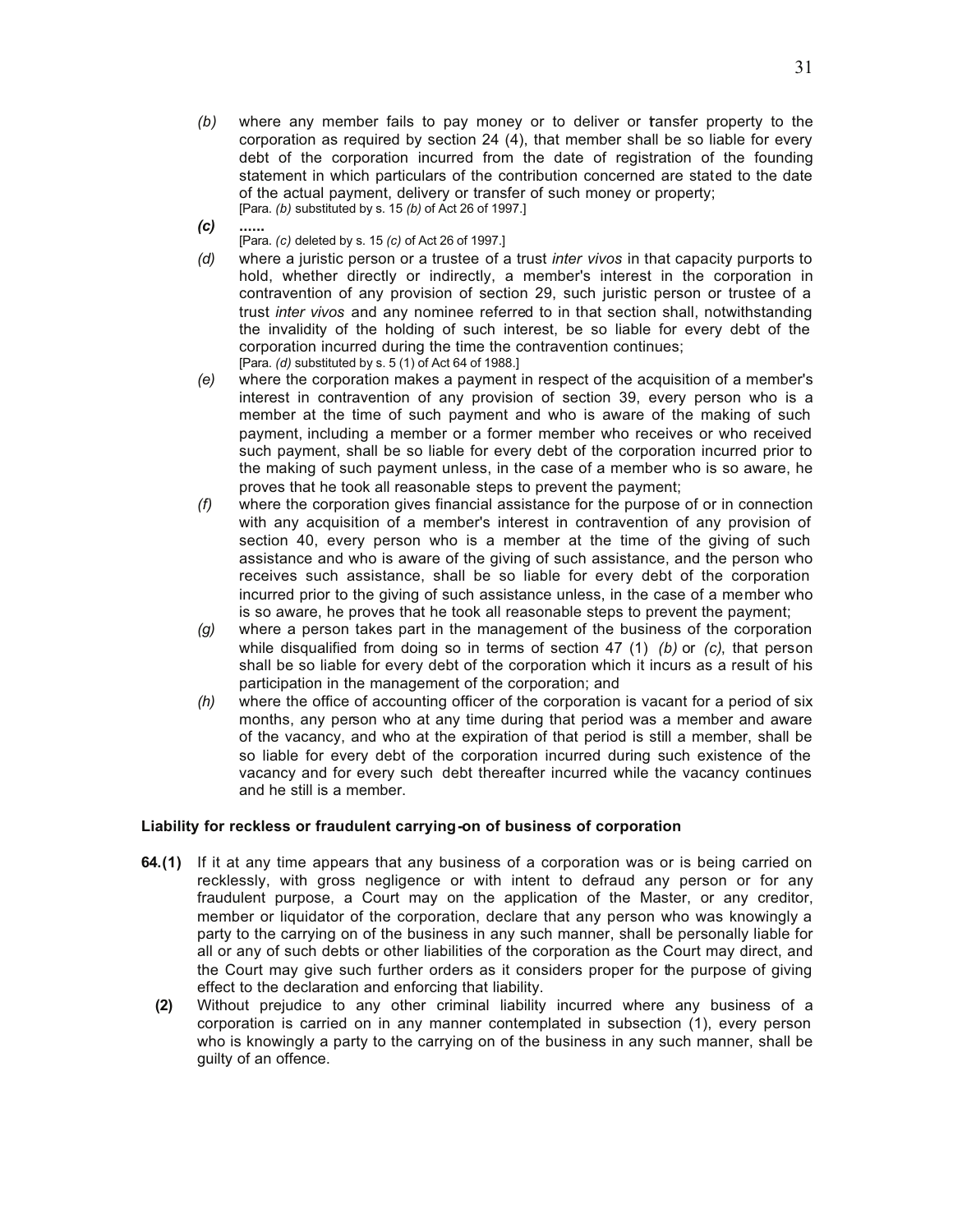*(b)* where any member fails to pay money or to deliver or transfer property to the corporation as required by section 24 (4), that member shall be so liable for every debt of the corporation incurred from the date of registration of the founding statement in which particulars of the contribution concerned are stated to the date of the actual payment, delivery or transfer of such money or property;
[Para. *(b)* substituted by s. 15 *(b)* of Act 26 of 1997.]

***(c)*** **......**
[Para. *(c)* deleted by s. 15 *(c)* of Act 26 of 1997.]

*(d)* where a juristic person or a trustee of a trust *inter vivos* in that capacity purports to hold, whether directly or indirectly, a member's interest in the corporation in contravention of any provision of section 29, such juristic person or trustee of a trust *inter vivos* and any nominee referred to in that section shall, notwithstanding the invalidity of the holding of such interest, be so liable for every debt of the corporation incurred during the time the contravention continues;
[Para. *(d)* substituted by s. 5 (1) of Act 64 of 1988.]

*(e)* where the corporation makes a payment in respect of the acquisition of a member's interest in contravention of any provision of section 39, every person who is a member at the time of such payment and who is aware of the making of such payment, including a member or a former member who receives or who received such payment, shall be so liable for every debt of the corporation incurred prior to the making of such payment unless, in the case of a member who is so aware, he proves that he took all reasonable steps to prevent the payment;

*(f)* where the corporation gives financial assistance for the purpose of or in connection with any acquisition of a member's interest in contravention of any provision of section 40, every person who is a member at the time of the giving of such assistance and who is aware of the giving of such assistance, and the person who receives such assistance, shall be so liable for every debt of the corporation incurred prior to the giving of such assistance unless, in the case of a member who is so aware, he proves that he took all reasonable steps to prevent the payment;

*(g)* where a person takes part in the management of the business of the corporation while disqualified from doing so in terms of section 47 (1) *(b)* or *(c)*, that person shall be so liable for every debt of the corporation which it incurs as a result of his participation in the management of the corporation; and

*(h)* where the office of accounting officer of the corporation is vacant for a period of six months, any person who at any time during that period was a member and aware of the vacancy, and who at the expiration of that period is still a member, shall be so liable for every debt of the corporation incurred during such existence of the vacancy and for every such debt thereafter incurred while the vacancy continues and he still is a member.

**Liability for reckless or fraudulent carrying-on of business of corporation**

**64.(1)** If it at any time appears that any business of a corporation was or is being carried on recklessly, with gross negligence or with intent to defraud any person or for any fraudulent purpose, a Court may on the application of the Master, or any creditor, member or liquidator of the corporation, declare that any person who was knowingly a party to the carrying on of the business in any such manner, shall be personally liable for all or any of such debts or other liabilities of the corporation as the Court may direct, and the Court may give such further orders as it considers proper for the purpose of giving effect to the declaration and enforcing that liability.

**(2)** Without prejudice to any other criminal liability incurred where any business of a corporation is carried on in any manner contemplated in subsection (1), every person who is knowingly a party to the carrying on of the business in any such manner, shall be guilty of an offence.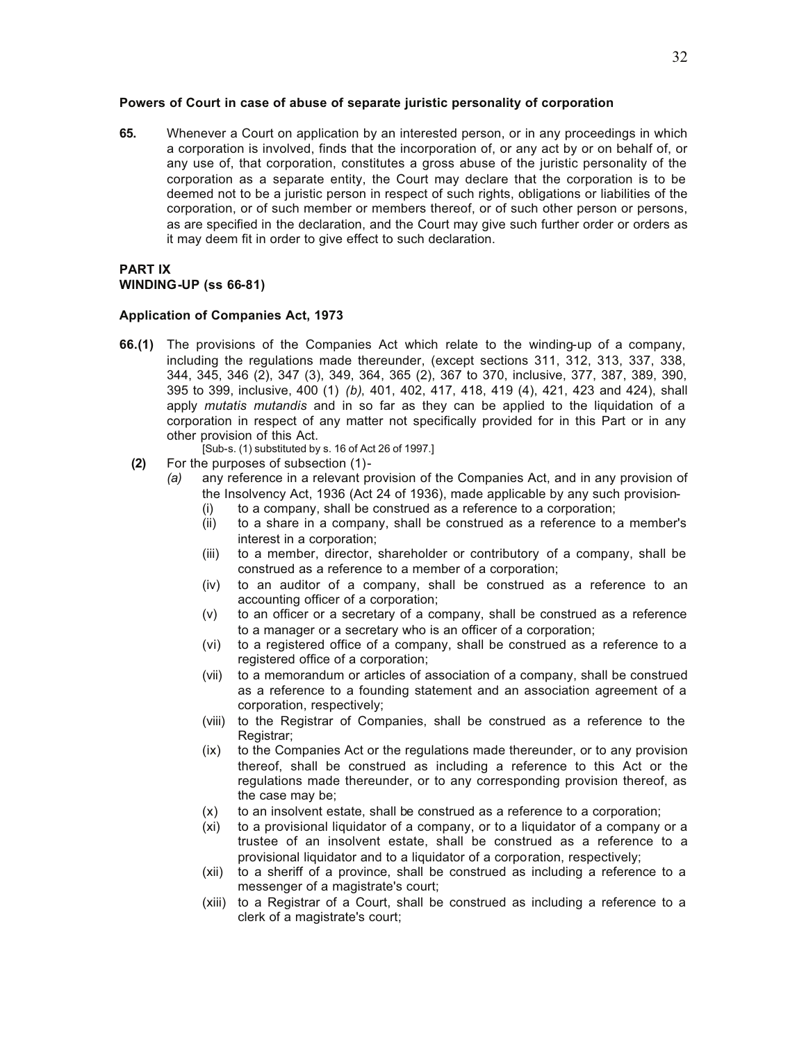**Powers of Court in case of abuse of separate juristic personality of corporation**

**65.** Whenever a Court on application by an interested person, or in any proceedings in which a corporation is involved, finds that the incorporation of, or any act by or on behalf of, or any use of, that corporation, constitutes a gross abuse of the juristic personality of the corporation as a separate entity, the Court may declare that the corporation is to be deemed not to be a juristic person in respect of such rights, obligations or liabilities of the corporation, or of such member or members thereof, or of such other person or persons, as are specified in the declaration, and the Court may give such further order or orders as it may deem fit in order to give effect to such declaration.

**PART IX**
**WINDING-UP (ss 66-81)**

**Application of Companies Act, 1973**

**66.(1)** The provisions of the Companies Act which relate to the winding-up of a company, including the regulations made thereunder, (except sections 311, 312, 313, 337, 338, 344, 345, 346 (2), 347 (3), 349, 364, 365 (2), 367 to 370, inclusive, 377, 387, 389, 390, 395 to 399, inclusive, 400 (1) *(b)*, 401, 402, 417, 418, 419 (4), 421, 423 and 424), shall apply *mutatis mutandis* and in so far as they can be applied to the liquidation of a corporation in respect of any matter not specifically provided for in this Part or in any other provision of this Act.

[Sub-s. (1) substituted by s. 16 of Act 26 of 1997.]

**(2)** For the purposes of subsection (1)-

*(a)* any reference in a relevant provision of the Companies Act, and in any provision of the Insolvency Act, 1936 (Act 24 of 1936), made applicable by any such provision-

(i) to a company, shall be construed as a reference to a corporation;

(ii) to a share in a company, shall be construed as a reference to a member's interest in a corporation;

(iii) to a member, director, shareholder or contributory of a company, shall be construed as a reference to a member of a corporation;

(iv) to an auditor of a company, shall be construed as a reference to an accounting officer of a corporation;

(v) to an officer or a secretary of a company, shall be construed as a reference to a manager or a secretary who is an officer of a corporation;

(vi) to a registered office of a company, shall be construed as a reference to a registered office of a corporation;

(vii) to a memorandum or articles of association of a company, shall be construed as a reference to a founding statement and an association agreement of a corporation, respectively;

(viii) to the Registrar of Companies, shall be construed as a reference to the Registrar;

(ix) to the Companies Act or the regulations made thereunder, or to any provision thereof, shall be construed as including a reference to this Act or the regulations made thereunder, or to any corresponding provision thereof, as the case may be;

(x) to an insolvent estate, shall be construed as a reference to a corporation;

(xi) to a provisional liquidator of a company, or to a liquidator of a company or a trustee of an insolvent estate, shall be construed as a reference to a provisional liquidator and to a liquidator of a corporation, respectively;

(xii) to a sheriff of a province, shall be construed as including a reference to a messenger of a magistrate's court;

(xiii) to a Registrar of a Court, shall be construed as including a reference to a clerk of a magistrate's court;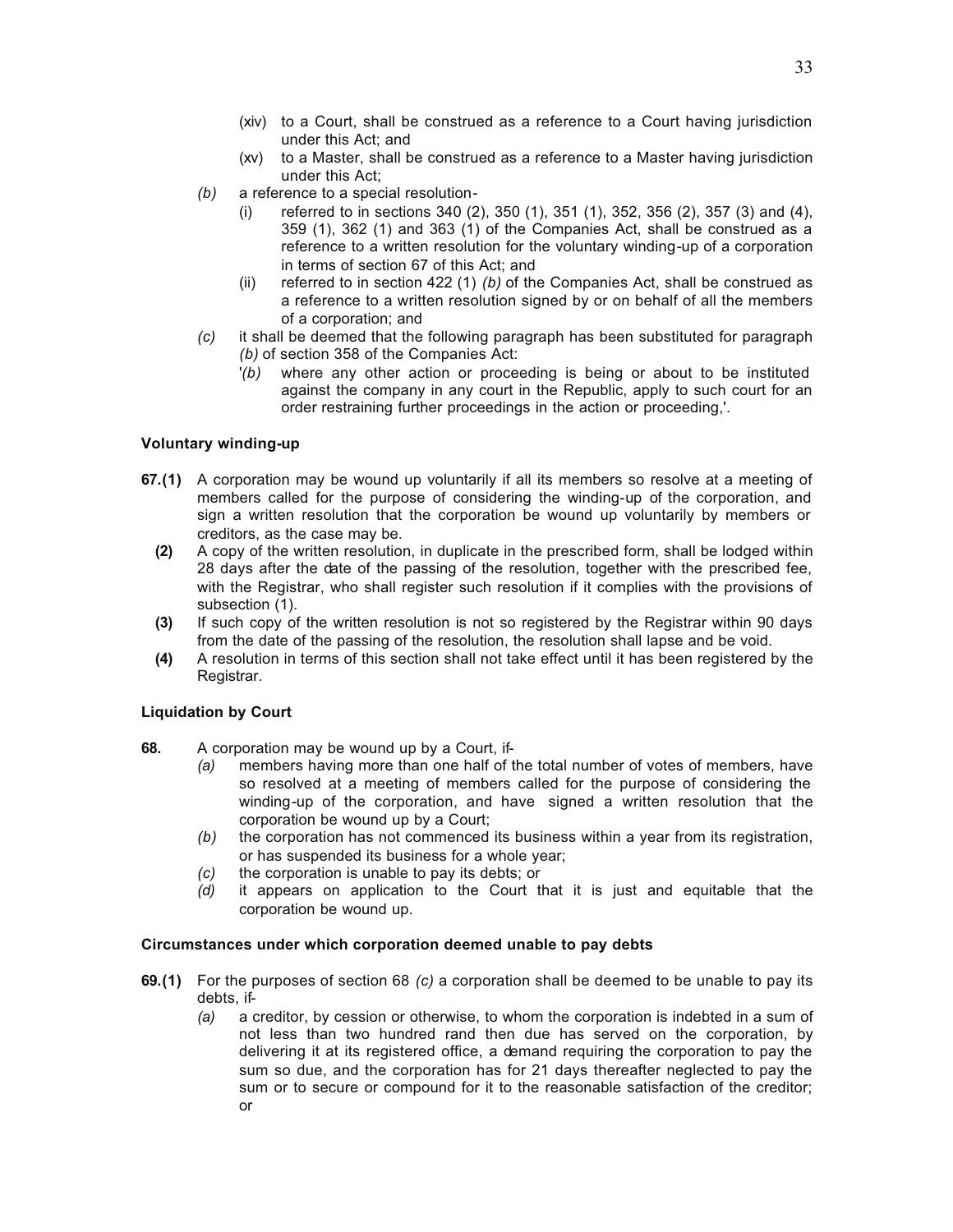(xiv) to a Court, shall be construed as a reference to a Court having jurisdiction under this Act; and

(xv) to a Master, shall be construed as a reference to a Master having jurisdiction under this Act;

*(b)* a reference to a special resolution-

(i) referred to in sections 340 (2), 350 (1), 351 (1), 352, 356 (2), 357 (3) and (4), 359 (1), 362 (1) and 363 (1) of the Companies Act, shall be construed as a reference to a written resolution for the voluntary winding-up of a corporation in terms of section 67 of this Act; and

(ii) referred to in section 422 (1) *(b)* of the Companies Act, shall be construed as a reference to a written resolution signed by or on behalf of all the members of a corporation; and

*(c)* it shall be deemed that the following paragraph has been substituted for paragraph *(b)* of section 358 of the Companies Act:

'*(b)* where any other action or proceeding is being or about to be instituted against the company in any court in the Republic, apply to such court for an order restraining further proceedings in the action or proceeding,'.

**Voluntary winding-up**

**67.(1)** A corporation may be wound up voluntarily if all its members so resolve at a meeting of members called for the purpose of considering the winding-up of the corporation, and sign a written resolution that the corporation be wound up voluntarily by members or creditors, as the case may be.

**(2)** A copy of the written resolution, in duplicate in the prescribed form, shall be lodged within 28 days after the date of the passing of the resolution, together with the prescribed fee, with the Registrar, who shall register such resolution if it complies with the provisions of subsection (1).

**(3)** If such copy of the written resolution is not so registered by the Registrar within 90 days from the date of the passing of the resolution, the resolution shall lapse and be void.

**(4)** A resolution in terms of this section shall not take effect until it has been registered by the Registrar.

**Liquidation by Court**

**68.** A corporation may be wound up by a Court, if-

*(a)* members having more than one half of the total number of votes of members, have so resolved at a meeting of members called for the purpose of considering the winding-up of the corporation, and have signed a written resolution that the corporation be wound up by a Court;

*(b)* the corporation has not commenced its business within a year from its registration, or has suspended its business for a whole year;

*(c)* the corporation is unable to pay its debts; or

*(d)* it appears on application to the Court that it is just and equitable that the corporation be wound up.

**Circumstances under which corporation deemed unable to pay debts**

**69.(1)** For the purposes of section 68 *(c)* a corporation shall be deemed to be unable to pay its debts, if-

*(a)* a creditor, by cession or otherwise, to whom the corporation is indebted in a sum of not less than two hundred rand then due has served on the corporation, by delivering it at its registered office, a demand requiring the corporation to pay the sum so due, and the corporation has for 21 days thereafter neglected to pay the sum or to secure or compound for it to the reasonable satisfaction of the creditor; or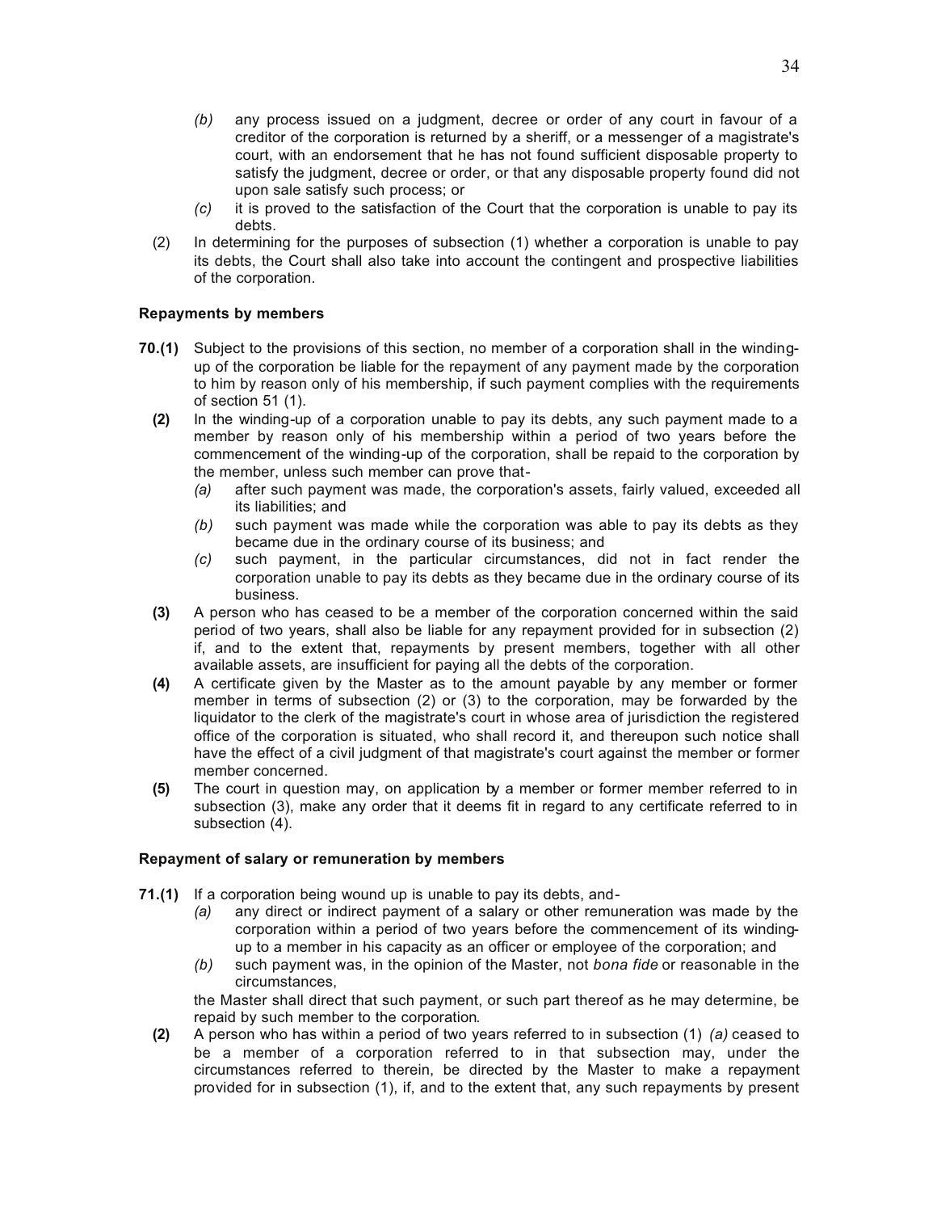- *(b)* any process issued on a judgment, decree or order of any court in favour of a creditor of the corporation is returned by a sheriff, or a messenger of a magistrate's court, with an endorsement that he has not found sufficient disposable property to satisfy the judgment, decree or order, or that any disposable property found did not upon sale satisfy such process; or
- *(c)* it is proved to the satisfaction of the Court that the corporation is unable to pay its debts.

(2) In determining for the purposes of subsection (1) whether a corporation is unable to pay its debts, the Court shall also take into account the contingent and prospective liabilities of the corporation.

**Repayments by members**

**70.(1)** Subject to the provisions of this section, no member of a corporation shall in the winding-up of the corporation be liable for the repayment of any payment made by the corporation to him by reason only of his membership, if such payment complies with the requirements of section 51 (1).

**(2)** In the winding-up of a corporation unable to pay its debts, any such payment made to a member by reason only of his membership within a period of two years before the commencement of the winding-up of the corporation, shall be repaid to the corporation by the member, unless such member can prove that-

- *(a)* after such payment was made, the corporation's assets, fairly valued, exceeded all its liabilities; and
- *(b)* such payment was made while the corporation was able to pay its debts as they became due in the ordinary course of its business; and
- *(c)* such payment, in the particular circumstances, did not in fact render the corporation unable to pay its debts as they became due in the ordinary course of its business.

**(3)** A person who has ceased to be a member of the corporation concerned within the said period of two years, shall also be liable for any repayment provided for in subsection (2) if, and to the extent that, repayments by present members, together with all other available assets, are insufficient for paying all the debts of the corporation.

**(4)** A certificate given by the Master as to the amount payable by any member or former member in terms of subsection (2) or (3) to the corporation, may be forwarded by the liquidator to the clerk of the magistrate's court in whose area of jurisdiction the registered office of the corporation is situated, who shall record it, and thereupon such notice shall have the effect of a civil judgment of that magistrate's court against the member or former member concerned.

**(5)** The court in question may, on application by a member or former member referred to in subsection (3), make any order that it deems fit in regard to any certificate referred to in subsection (4).

**Repayment of salary or remuneration by members**

**71.(1)** If a corporation being wound up is unable to pay its debts, and-

- *(a)* any direct or indirect payment of a salary or other remuneration was made by the corporation within a period of two years before the commencement of its winding-up to a member in his capacity as an officer or employee of the corporation; and
- *(b)* such payment was, in the opinion of the Master, not *bona fide* or reasonable in the circumstances,

the Master shall direct that such payment, or such part thereof as he may determine, be repaid by such member to the corporation.

**(2)** A person who has within a period of two years referred to in subsection (1) *(a)* ceased to be a member of a corporation referred to in that subsection may, under the circumstances referred to therein, be directed by the Master to make a repayment provided for in subsection (1), if, and to the extent that, any such repayments by present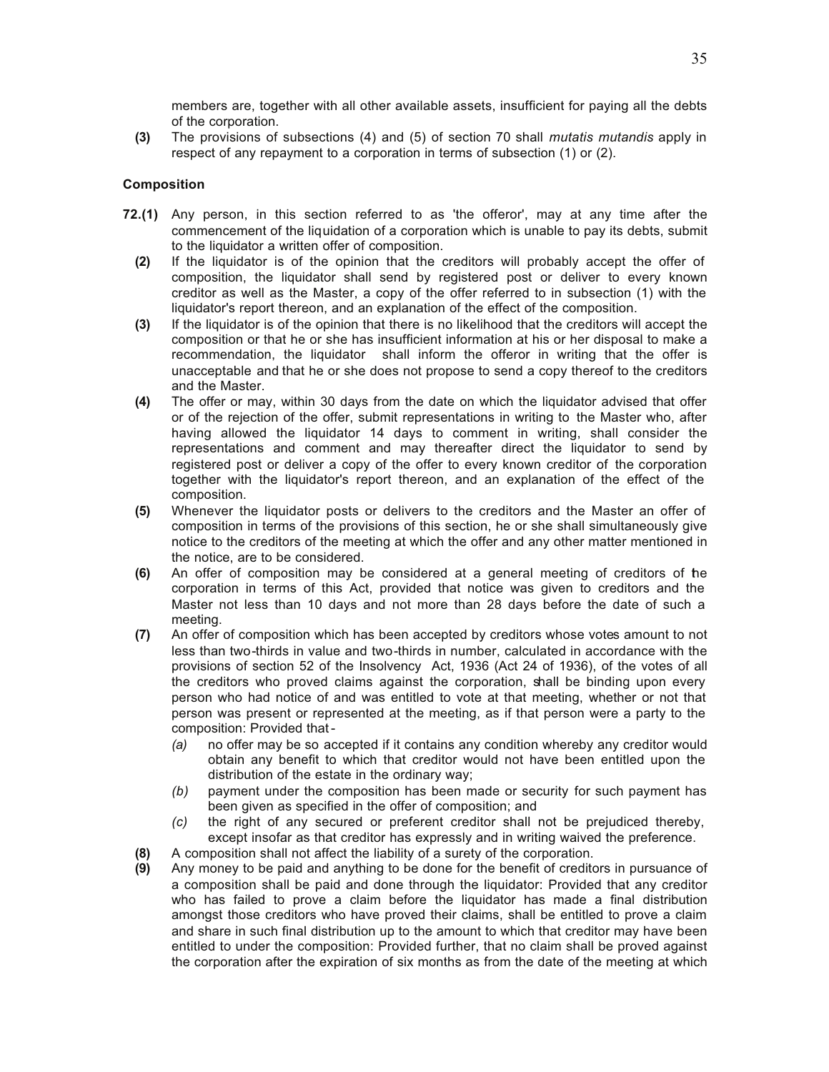members are, together with all other available assets, insufficient for paying all the debts of the corporation.

**(3)** The provisions of subsections (4) and (5) of section 70 shall *mutatis mutandis* apply in respect of any repayment to a corporation in terms of subsection (1) or (2).

**Composition**

**72.(1)** Any person, in this section referred to as 'the offeror', may at any time after the commencement of the liquidation of a corporation which is unable to pay its debts, submit to the liquidator a written offer of composition.

**(2)** If the liquidator is of the opinion that the creditors will probably accept the offer of composition, the liquidator shall send by registered post or deliver to every known creditor as well as the Master, a copy of the offer referred to in subsection (1) with the liquidator's report thereon, and an explanation of the effect of the composition.

**(3)** If the liquidator is of the opinion that there is no likelihood that the creditors will accept the composition or that he or she has insufficient information at his or her disposal to make a recommendation, the liquidator shall inform the offeror in writing that the offer is unacceptable and that he or she does not propose to send a copy thereof to the creditors and the Master.

**(4)** The offer or may, within 30 days from the date on which the liquidator advised that offer or of the rejection of the offer, submit representations in writing to the Master who, after having allowed the liquidator 14 days to comment in writing, shall consider the representations and comment and may thereafter direct the liquidator to send by registered post or deliver a copy of the offer to every known creditor of the corporation together with the liquidator's report thereon, and an explanation of the effect of the composition.

**(5)** Whenever the liquidator posts or delivers to the creditors and the Master an offer of composition in terms of the provisions of this section, he or she shall simultaneously give notice to the creditors of the meeting at which the offer and any other matter mentioned in the notice, are to be considered.

**(6)** An offer of composition may be considered at a general meeting of creditors of the corporation in terms of this Act, provided that notice was given to creditors and the Master not less than 10 days and not more than 28 days before the date of such a meeting.

**(7)** An offer of composition which has been accepted by creditors whose votes amount to not less than two-thirds in value and two-thirds in number, calculated in accordance with the provisions of section 52 of the Insolvency Act, 1936 (Act 24 of 1936), of the votes of all the creditors who proved claims against the corporation, shall be binding upon every person who had notice of and was entitled to vote at that meeting, whether or not that person was present or represented at the meeting, as if that person were a party to the composition: Provided that -

*(a)* no offer may be so accepted if it contains any condition whereby any creditor would obtain any benefit to which that creditor would not have been entitled upon the distribution of the estate in the ordinary way;

*(b)* payment under the composition has been made or security for such payment has been given as specified in the offer of composition; and

*(c)* the right of any secured or preferent creditor shall not be prejudiced thereby, except insofar as that creditor has expressly and in writing waived the preference.

**(8)** A composition shall not affect the liability of a surety of the corporation.

**(9)** Any money to be paid and anything to be done for the benefit of creditors in pursuance of a composition shall be paid and done through the liquidator: Provided that any creditor who has failed to prove a claim before the liquidator has made a final distribution amongst those creditors who have proved their claims, shall be entitled to prove a claim and share in such final distribution up to the amount to which that creditor may have been entitled to under the composition: Provided further, that no claim shall be proved against the corporation after the expiration of six months as from the date of the meeting at which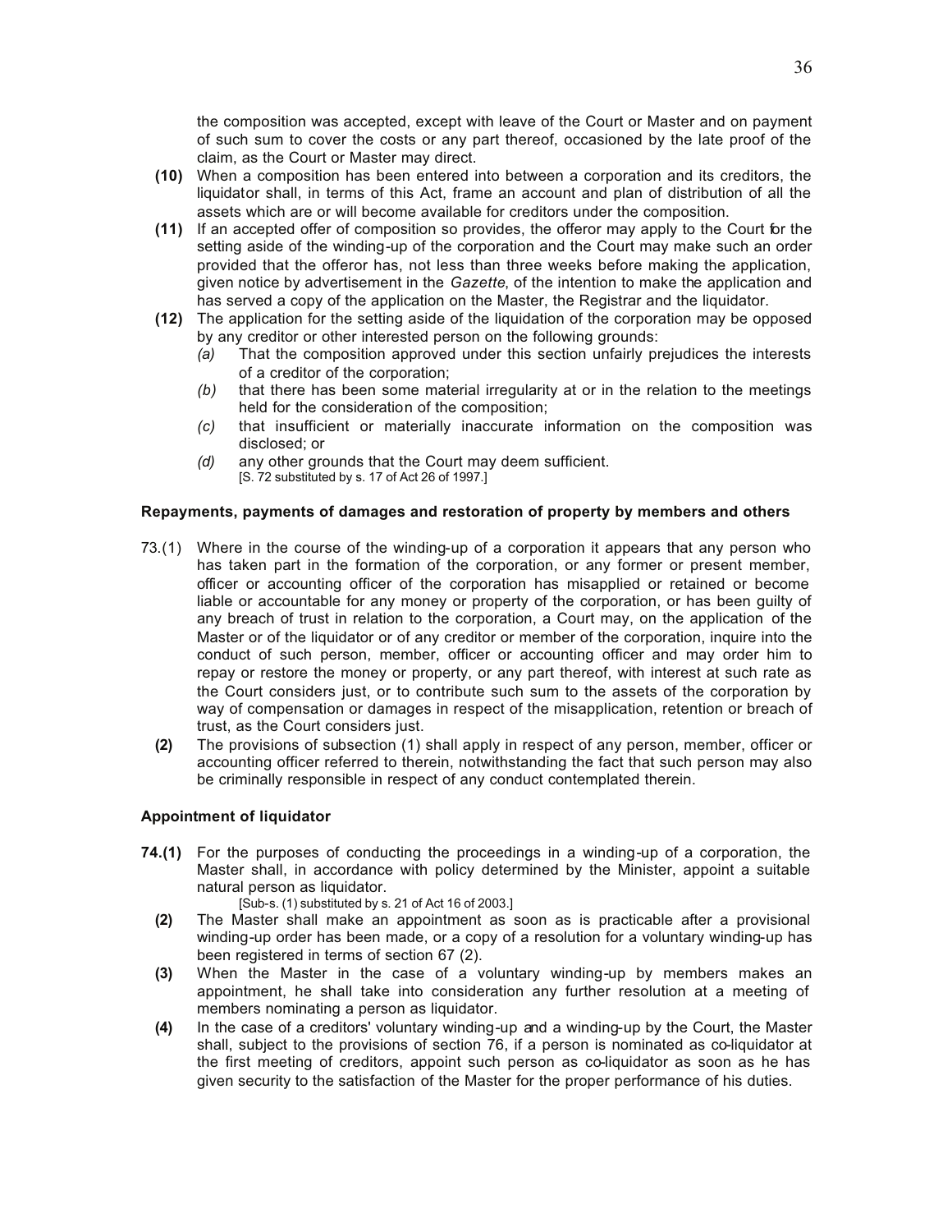the composition was accepted, except with leave of the Court or Master and on payment of such sum to cover the costs or any part thereof, occasioned by the late proof of the claim, as the Court or Master may direct.

**(10)** When a composition has been entered into between a corporation and its creditors, the liquidator shall, in terms of this Act, frame an account and plan of distribution of all the assets which are or will become available for creditors under the composition.

**(11)** If an accepted offer of composition so provides, the offeror may apply to the Court for the setting aside of the winding-up of the corporation and the Court may make such an order provided that the offeror has, not less than three weeks before making the application, given notice by advertisement in the *Gazette*, of the intention to make the application and has served a copy of the application on the Master, the Registrar and the liquidator.

**(12)** The application for the setting aside of the liquidation of the corporation may be opposed by any creditor or other interested person on the following grounds:

*(a)* That the composition approved under this section unfairly prejudices the interests of a creditor of the corporation;

*(b)* that there has been some material irregularity at or in the relation to the meetings held for the consideration of the composition;

*(c)* that insufficient or materially inaccurate information on the composition was disclosed; or

*(d)* any other grounds that the Court may deem sufficient.
[S. 72 substituted by s. 17 of Act 26 of 1997.]

**Repayments, payments of damages and restoration of property by members and others**

73.(1) Where in the course of the winding-up of a corporation it appears that any person who has taken part in the formation of the corporation, or any former or present member, officer or accounting officer of the corporation has misapplied or retained or become liable or accountable for any money or property of the corporation, or has been guilty of any breach of trust in relation to the corporation, a Court may, on the application of the Master or of the liquidator or of any creditor or member of the corporation, inquire into the conduct of such person, member, officer or accounting officer and may order him to repay or restore the money or property, or any part thereof, with interest at such rate as the Court considers just, or to contribute such sum to the assets of the corporation by way of compensation or damages in respect of the misapplication, retention or breach of trust, as the Court considers just.

**(2)** The provisions of subsection (1) shall apply in respect of any person, member, officer or accounting officer referred to therein, notwithstanding the fact that such person may also be criminally responsible in respect of any conduct contemplated therein.

**Appointment of liquidator**

**74.(1)** For the purposes of conducting the proceedings in a winding-up of a corporation, the Master shall, in accordance with policy determined by the Minister, appoint a suitable natural person as liquidator.
[Sub-s. (1) substituted by s. 21 of Act 16 of 2003.]

**(2)** The Master shall make an appointment as soon as is practicable after a provisional winding-up order has been made, or a copy of a resolution for a voluntary winding-up has been registered in terms of section 67 (2).

**(3)** When the Master in the case of a voluntary winding-up by members makes an appointment, he shall take into consideration any further resolution at a meeting of members nominating a person as liquidator.

**(4)** In the case of a creditors' voluntary winding-up and a winding-up by the Court, the Master shall, subject to the provisions of section 76, if a person is nominated as co-liquidator at the first meeting of creditors, appoint such person as co-liquidator as soon as he has given security to the satisfaction of the Master for the proper performance of his duties.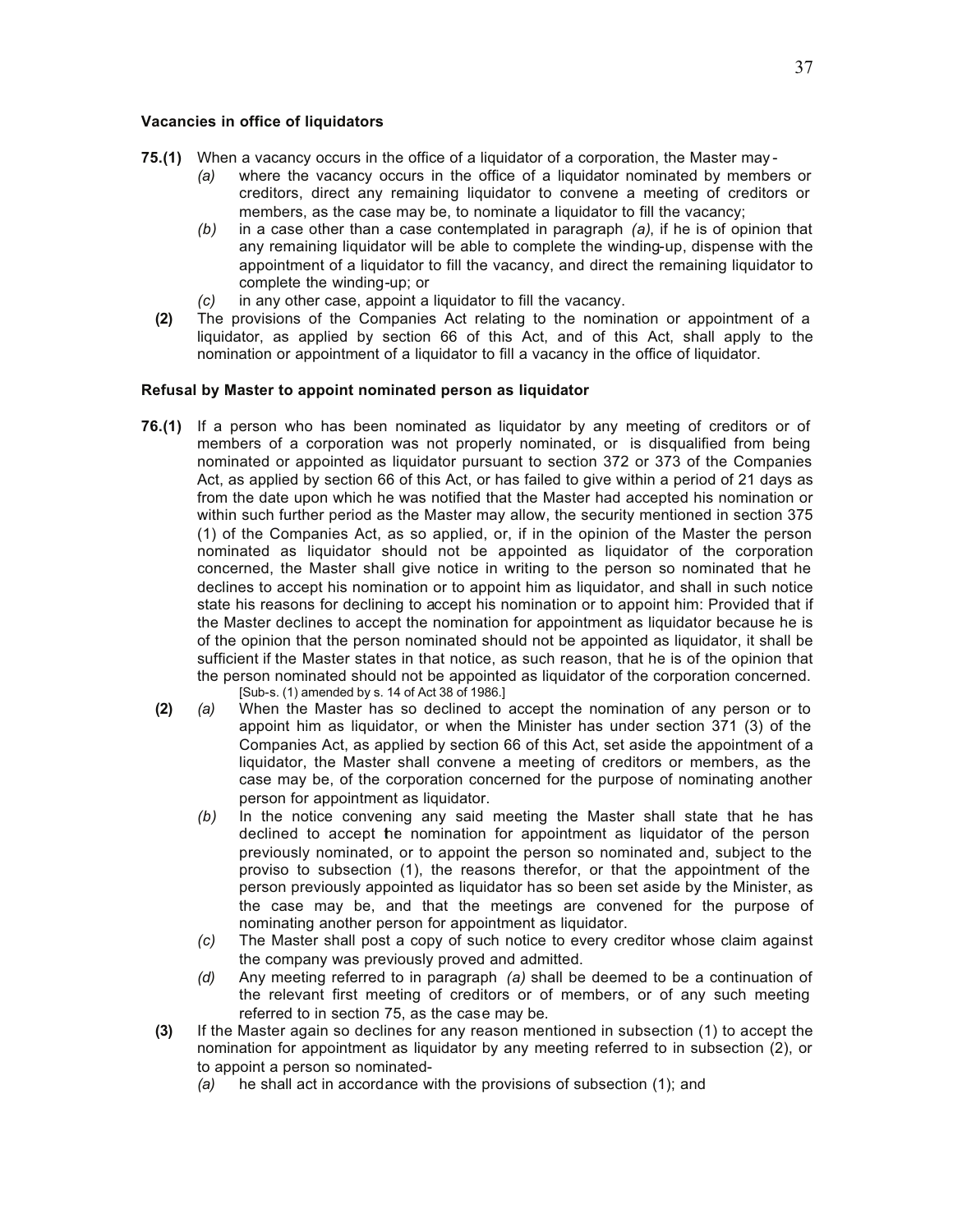### Vacancies in office of liquidators

**75.(1)** When a vacancy occurs in the office of a liquidator of a corporation, the Master may-

*(a)* where the vacancy occurs in the office of a liquidator nominated by members or creditors, direct any remaining liquidator to convene a meeting of creditors or members, as the case may be, to nominate a liquidator to fill the vacancy;

*(b)* in a case other than a case contemplated in paragraph *(a)*, if he is of opinion that any remaining liquidator will be able to complete the winding-up, dispense with the appointment of a liquidator to fill the vacancy, and direct the remaining liquidator to complete the winding-up; or

*(c)* in any other case, appoint a liquidator to fill the vacancy.

**(2)** The provisions of the Companies Act relating to the nomination or appointment of a liquidator, as applied by section 66 of this Act, and of this Act, shall apply to the nomination or appointment of a liquidator to fill a vacancy in the office of liquidator.

### Refusal by Master to appoint nominated person as liquidator

**76.(1)** If a person who has been nominated as liquidator by any meeting of creditors or of members of a corporation was not properly nominated, or is disqualified from being nominated or appointed as liquidator pursuant to section 372 or 373 of the Companies Act, as applied by section 66 of this Act, or has failed to give within a period of 21 days as from the date upon which he was notified that the Master had accepted his nomination or within such further period as the Master may allow, the security mentioned in section 375 (1) of the Companies Act, as so applied, or, if in the opinion of the Master the person nominated as liquidator should not be appointed as liquidator of the corporation concerned, the Master shall give notice in writing to the person so nominated that he declines to accept his nomination or to appoint him as liquidator, and shall in such notice state his reasons for declining to accept his nomination or to appoint him: Provided that if the Master declines to accept the nomination for appointment as liquidator because he is of the opinion that the person nominated should not be appointed as liquidator, it shall be sufficient if the Master states in that notice, as such reason, that he is of the opinion that the person nominated should not be appointed as liquidator of the corporation concerned.
[Sub-s. (1) amended by s. 14 of Act 38 of 1986.]

**(2)** *(a)* When the Master has so declined to accept the nomination of any person or to appoint him as liquidator, or when the Minister has under section 371 (3) of the Companies Act, as applied by section 66 of this Act, set aside the appointment of a liquidator, the Master shall convene a meeting of creditors or members, as the case may be, of the corporation concerned for the purpose of nominating another person for appointment as liquidator.

*(b)* In the notice convening any said meeting the Master shall state that he has declined to accept the nomination for appointment as liquidator of the person previously nominated, or to appoint the person so nominated and, subject to the proviso to subsection (1), the reasons therefor, or that the appointment of the person previously appointed as liquidator has so been set aside by the Minister, as the case may be, and that the meetings are convened for the purpose of nominating another person for appointment as liquidator.

*(c)* The Master shall post a copy of such notice to every creditor whose claim against the company was previously proved and admitted.

*(d)* Any meeting referred to in paragraph *(a)* shall be deemed to be a continuation of the relevant first meeting of creditors or of members, or of any such meeting referred to in section 75, as the case may be.

**(3)** If the Master again so declines for any reason mentioned in subsection (1) to accept the nomination for appointment as liquidator by any meeting referred to in subsection (2), or to appoint a person so nominated-

*(a)* he shall act in accordance with the provisions of subsection (1); and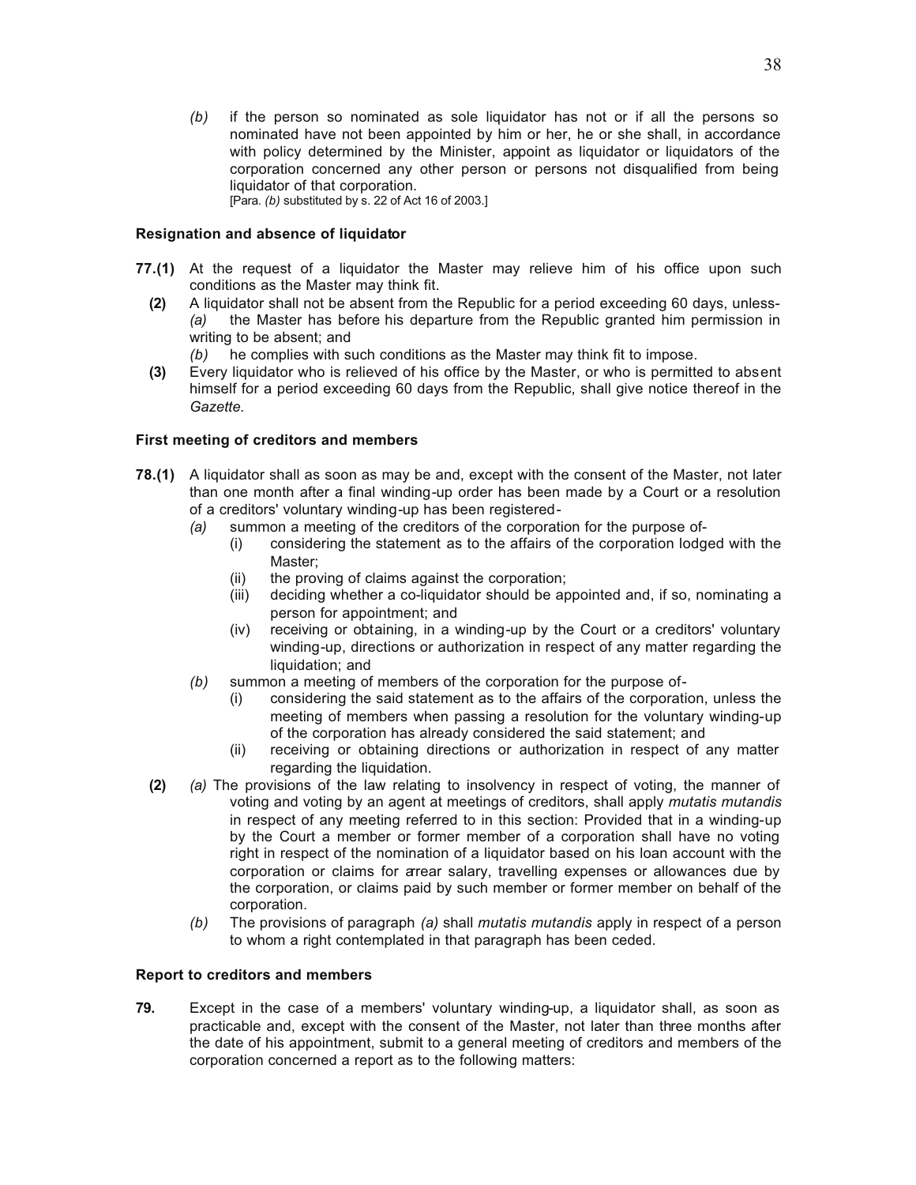*(b)* if the person so nominated as sole liquidator has not or if all the persons so nominated have not been appointed by him or her, he or she shall, in accordance with policy determined by the Minister, appoint as liquidator or liquidators of the corporation concerned any other person or persons not disqualified from being liquidator of that corporation.
[Para. *(b)* substituted by s. 22 of Act 16 of 2003.]

**Resignation and absence of liquidator**

**77.(1)** At the request of a liquidator the Master may relieve him of his office upon such conditions as the Master may think fit.

**(2)** A liquidator shall not be absent from the Republic for a period exceeding 60 days, unless-
*(a)* the Master has before his departure from the Republic granted him permission in writing to be absent; and
*(b)* he complies with such conditions as the Master may think fit to impose.

**(3)** Every liquidator who is relieved of his office by the Master, or who is permitted to absent himself for a period exceeding 60 days from the Republic, shall give notice thereof in the *Gazette.*

**First meeting of creditors and members**

**78.(1)** A liquidator shall as soon as may be and, except with the consent of the Master, not later than one month after a final winding-up order has been made by a Court or a resolution of a creditors' voluntary winding-up has been registered-

*(a)* summon a meeting of the creditors of the corporation for the purpose of-
(i) considering the statement as to the affairs of the corporation lodged with the Master;
(ii) the proving of claims against the corporation;
(iii) deciding whether a co-liquidator should be appointed and, if so, nominating a person for appointment; and
(iv) receiving or obtaining, in a winding-up by the Court or a creditors' voluntary winding-up, directions or authorization in respect of any matter regarding the liquidation; and

*(b)* summon a meeting of members of the corporation for the purpose of-
(i) considering the said statement as to the affairs of the corporation, unless the meeting of members when passing a resolution for the voluntary winding-up of the corporation has already considered the said statement; and
(ii) receiving or obtaining directions or authorization in respect of any matter regarding the liquidation.

**(2)** *(a)* The provisions of the law relating to insolvency in respect of voting, the manner of voting and voting by an agent at meetings of creditors, shall apply *mutatis mutandis* in respect of any meeting referred to in this section: Provided that in a winding-up by the Court a member or former member of a corporation shall have no voting right in respect of the nomination of a liquidator based on his loan account with the corporation or claims for arrear salary, travelling expenses or allowances due by the corporation, or claims paid by such member or former member on behalf of the corporation.

*(b)* The provisions of paragraph *(a)* shall *mutatis mutandis* apply in respect of a person to whom a right contemplated in that paragraph has been ceded.

**Report to creditors and members**

**79.** Except in the case of a members' voluntary winding-up, a liquidator shall, as soon as practicable and, except with the consent of the Master, not later than three months after the date of his appointment, submit to a general meeting of creditors and members of the corporation concerned a report as to the following matters: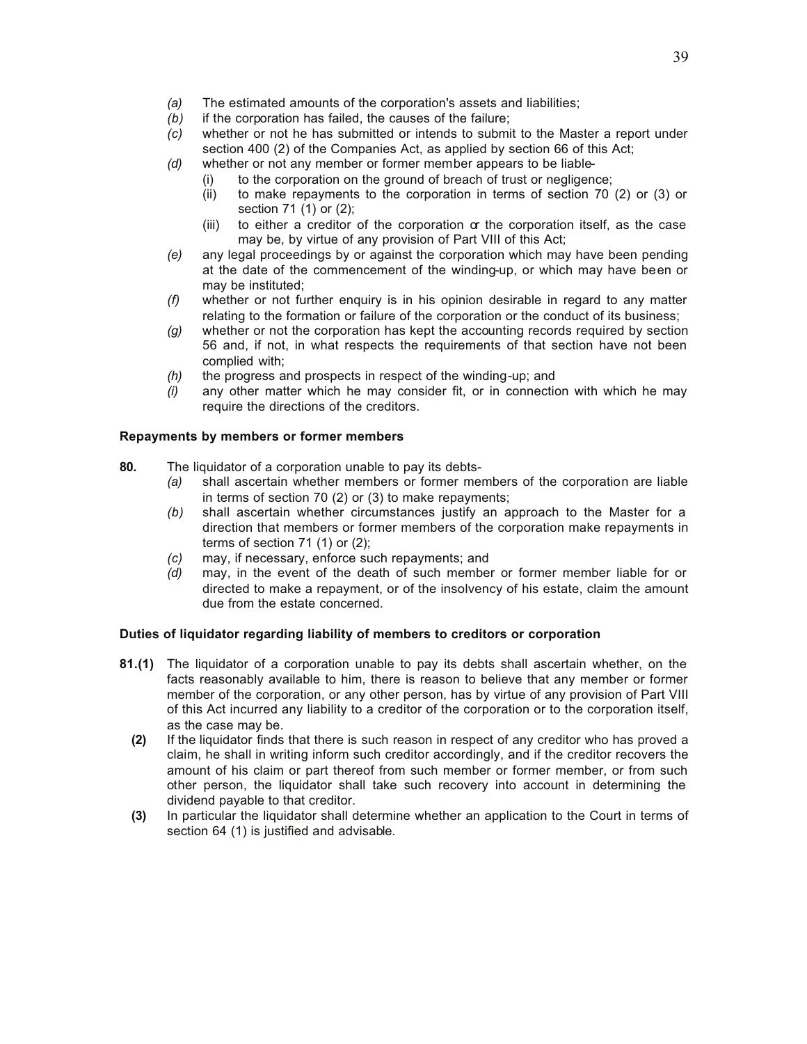*(a)* The estimated amounts of the corporation's assets and liabilities;

*(b)* if the corporation has failed, the causes of the failure;

*(c)* whether or not he has submitted or intends to submit to the Master a report under section 400 (2) of the Companies Act, as applied by section 66 of this Act;

*(d)* whether or not any member or former member appears to be liable-

(i) to the corporation on the ground of breach of trust or negligence;

(ii) to make repayments to the corporation in terms of section 70 (2) or (3) or section 71 (1) or (2);

(iii) to either a creditor of the corporation or the corporation itself, as the case may be, by virtue of any provision of Part VIII of this Act;

*(e)* any legal proceedings by or against the corporation which may have been pending at the date of the commencement of the winding-up, or which may have been or may be instituted;

*(f)* whether or not further enquiry is in his opinion desirable in regard to any matter relating to the formation or failure of the corporation or the conduct of its business;

*(g)* whether or not the corporation has kept the accounting records required by section 56 and, if not, in what respects the requirements of that section have not been complied with;

*(h)* the progress and prospects in respect of the winding-up; and

*(i)* any other matter which he may consider fit, or in connection with which he may require the directions of the creditors.

**Repayments by members or former members**

**80.** The liquidator of a corporation unable to pay its debts-

*(a)* shall ascertain whether members or former members of the corporation are liable in terms of section 70 (2) or (3) to make repayments;

*(b)* shall ascertain whether circumstances justify an approach to the Master for a direction that members or former members of the corporation make repayments in terms of section 71 (1) or (2);

*(c)* may, if necessary, enforce such repayments; and

*(d)* may, in the event of the death of such member or former member liable for or directed to make a repayment, or of the insolvency of his estate, claim the amount due from the estate concerned.

**Duties of liquidator regarding liability of members to creditors or corporation**

**81.(1)** The liquidator of a corporation unable to pay its debts shall ascertain whether, on the facts reasonably available to him, there is reason to believe that any member or former member of the corporation, or any other person, has by virtue of any provision of Part VIII of this Act incurred any liability to a creditor of the corporation or to the corporation itself, as the case may be.

**(2)** If the liquidator finds that there is such reason in respect of any creditor who has proved a claim, he shall in writing inform such creditor accordingly, and if the creditor recovers the amount of his claim or part thereof from such member or former member, or from such other person, the liquidator shall take such recovery into account in determining the dividend payable to that creditor.

**(3)** In particular the liquidator shall determine whether an application to the Court in terms of section 64 (1) is justified and advisable.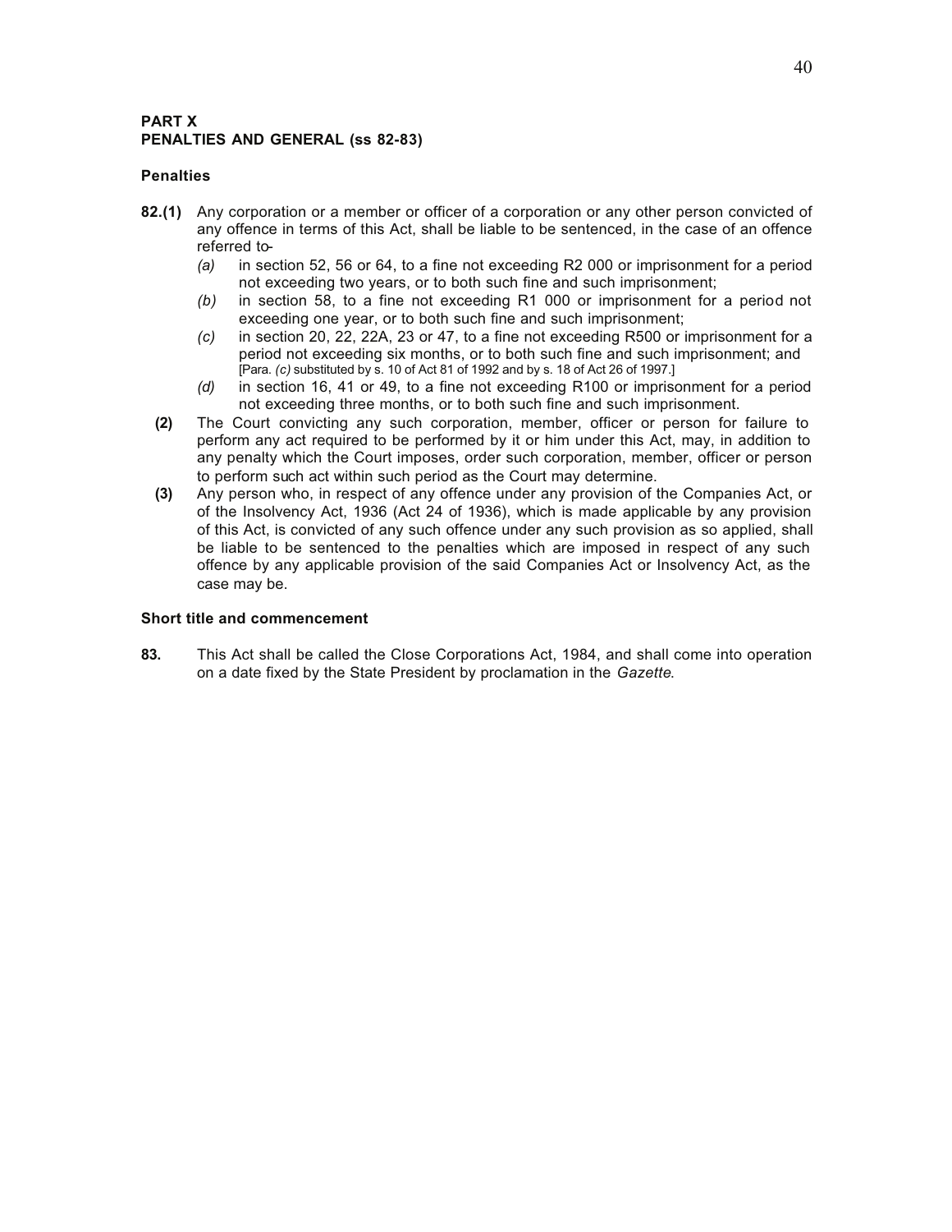**PART X**
**PENALTIES AND GENERAL (ss 82-83)**

**Penalties**

**82.(1)** Any corporation or a member or officer of a corporation or any other person convicted of any offence in terms of this Act, shall be liable to be sentenced, in the case of an offence referred to-

*(a)* in section 52, 56 or 64, to a fine not exceeding R2 000 or imprisonment for a period not exceeding two years, or to both such fine and such imprisonment;

*(b)* in section 58, to a fine not exceeding R1 000 or imprisonment for a period not exceeding one year, or to both such fine and such imprisonment;

*(c)* in section 20, 22, 22A, 23 or 47, to a fine not exceeding R500 or imprisonment for a period not exceeding six months, or to both such fine and such imprisonment; and
[Para. *(c)* substituted by s. 10 of Act 81 of 1992 and by s. 18 of Act 26 of 1997.]

*(d)* in section 16, 41 or 49, to a fine not exceeding R100 or imprisonment for a period not exceeding three months, or to both such fine and such imprisonment.

**(2)** The Court convicting any such corporation, member, officer or person for failure to perform any act required to be performed by it or him under this Act, may, in addition to any penalty which the Court imposes, order such corporation, member, officer or person to perform such act within such period as the Court may determine.

**(3)** Any person who, in respect of any offence under any provision of the Companies Act, or of the Insolvency Act, 1936 (Act 24 of 1936), which is made applicable by any provision of this Act, is convicted of any such offence under any such provision as so applied, shall be liable to be sentenced to the penalties which are imposed in respect of any such offence by any applicable provision of the said Companies Act or Insolvency Act, as the case may be.

**Short title and commencement**

**83.** This Act shall be called the Close Corporations Act, 1984, and shall come into operation on a date fixed by the State President by proclamation in the *Gazette*.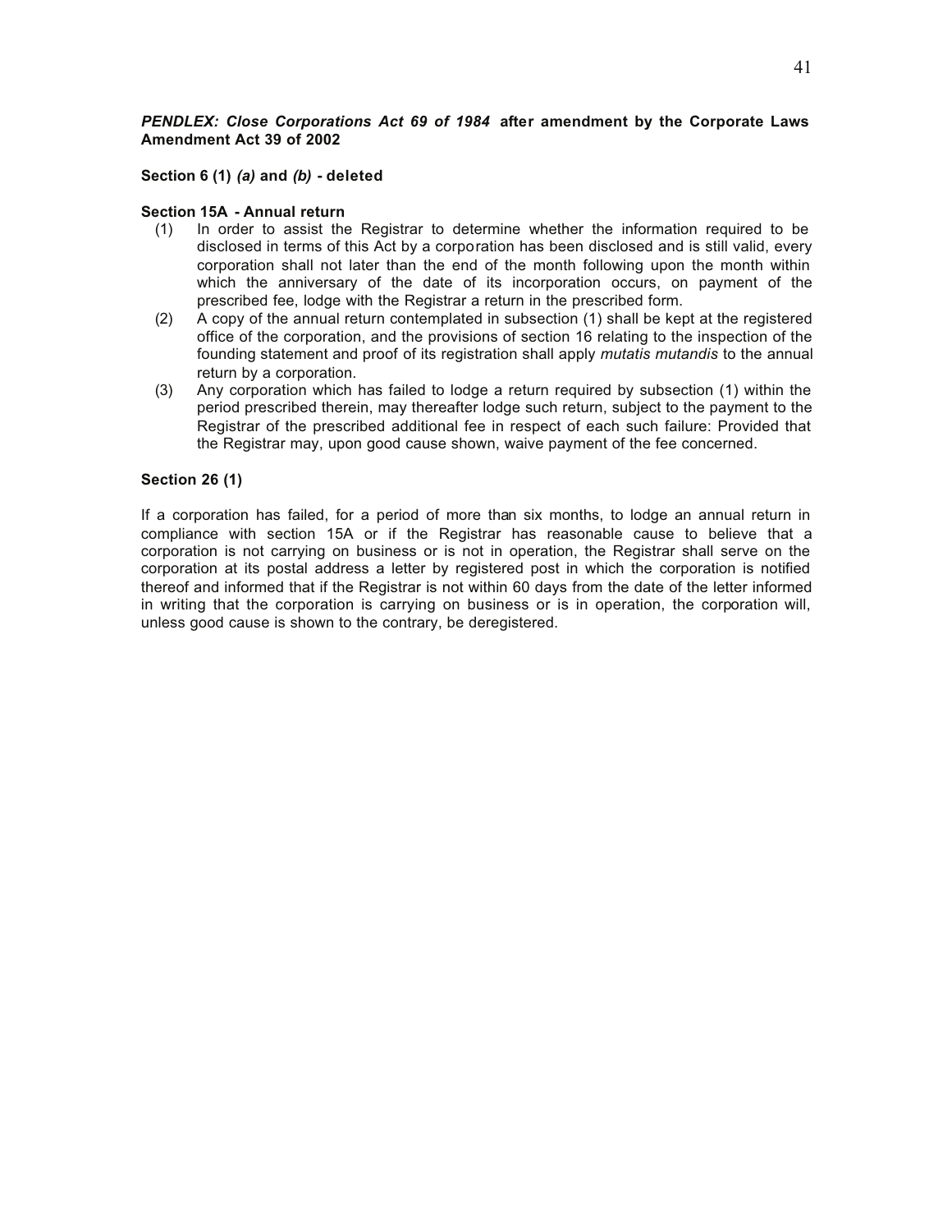***PENDLEX: Close Corporations Act 69 of 1984* after amendment by the Corporate Laws Amendment Act 39 of 2002**

**Section 6 (1) *(a)* and *(b)* - deleted**

**Section 15A - Annual return**

(1) In order to assist the Registrar to determine whether the information required to be disclosed in terms of this Act by a corporation has been disclosed and is still valid, every corporation shall not later than the end of the month following upon the month within which the anniversary of the date of its incorporation occurs, on payment of the prescribed fee, lodge with the Registrar a return in the prescribed form.

(2) A copy of the annual return contemplated in subsection (1) shall be kept at the registered office of the corporation, and the provisions of section 16 relating to the inspection of the founding statement and proof of its registration shall apply *mutatis mutandis* to the annual return by a corporation.

(3) Any corporation which has failed to lodge a return required by subsection (1) within the period prescribed therein, may thereafter lodge such return, subject to the payment to the Registrar of the prescribed additional fee in respect of each such failure: Provided that the Registrar may, upon good cause shown, waive payment of the fee concerned.

**Section 26 (1)**

If a corporation has failed, for a period of more than six months, to lodge an annual return in compliance with section 15A or if the Registrar has reasonable cause to believe that a corporation is not carrying on business or is not in operation, the Registrar shall serve on the corporation at its postal address a letter by registered post in which the corporation is notified thereof and informed that if the Registrar is not within 60 days from the date of the letter informed in writing that the corporation is carrying on business or is in operation, the corporation will, unless good cause is shown to the contrary, be deregistered.